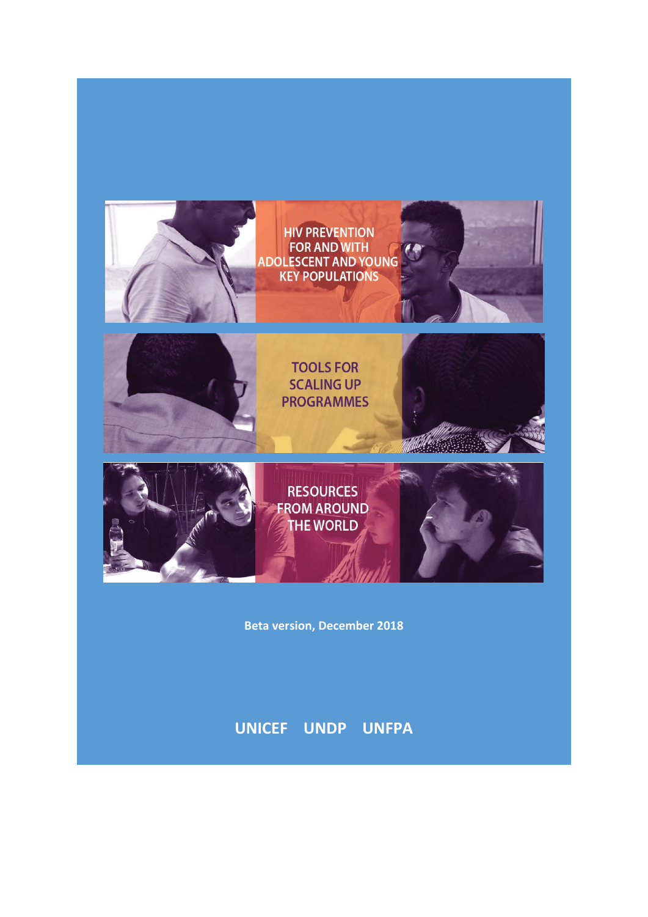# HIV PREVENTION FOR AND WITH ADOLESCENT AND YOUNG KEY POPULATIONS

## TOOLS FOR SCALING UP PROGRAMMES

## RESOURCES FROM AROUND THE WORLD

**Beta version, December 2018**

**UNICEF UNDP UNFPA**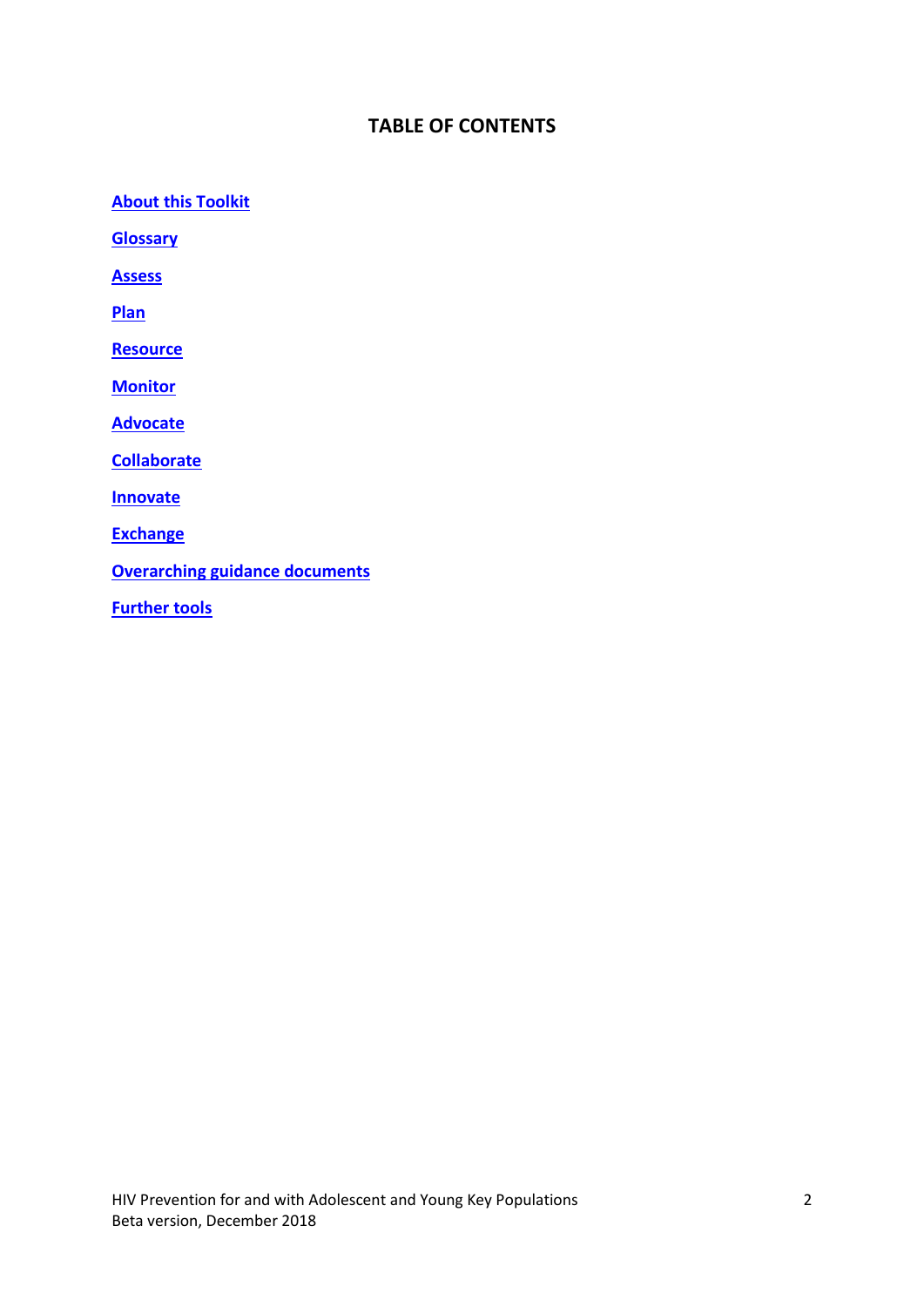# TABLE OF CONTENTS

**About this Toolkit**

**Glossary**

**Assess**

**Plan**

**Resource**

**Monitor**

**Advocate**

**Collaborate**

**Innovate**

**Exchange**

**Overarching guidance documents**

**Further tools**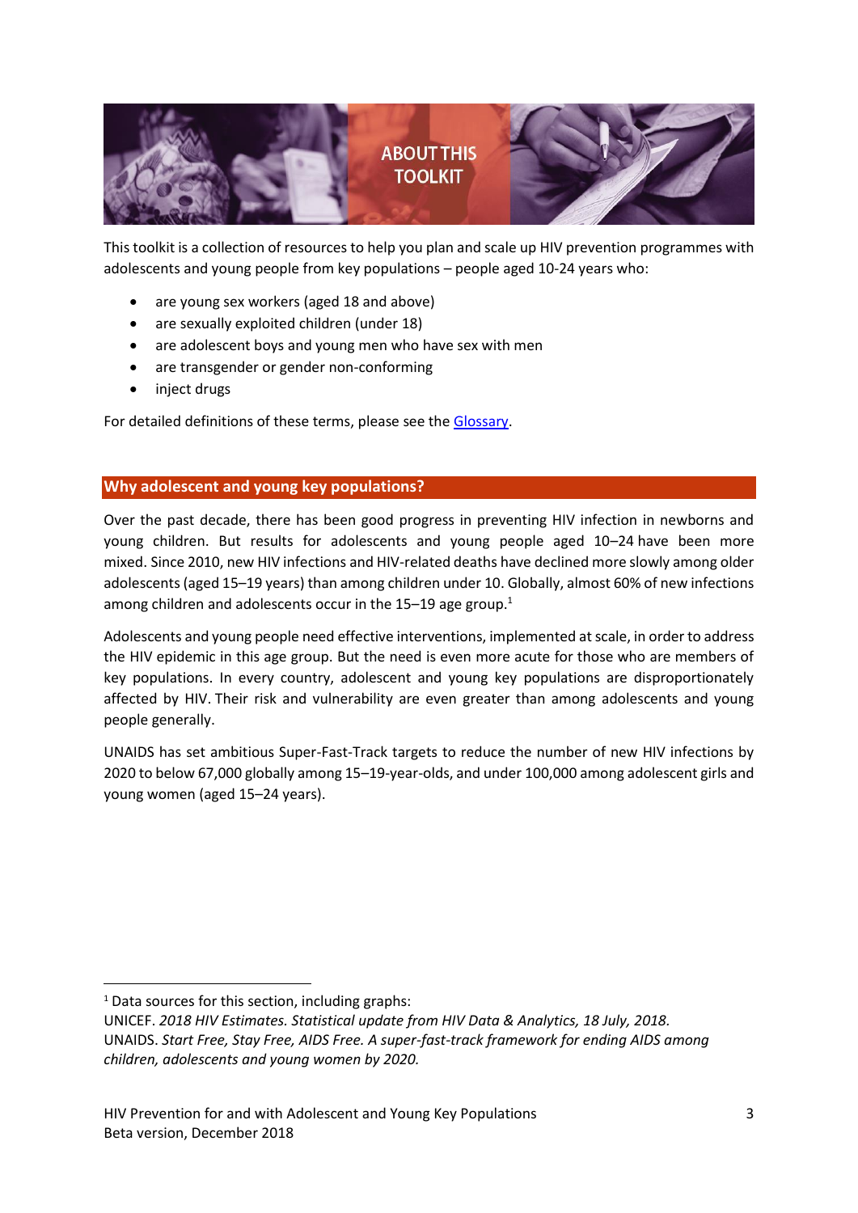# ABOUT THIS TOOLKIT

This toolkit is a collection of resources to help you plan and scale up HIV prevention programmes with adolescents and young people from key populations – people aged 10-24 years who:

- are young sex workers (aged 18 and above)
- are sexually exploited children (under 18)
- are adolescent boys and young men who have sex with men
- are transgender or gender non-conforming
- inject drugs

For detailed definitions of these terms, please see the Glossary.

## Why adolescent and young key populations?

Over the past decade, there has been good progress in preventing HIV infection in newborns and young children. But results for adolescents and young people aged 10–24 have been more mixed. Since 2010, new HIV infections and HIV-related deaths have declined more slowly among older adolescents (aged 15–19 years) than among children under 10. Globally, almost 60% of new infections among children and adolescents occur in the 15–19 age group.[1]

Adolescents and young people need effective interventions, implemented at scale, in order to address the HIV epidemic in this age group. But the need is even more acute for those who are members of key populations. In every country, adolescent and young key populations are disproportionately affected by HIV. Their risk and vulnerability are even greater than among adolescents and young people generally.

UNAIDS has set ambitious Super-Fast-Track targets to reduce the number of new HIV infections by 2020 to below 67,000 globally among 15–19-year-olds, and under 100,000 among adolescent girls and young women (aged 15–24 years).

---

[1] Data sources for this section, including graphs:
UNICEF. *2018 HIV Estimates. Statistical update from HIV Data & Analytics, 18 July, 2018.*
UNAIDS. *Start Free, Stay Free, AIDS Free. A super-fast-track framework for ending AIDS among children, adolescents and young women by 2020.*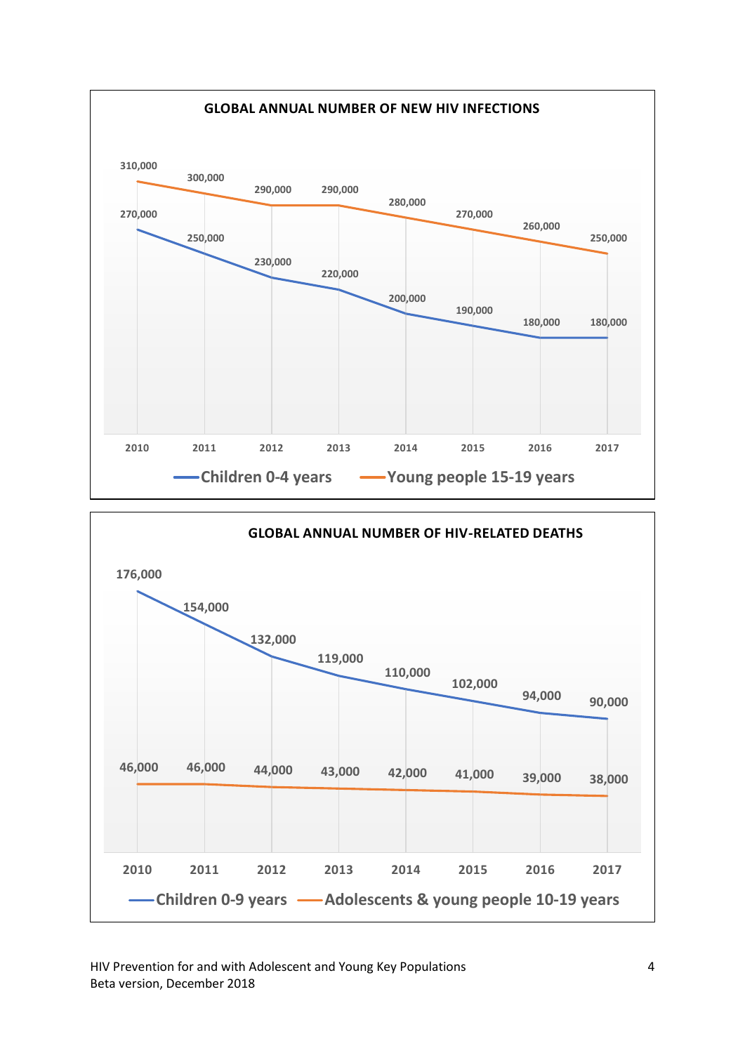**GLOBAL ANNUAL NUMBER OF NEW HIV INFECTIONS**

| | 2010 | 2011 | 2012 | 2013 | 2014 | 2015 | 2016 | 2017 |
|---|---|---|---|---|---|---|---|---|
| Children 0-4 years | 270,000 | 250,000 | 230,000 | 220,000 | 200,000 | 190,000 | 180,000 | 180,000 |
| Young people 15-19 years | 310,000 | 300,000 | 290,000 | 290,000 | 280,000 | 270,000 | 260,000 | 250,000 |

**GLOBAL ANNUAL NUMBER OF HIV-RELATED DEATHS**

| | 2010 | 2011 | 2012 | 2013 | 2014 | 2015 | 2016 | 2017 |
|---|---|---|---|---|---|---|---|---|
| Children 0-9 years | 176,000 | 154,000 | 132,000 | 119,000 | 110,000 | 102,000 | 94,000 | 90,000 |
| Adolescents & young people 10-19 years | 46,000 | 46,000 | 44,000 | 43,000 | 42,000 | 41,000 | 39,000 | 38,000 |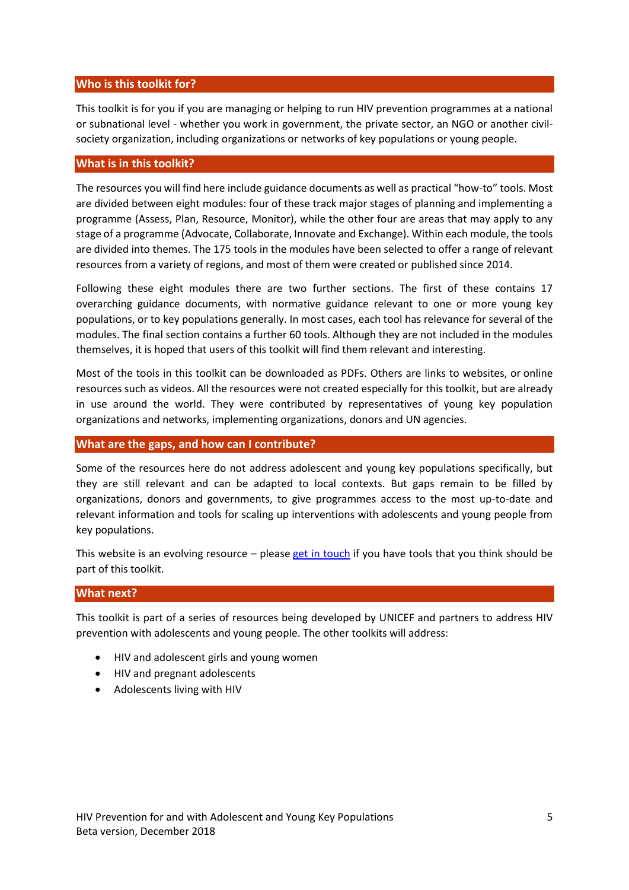## Who is this toolkit for?

This toolkit is for you if you are managing or helping to run HIV prevention programmes at a national or subnational level - whether you work in government, the private sector, an NGO or another civil-society organization, including organizations or networks of key populations or young people.

## What is in this toolkit?

The resources you will find here include guidance documents as well as practical "how-to" tools. Most are divided between eight modules: four of these track major stages of planning and implementing a programme (Assess, Plan, Resource, Monitor), while the other four are areas that may apply to any stage of a programme (Advocate, Collaborate, Innovate and Exchange). Within each module, the tools are divided into themes. The 175 tools in the modules have been selected to offer a range of relevant resources from a variety of regions, and most of them were created or published since 2014.

Following these eight modules there are two further sections. The first of these contains 17 overarching guidance documents, with normative guidance relevant to one or more young key populations, or to key populations generally. In most cases, each tool has relevance for several of the modules. The final section contains a further 60 tools. Although they are not included in the modules themselves, it is hoped that users of this toolkit will find them relevant and interesting.

Most of the tools in this toolkit can be downloaded as PDFs. Others are links to websites, or online resources such as videos. All the resources were not created especially for this toolkit, but are already in use around the world. They were contributed by representatives of young key population organizations and networks, implementing organizations, donors and UN agencies.

## What are the gaps, and how can I contribute?

Some of the resources here do not address adolescent and young key populations specifically, but they are still relevant and can be adapted to local contexts. But gaps remain to be filled by organizations, donors and governments, to give programmes access to the most up-to-date and relevant information and tools for scaling up interventions with adolescents and young people from key populations.

This website is an evolving resource – please get in touch if you have tools that you think should be part of this toolkit.

## What next?

This toolkit is part of a series of resources being developed by UNICEF and partners to address HIV prevention with adolescents and young people. The other toolkits will address:

- HIV and adolescent girls and young women
- HIV and pregnant adolescents
- Adolescents living with HIV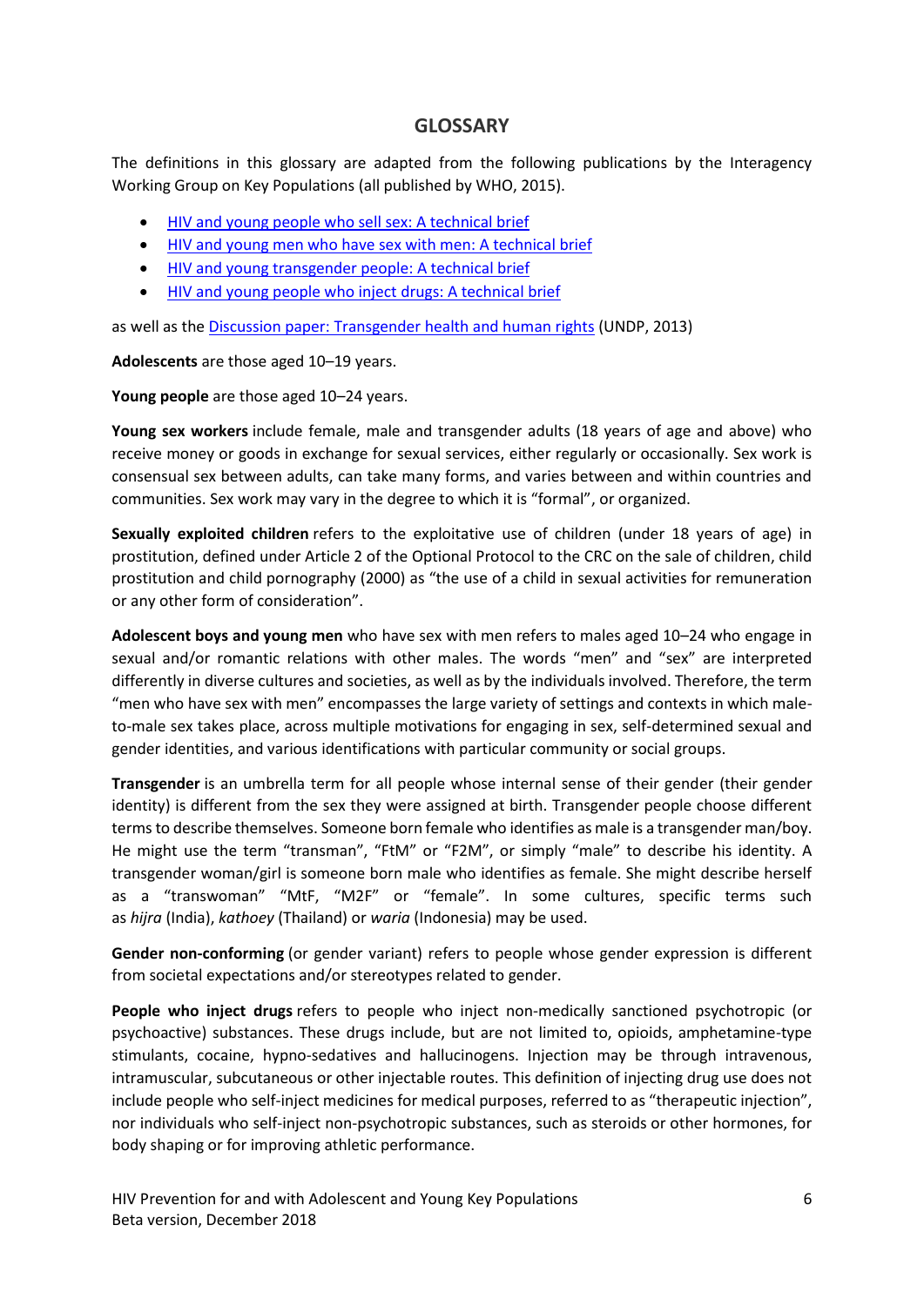## GLOSSARY

The definitions in this glossary are adapted from the following publications by the Interagency Working Group on Key Populations (all published by WHO, 2015).

- HIV and young people who sell sex: A technical brief
- HIV and young men who have sex with men: A technical brief
- HIV and young transgender people: A technical brief
- HIV and young people who inject drugs: A technical brief

as well as the Discussion paper: Transgender health and human rights (UNDP, 2013)

**Adolescents** are those aged 10–19 years.

**Young people** are those aged 10–24 years.

**Young sex workers** include female, male and transgender adults (18 years of age and above) who receive money or goods in exchange for sexual services, either regularly or occasionally. Sex work is consensual sex between adults, can take many forms, and varies between and within countries and communities. Sex work may vary in the degree to which it is "formal", or organized.

**Sexually exploited children** refers to the exploitative use of children (under 18 years of age) in prostitution, defined under Article 2 of the Optional Protocol to the CRC on the sale of children, child prostitution and child pornography (2000) as "the use of a child in sexual activities for remuneration or any other form of consideration".

**Adolescent boys and young men** who have sex with men refers to males aged 10–24 who engage in sexual and/or romantic relations with other males. The words "men" and "sex" are interpreted differently in diverse cultures and societies, as well as by the individuals involved. Therefore, the term "men who have sex with men" encompasses the large variety of settings and contexts in which male-to-male sex takes place, across multiple motivations for engaging in sex, self-determined sexual and gender identities, and various identifications with particular community or social groups.

**Transgender** is an umbrella term for all people whose internal sense of their gender (their gender identity) is different from the sex they were assigned at birth. Transgender people choose different terms to describe themselves. Someone born female who identifies as male is a transgender man/boy. He might use the term "transman", "FtM" or "F2M", or simply "male" to describe his identity. A transgender woman/girl is someone born male who identifies as female. She might describe herself as a "transwoman" "MtF, "M2F" or "female". In some cultures, specific terms such as *hijra* (India), *kathoey* (Thailand) or *waria* (Indonesia) may be used.

**Gender non-conforming** (or gender variant) refers to people whose gender expression is different from societal expectations and/or stereotypes related to gender.

**People who inject drugs** refers to people who inject non-medically sanctioned psychotropic (or psychoactive) substances. These drugs include, but are not limited to, opioids, amphetamine-type stimulants, cocaine, hypno-sedatives and hallucinogens. Injection may be through intravenous, intramuscular, subcutaneous or other injectable routes. This definition of injecting drug use does not include people who self-inject medicines for medical purposes, referred to as "therapeutic injection", nor individuals who self-inject non-psychotropic substances, such as steroids or other hormones, for body shaping or for improving athletic performance.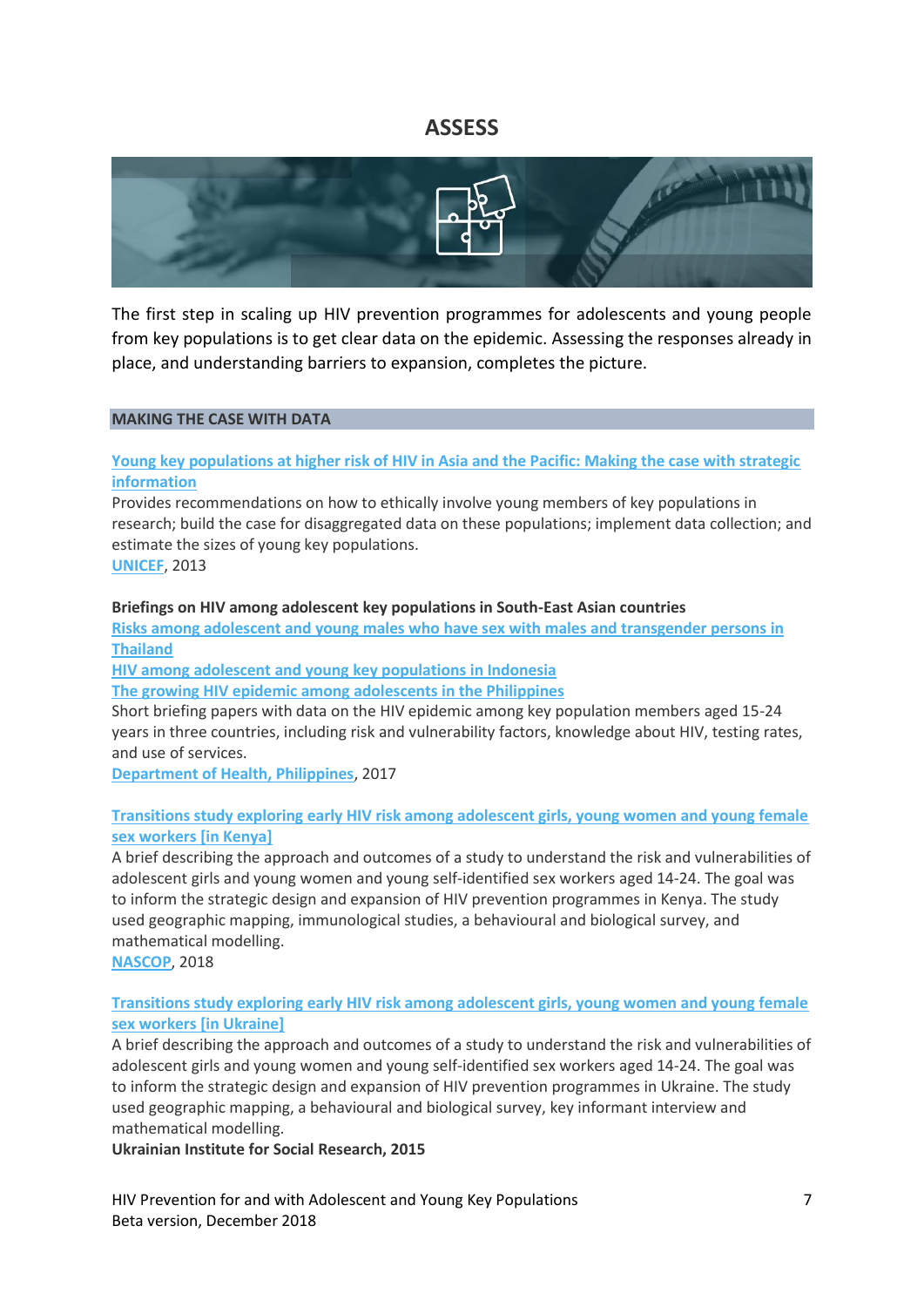# ASSESS

The first step in scaling up HIV prevention programmes for adolescents and young people from key populations is to get clear data on the epidemic. Assessing the responses already in place, and understanding barriers to expansion, completes the picture.

## MAKING THE CASE WITH DATA

**Young key populations at higher risk of HIV in Asia and the Pacific: Making the case with strategic information**

Provides recommendations on how to ethically involve young members of key populations in research; build the case for disaggregated data on these populations; implement data collection; and estimate the sizes of young key populations.

UNICEF, 2013

**Briefings on HIV among adolescent key populations in South-East Asian countries**

Risks among adolescent and young males who have sex with males and transgender persons in Thailand

HIV among adolescent and young key populations in Indonesia

The growing HIV epidemic among adolescents in the Philippines

Short briefing papers with data on the HIV epidemic among key population members aged 15-24 years in three countries, including risk and vulnerability factors, knowledge about HIV, testing rates, and use of services.

Department of Health, Philippines, 2017

**Transitions study exploring early HIV risk among adolescent girls, young women and young female sex workers [in Kenya]**

A brief describing the approach and outcomes of a study to understand the risk and vulnerabilities of adolescent girls and young women and young self-identified sex workers aged 14-24. The goal was to inform the strategic design and expansion of HIV prevention programmes in Kenya. The study used geographic mapping, immunological studies, a behavioural and biological survey, and mathematical modelling.

NASCOP, 2018

**Transitions study exploring early HIV risk among adolescent girls, young women and young female sex workers [in Ukraine]**

A brief describing the approach and outcomes of a study to understand the risk and vulnerabilities of adolescent girls and young women and young self-identified sex workers aged 14-24. The goal was to inform the strategic design and expansion of HIV prevention programmes in Ukraine. The study used geographic mapping, a behavioural and biological survey, key informant interview and mathematical modelling.

**Ukrainian Institute for Social Research, 2015**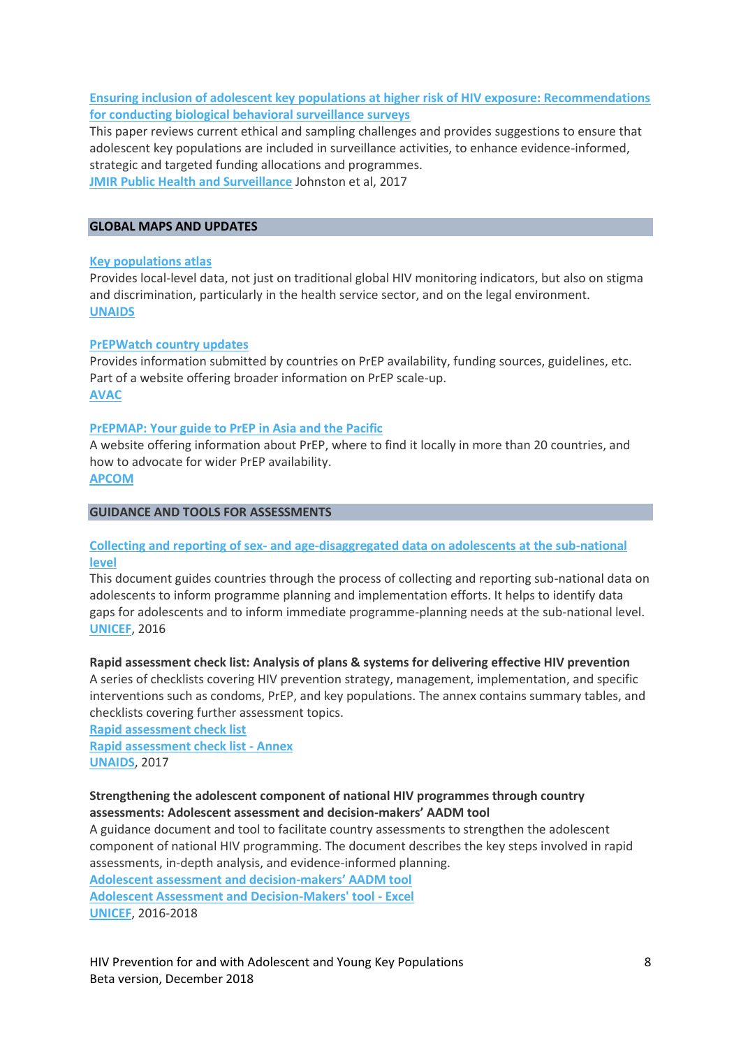**Ensuring inclusion of adolescent key populations at higher risk of HIV exposure: Recommendations for conducting biological behavioral surveillance surveys**

This paper reviews current ethical and sampling challenges and provides suggestions to ensure that adolescent key populations are included in surveillance activities, to enhance evidence-informed, strategic and targeted funding allocations and programmes.

**JMIR Public Health and Surveillance** Johnston et al, 2017

## GLOBAL MAPS AND UPDATES

**Key populations atlas**

Provides local-level data, not just on traditional global HIV monitoring indicators, but also on stigma and discrimination, particularly in the health service sector, and on the legal environment.

**UNAIDS**

**PrEPWatch country updates**

Provides information submitted by countries on PrEP availability, funding sources, guidelines, etc. Part of a website offering broader information on PrEP scale-up.

**AVAC**

**PrEPMAP: Your guide to PrEP in Asia and the Pacific**

A website offering information about PrEP, where to find it locally in more than 20 countries, and how to advocate for wider PrEP availability.

**APCOM**

## GUIDANCE AND TOOLS FOR ASSESSMENTS

**Collecting and reporting of sex- and age-disaggregated data on adolescents at the sub-national level**

This document guides countries through the process of collecting and reporting sub-national data on adolescents to inform programme planning and implementation efforts. It helps to identify data gaps for adolescents and to inform immediate programme-planning needs at the sub-national level.

**UNICEF**, 2016

**Rapid assessment check list: Analysis of plans & systems for delivering effective HIV prevention**

A series of checklists covering HIV prevention strategy, management, implementation, and specific interventions such as condoms, PrEP, and key populations. The annex contains summary tables, and checklists covering further assessment topics.

**Rapid assessment check list**

**Rapid assessment check list - Annex**

**UNAIDS**, 2017

**Strengthening the adolescent component of national HIV programmes through country assessments: Adolescent assessment and decision-makers' AADM tool**

A guidance document and tool to facilitate country assessments to strengthen the adolescent component of national HIV programming. The document describes the key steps involved in rapid assessments, in-depth analysis, and evidence-informed planning.

**Adolescent assessment and decision-makers' AADM tool**

**Adolescent Assessment and Decision-Makers' tool - Excel**

**UNICEF**, 2016-2018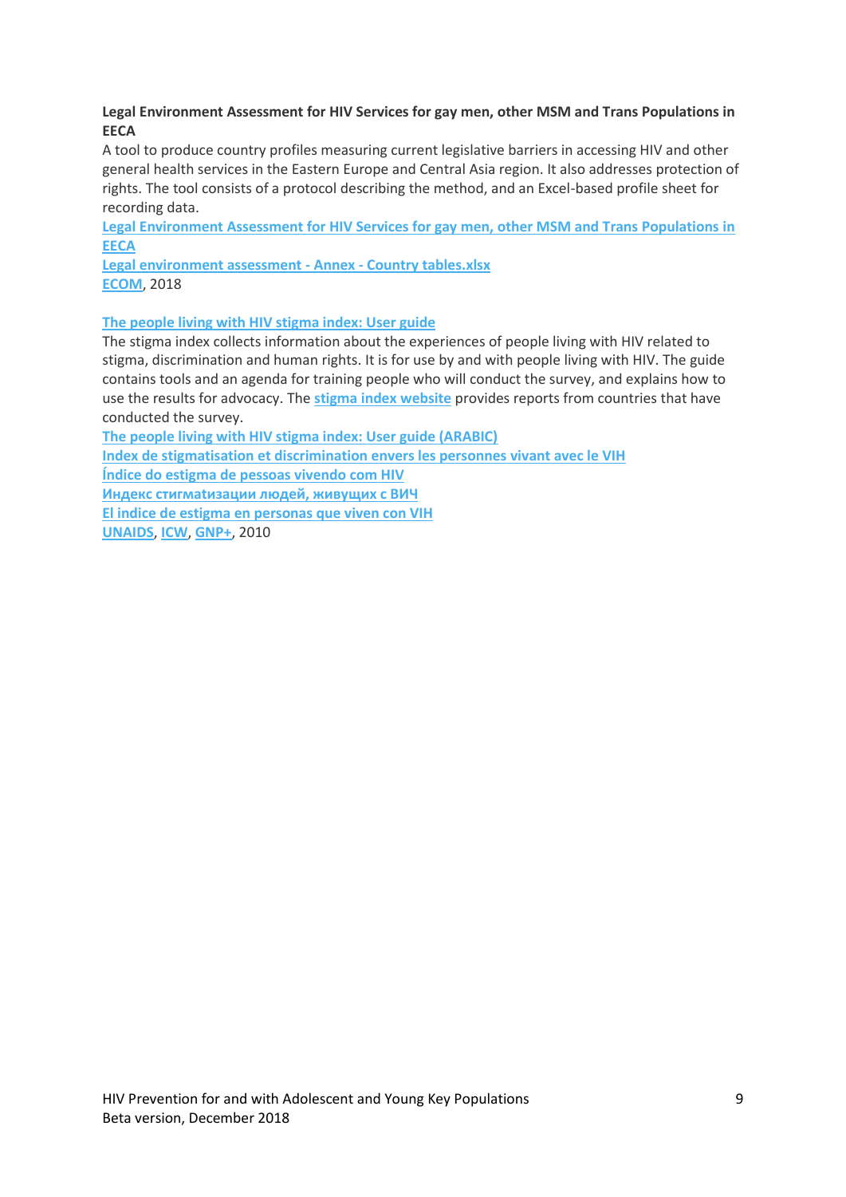**Legal Environment Assessment for HIV Services for gay men, other MSM and Trans Populations in EECA**

A tool to produce country profiles measuring current legislative barriers in accessing HIV and other general health services in the Eastern Europe and Central Asia region. It also addresses protection of rights. The tool consists of a protocol describing the method, and an Excel-based profile sheet for recording data.

Legal Environment Assessment for HIV Services for gay men, other MSM and Trans Populations in EECA
Legal environment assessment - Annex - Country tables.xlsx
ECOM, 2018

**The people living with HIV stigma index: User guide**

The stigma index collects information about the experiences of people living with HIV related to stigma, discrimination and human rights. It is for use by and with people living with HIV. The guide contains tools and an agenda for training people who will conduct the survey, and explains how to use the results for advocacy. The stigma index website provides reports from countries that have conducted the survey.

The people living with HIV stigma index: User guide (ARABIC)
Index de stigmatisation et discrimination envers les personnes vivant avec le VIH
Índice do estigma de pessoas vivendo com HIV
Индекс стигматизации людей, живущих с ВИЧ
El indice de estigma en personas que viven con VIH
UNAIDS, ICW, GNP+, 2010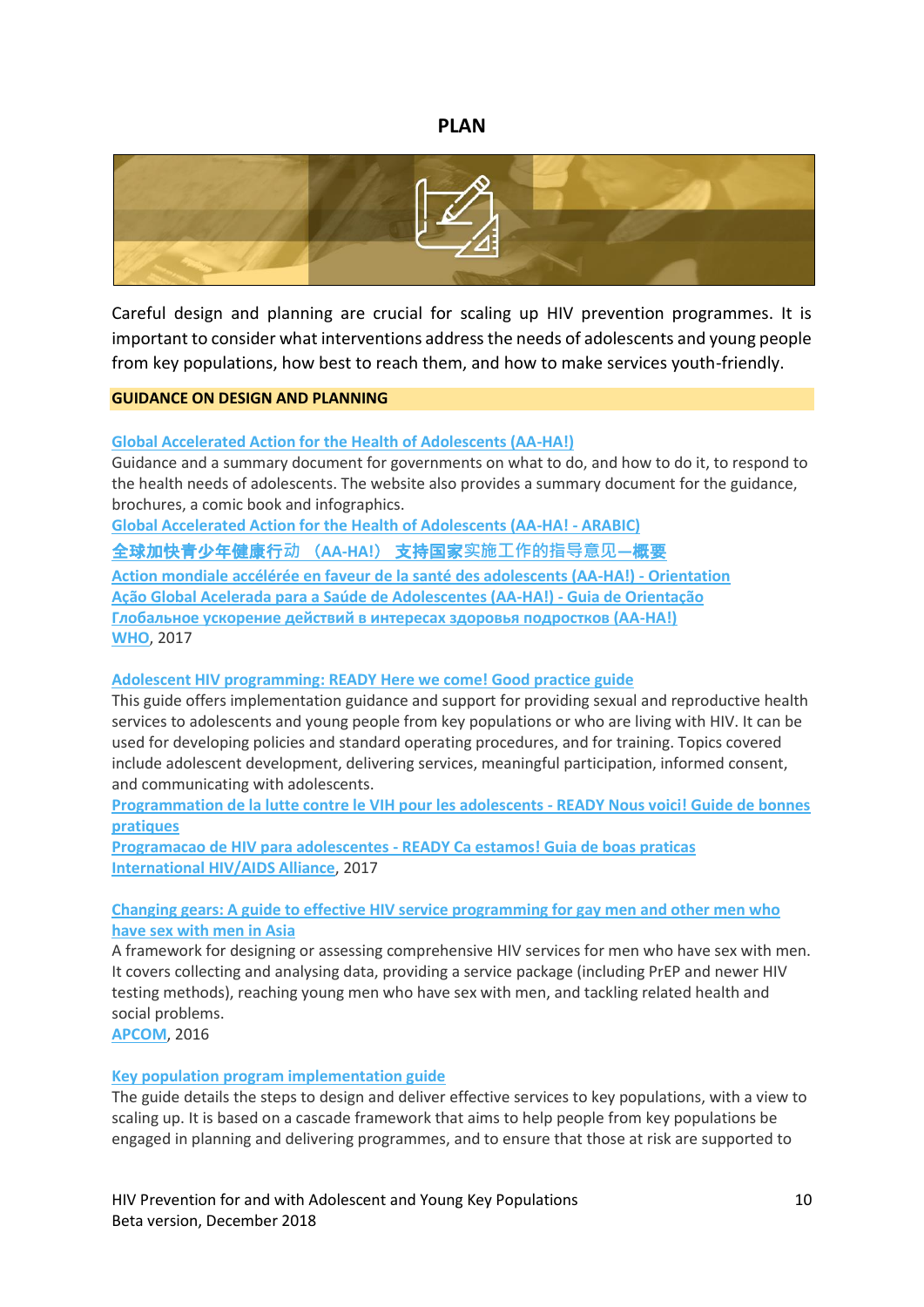# PLAN

Careful design and planning are crucial for scaling up HIV prevention programmes. It is important to consider what interventions address the needs of adolescents and young people from key populations, how best to reach them, and how to make services youth-friendly.

## GUIDANCE ON DESIGN AND PLANNING

**Global Accelerated Action for the Health of Adolescents (AA-HA!)**
Guidance and a summary document for governments on what to do, and how to do it, to respond to the health needs of adolescents. The website also provides a summary document for the guidance, brochures, a comic book and infographics.
Global Accelerated Action for the Health of Adolescents (AA-HA! - ARABIC)
全球加快青少年健康行动 （AA-HA!） 支持国家实施工作的指导意见—概要
Action mondiale accélérée en faveur de la santé des adolescents (AA-HA!) - Orientation
Ação Global Acelerada para a Saúde de Adolescentes (AA-HA!) - Guia de Orientação
Глобальное ускорение действий в интересах здоровья подростков (AA-HA!)
WHO, 2017

**Adolescent HIV programming: READY Here we come! Good practice guide**
This guide offers implementation guidance and support for providing sexual and reproductive health services to adolescents and young people from key populations or who are living with HIV. It can be used for developing policies and standard operating procedures, and for training. Topics covered include adolescent development, delivering services, meaningful participation, informed consent, and communicating with adolescents.
Programmation de la lutte contre le VIH pour les adolescents - READY Nous voici! Guide de bonnes pratiques
Programacao de HIV para adolescentes - READY Ca estamos! Guia de boas praticas
International HIV/AIDS Alliance, 2017

**Changing gears: A guide to effective HIV service programming for gay men and other men who have sex with men in Asia**
A framework for designing or assessing comprehensive HIV services for men who have sex with men. It covers collecting and analysing data, providing a service package (including PrEP and newer HIV testing methods), reaching young men who have sex with men, and tackling related health and social problems.
APCOM, 2016

**Key population program implementation guide**
The guide details the steps to design and deliver effective services to key populations, with a view to scaling up. It is based on a cascade framework that aims to help people from key populations be engaged in planning and delivering programmes, and to ensure that those at risk are supported to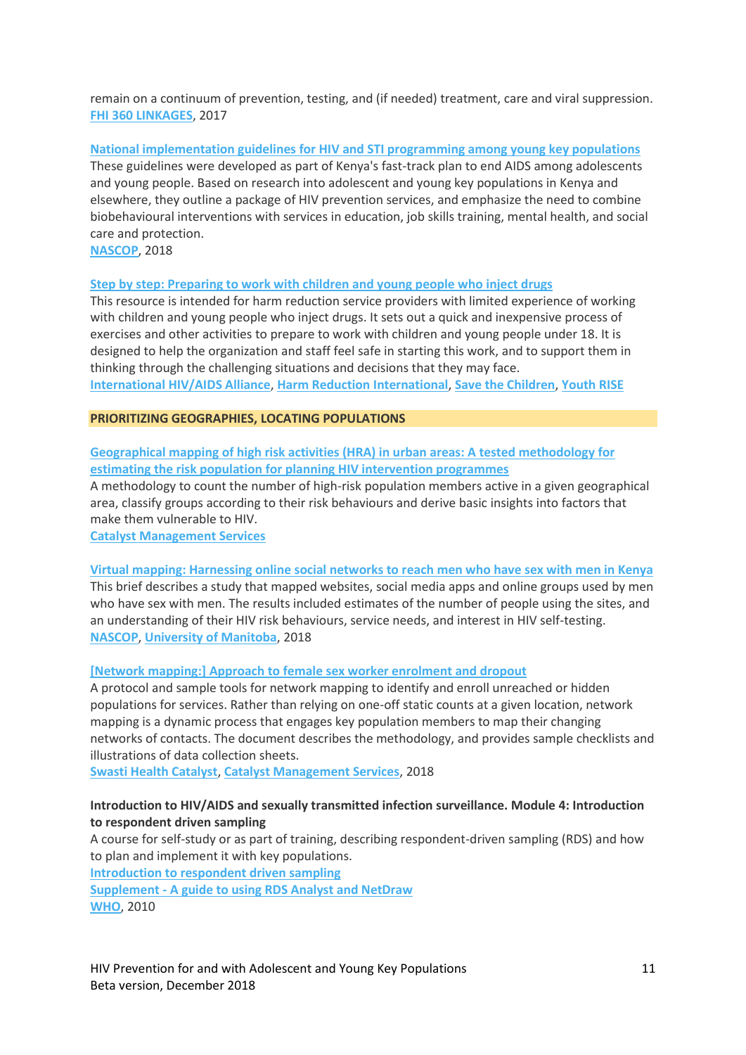remain on a continuum of prevention, testing, and (if needed) treatment, care and viral suppression.
**FHI 360 LINKAGES**, 2017

**National implementation guidelines for HIV and STI programming among young key populations**
These guidelines were developed as part of Kenya's fast-track plan to end AIDS among adolescents and young people. Based on research into adolescent and young key populations in Kenya and elsewhere, they outline a package of HIV prevention services, and emphasize the need to combine biobehavioural interventions with services in education, job skills training, mental health, and social care and protection.
**NASCOP**, 2018

**Step by step: Preparing to work with children and young people who inject drugs**
This resource is intended for harm reduction service providers with limited experience of working with children and young people who inject drugs. It sets out a quick and inexpensive process of exercises and other activities to prepare to work with children and young people under 18. It is designed to help the organization and staff feel safe in starting this work, and to support them in thinking through the challenging situations and decisions that they may face.
**International HIV/AIDS Alliance**, **Harm Reduction International**, **Save the Children**, **Youth RISE**

## PRIORITIZING GEOGRAPHIES, LOCATING POPULATIONS

**Geographical mapping of high risk activities (HRA) in urban areas: A tested methodology for estimating the risk population for planning HIV intervention programmes**
A methodology to count the number of high-risk population members active in a given geographical area, classify groups according to their risk behaviours and derive basic insights into factors that make them vulnerable to HIV.
**Catalyst Management Services**

**Virtual mapping: Harnessing online social networks to reach men who have sex with men in Kenya**
This brief describes a study that mapped websites, social media apps and online groups used by men who have sex with men. The results included estimates of the number of people using the sites, and an understanding of their HIV risk behaviours, service needs, and interest in HIV self-testing.
**NASCOP**, **University of Manitoba**, 2018

**[Network mapping:] Approach to female sex worker enrolment and dropout**
A protocol and sample tools for network mapping to identify and enroll unreached or hidden populations for services. Rather than relying on one-off static counts at a given location, network mapping is a dynamic process that engages key population members to map their changing networks of contacts. The document describes the methodology, and provides sample checklists and illustrations of data collection sheets.
**Swasti Health Catalyst**, **Catalyst Management Services**, 2018

**Introduction to HIV/AIDS and sexually transmitted infection surveillance. Module 4: Introduction to respondent driven sampling**
A course for self-study or as part of training, describing respondent-driven sampling (RDS) and how to plan and implement it with key populations.
**Introduction to respondent driven sampling**
**Supplement - A guide to using RDS Analyst and NetDraw**
**WHO**, 2010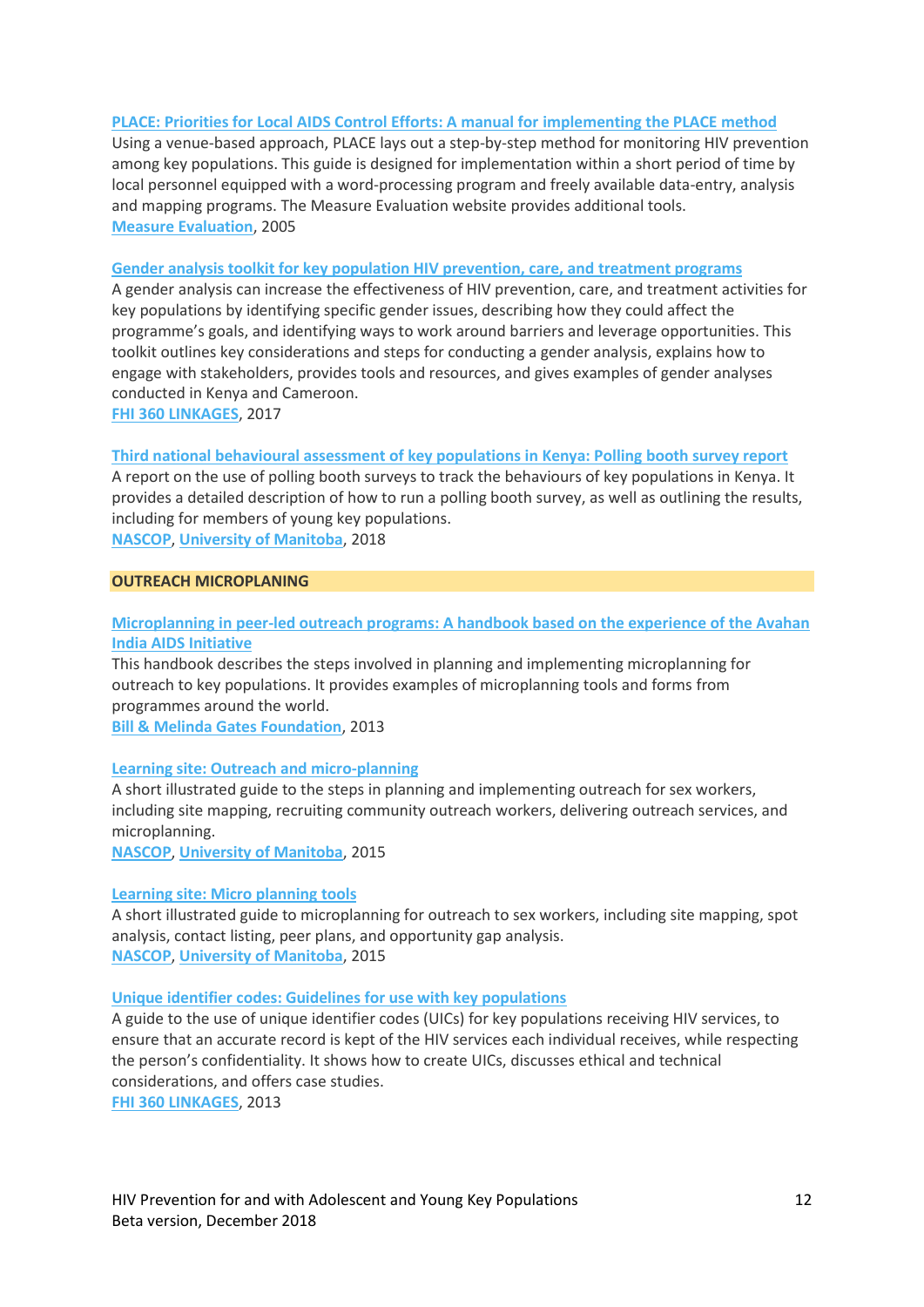**PLACE: Priorities for Local AIDS Control Efforts: A manual for implementing the PLACE method**

Using a venue-based approach, PLACE lays out a step-by-step method for monitoring HIV prevention among key populations. This guide is designed for implementation within a short period of time by local personnel equipped with a word-processing program and freely available data-entry, analysis and mapping programs. The Measure Evaluation website provides additional tools.

Measure Evaluation, 2005

**Gender analysis toolkit for key population HIV prevention, care, and treatment programs**

A gender analysis can increase the effectiveness of HIV prevention, care, and treatment activities for key populations by identifying specific gender issues, describing how they could affect the programme's goals, and identifying ways to work around barriers and leverage opportunities. This toolkit outlines key considerations and steps for conducting a gender analysis, explains how to engage with stakeholders, provides tools and resources, and gives examples of gender analyses conducted in Kenya and Cameroon.

FHI 360 LINKAGES, 2017

**Third national behavioural assessment of key populations in Kenya: Polling booth survey report**

A report on the use of polling booth surveys to track the behaviours of key populations in Kenya. It provides a detailed description of how to run a polling booth survey, as well as outlining the results, including for members of young key populations.

NASCOP, University of Manitoba, 2018

## OUTREACH MICROPLANING

**Microplanning in peer-led outreach programs: A handbook based on the experience of the Avahan India AIDS Initiative**

This handbook describes the steps involved in planning and implementing microplanning for outreach to key populations. It provides examples of microplanning tools and forms from programmes around the world.

Bill & Melinda Gates Foundation, 2013

**Learning site: Outreach and micro-planning**

A short illustrated guide to the steps in planning and implementing outreach for sex workers, including site mapping, recruiting community outreach workers, delivering outreach services, and microplanning.

NASCOP, University of Manitoba, 2015

**Learning site: Micro planning tools**

A short illustrated guide to microplanning for outreach to sex workers, including site mapping, spot analysis, contact listing, peer plans, and opportunity gap analysis.

NASCOP, University of Manitoba, 2015

**Unique identifier codes: Guidelines for use with key populations**

A guide to the use of unique identifier codes (UICs) for key populations receiving HIV services, to ensure that an accurate record is kept of the HIV services each individual receives, while respecting the person's confidentiality. It shows how to create UICs, discusses ethical and technical considerations, and offers case studies.

FHI 360 LINKAGES, 2013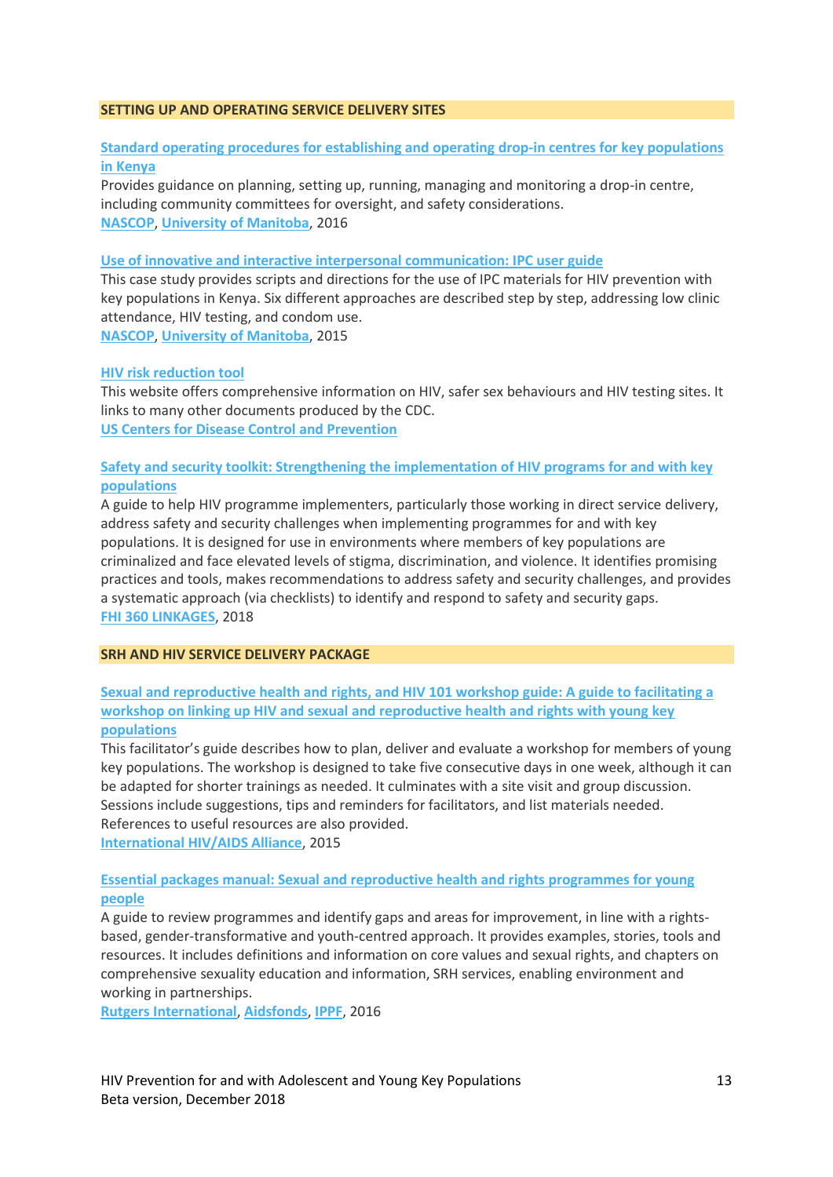## SETTING UP AND OPERATING SERVICE DELIVERY SITES

**Standard operating procedures for establishing and operating drop-in centres for key populations in Kenya**

Provides guidance on planning, setting up, running, managing and monitoring a drop-in centre, including community committees for oversight, and safety considerations.

NASCOP, University of Manitoba, 2016

**Use of innovative and interactive interpersonal communication: IPC user guide**

This case study provides scripts and directions for the use of IPC materials for HIV prevention with key populations in Kenya. Six different approaches are described step by step, addressing low clinic attendance, HIV testing, and condom use.

NASCOP, University of Manitoba, 2015

**HIV risk reduction tool**

This website offers comprehensive information on HIV, safer sex behaviours and HIV testing sites. It links to many other documents produced by the CDC.

US Centers for Disease Control and Prevention

**Safety and security toolkit: Strengthening the implementation of HIV programs for and with key populations**

A guide to help HIV programme implementers, particularly those working in direct service delivery, address safety and security challenges when implementing programmes for and with key populations. It is designed for use in environments where members of key populations are criminalized and face elevated levels of stigma, discrimination, and violence. It identifies promising practices and tools, makes recommendations to address safety and security challenges, and provides a systematic approach (via checklists) to identify and respond to safety and security gaps.

FHI 360 LINKAGES, 2018

## SRH AND HIV SERVICE DELIVERY PACKAGE

**Sexual and reproductive health and rights, and HIV 101 workshop guide: A guide to facilitating a workshop on linking up HIV and sexual and reproductive health and rights with young key populations**

This facilitator's guide describes how to plan, deliver and evaluate a workshop for members of young key populations. The workshop is designed to take five consecutive days in one week, although it can be adapted for shorter trainings as needed. It culminates with a site visit and group discussion. Sessions include suggestions, tips and reminders for facilitators, and list materials needed. References to useful resources are also provided.

International HIV/AIDS Alliance, 2015

**Essential packages manual: Sexual and reproductive health and rights programmes for young people**

A guide to review programmes and identify gaps and areas for improvement, in line with a rights-based, gender-transformative and youth-centred approach. It provides examples, stories, tools and resources. It includes definitions and information on core values and sexual rights, and chapters on comprehensive sexuality education and information, SRH services, enabling environment and working in partnerships.

Rutgers International, Aidsfonds, IPPF, 2016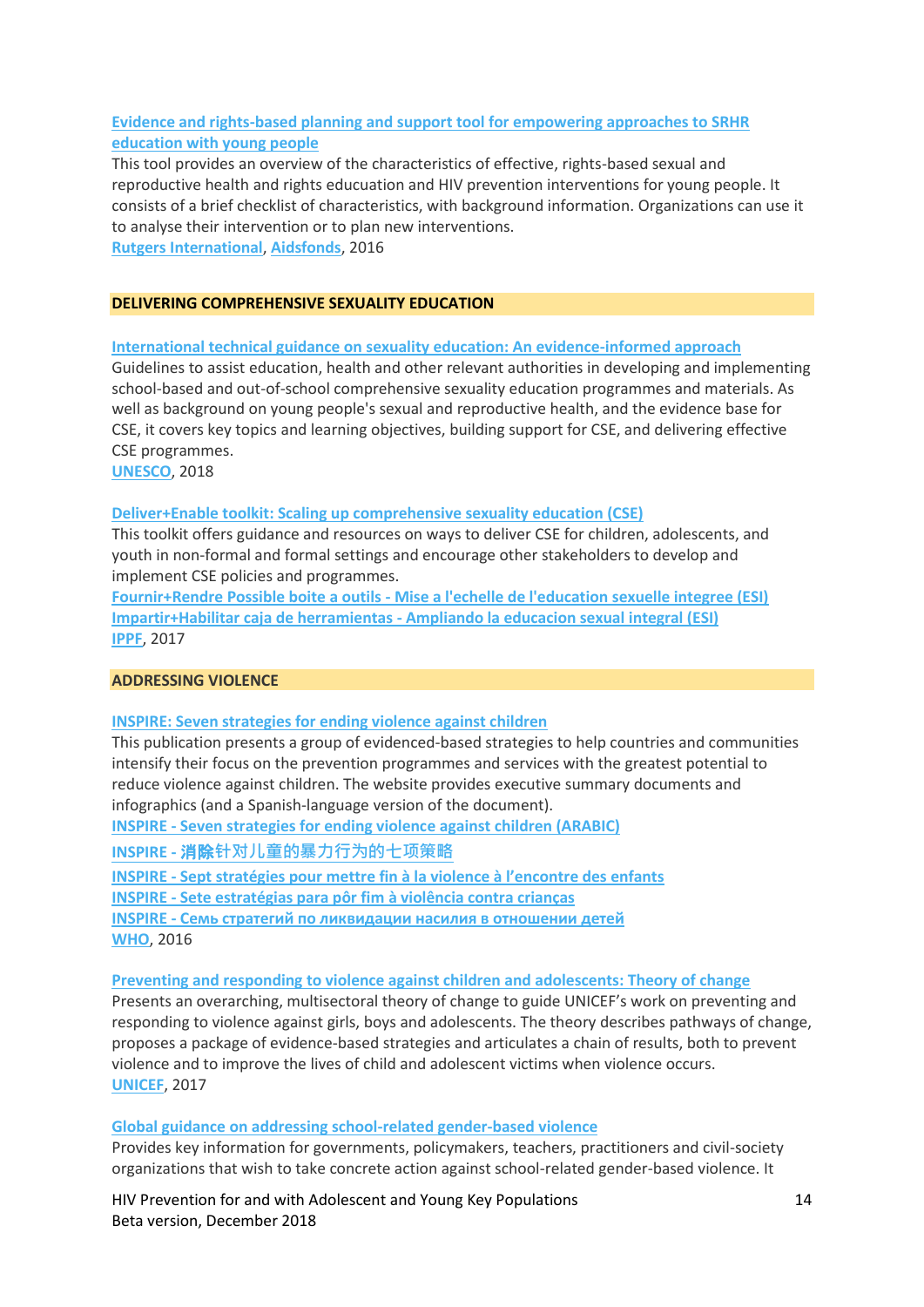**Evidence and rights-based planning and support tool for empowering approaches to SRHR education with young people**

This tool provides an overview of the characteristics of effective, rights-based sexual and reproductive health and rights education and HIV prevention interventions for young people. It consists of a brief checklist of characteristics, with background information. Organizations can use it to analyse their intervention or to plan new interventions.

Rutgers International, Aidsfonds, 2016

## DELIVERING COMPREHENSIVE SEXUALITY EDUCATION

**International technical guidance on sexuality education: An evidence-informed approach**

Guidelines to assist education, health and other relevant authorities in developing and implementing school-based and out-of-school comprehensive sexuality education programmes and materials. As well as background on young people's sexual and reproductive health, and the evidence base for CSE, it covers key topics and learning objectives, building support for CSE, and delivering effective CSE programmes.

UNESCO, 2018

**Deliver+Enable toolkit: Scaling up comprehensive sexuality education (CSE)**

This toolkit offers guidance and resources on ways to deliver CSE for children, adolescents, and youth in non-formal and formal settings and encourage other stakeholders to develop and implement CSE policies and programmes.

Fournir+Rendre Possible boite a outils - Mise a l'echelle de l'education sexuelle integree (ESI)

Impartir+Habilitar caja de herramientas - Ampliando la educacion sexual integral (ESI)

IPPF, 2017

## ADDRESSING VIOLENCE

**INSPIRE: Seven strategies for ending violence against children**

This publication presents a group of evidenced-based strategies to help countries and communities intensify their focus on the prevention programmes and services with the greatest potential to reduce violence against children. The website provides executive summary documents and infographics (and a Spanish-language version of the document).

INSPIRE - Seven strategies for ending violence against children (ARABIC)

INSPIRE - 消除针对儿童的暴力行为的七项策略

INSPIRE - Sept stratégies pour mettre fin à la violence à l'encontre des enfants

INSPIRE - Sete estratégias para pôr fim à violência contra crianças

INSPIRE - Семь стратегий по ликвидации насилия в отношении детей

WHO, 2016

**Preventing and responding to violence against children and adolescents: Theory of change**

Presents an overarching, multisectoral theory of change to guide UNICEF's work on preventing and responding to violence against girls, boys and adolescents. The theory describes pathways of change, proposes a package of evidence-based strategies and articulates a chain of results, both to prevent violence and to improve the lives of child and adolescent victims when violence occurs.

UNICEF, 2017

**Global guidance on addressing school-related gender-based violence**

Provides key information for governments, policymakers, teachers, practitioners and civil-society organizations that wish to take concrete action against school-related gender-based violence. It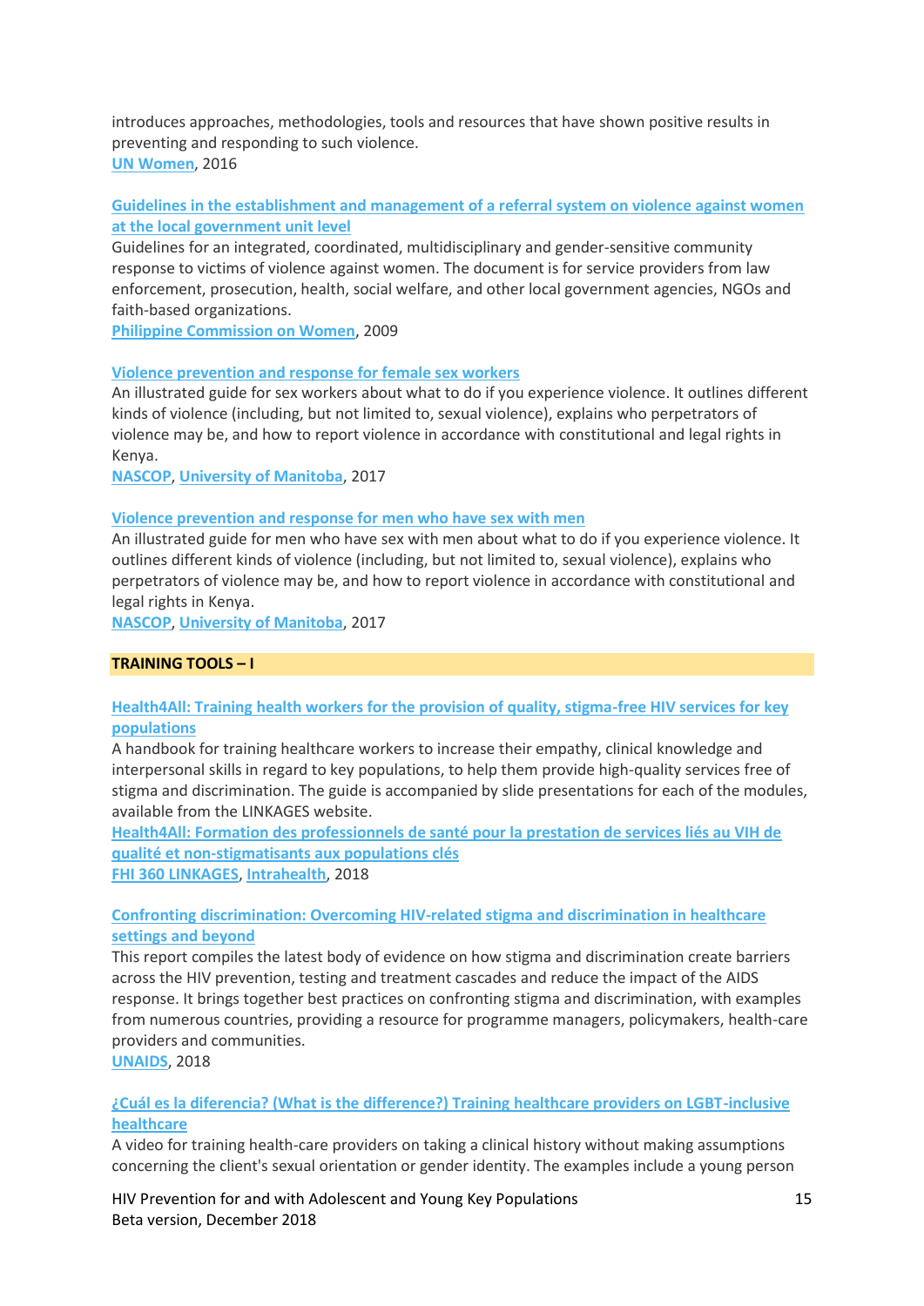introduces approaches, methodologies, tools and resources that have shown positive results in preventing and responding to such violence.
UN Women, 2016

**Guidelines in the establishment and management of a referral system on violence against women at the local government unit level**
Guidelines for an integrated, coordinated, multidisciplinary and gender-sensitive community response to victims of violence against women. The document is for service providers from law enforcement, prosecution, health, social welfare, and other local government agencies, NGOs and faith-based organizations.
Philippine Commission on Women, 2009

**Violence prevention and response for female sex workers**
An illustrated guide for sex workers about what to do if you experience violence. It outlines different kinds of violence (including, but not limited to, sexual violence), explains who perpetrators of violence may be, and how to report violence in accordance with constitutional and legal rights in Kenya.
NASCOP, University of Manitoba, 2017

**Violence prevention and response for men who have sex with men**
An illustrated guide for men who have sex with men about what to do if you experience violence. It outlines different kinds of violence (including, but not limited to, sexual violence), explains who perpetrators of violence may be, and how to report violence in accordance with constitutional and legal rights in Kenya.
NASCOP, University of Manitoba, 2017

## TRAINING TOOLS – I

**Health4All: Training health workers for the provision of quality, stigma-free HIV services for key populations**
A handbook for training healthcare workers to increase their empathy, clinical knowledge and interpersonal skills in regard to key populations, to help them provide high-quality services free of stigma and discrimination. The guide is accompanied by slide presentations for each of the modules, available from the LINKAGES website.
**Health4All: Formation des professionnels de santé pour la prestation de services liés au VIH de qualité et non-stigmatisants aux populations clés**
FHI 360 LINKAGES, Intrahealth, 2018

**Confronting discrimination: Overcoming HIV-related stigma and discrimination in healthcare settings and beyond**
This report compiles the latest body of evidence on how stigma and discrimination create barriers across the HIV prevention, testing and treatment cascades and reduce the impact of the AIDS response. It brings together best practices on confronting stigma and discrimination, with examples from numerous countries, providing a resource for programme managers, policymakers, health-care providers and communities.
UNAIDS, 2018

**¿Cuál es la diferencia? (What is the difference?) Training healthcare providers on LGBT-inclusive healthcare**
A video for training health-care providers on taking a clinical history without making assumptions concerning the client's sexual orientation or gender identity. The examples include a young person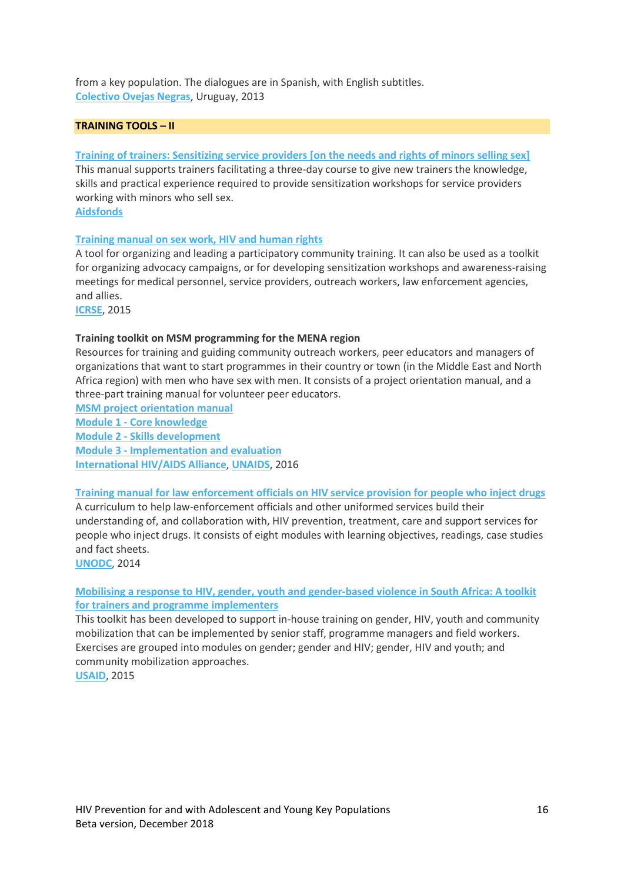from a key population. The dialogues are in Spanish, with English subtitles.
Colectivo Ovejas Negras, Uruguay, 2013

## TRAINING TOOLS – II

**Training of trainers: Sensitizing service providers [on the needs and rights of minors selling sex]**
This manual supports trainers facilitating a three-day course to give new trainers the knowledge, skills and practical experience required to provide sensitization workshops for service providers working with minors who sell sex.
Aidsfonds

**Training manual on sex work, HIV and human rights**
A tool for organizing and leading a participatory community training. It can also be used as a toolkit for organizing advocacy campaigns, or for developing sensitization workshops and awareness-raising meetings for medical personnel, service providers, outreach workers, law enforcement agencies, and allies.
ICRSE, 2015

**Training toolkit on MSM programming for the MENA region**
Resources for training and guiding community outreach workers, peer educators and managers of organizations that want to start programmes in their country or town (in the Middle East and North Africa region) with men who have sex with men. It consists of a project orientation manual, and a three-part training manual for volunteer peer educators.
MSM project orientation manual
Module 1 - Core knowledge
Module 2 - Skills development
Module 3 - Implementation and evaluation
International HIV/AIDS Alliance, UNAIDS, 2016

**Training manual for law enforcement officials on HIV service provision for people who inject drugs**
A curriculum to help law-enforcement officials and other uniformed services build their understanding of, and collaboration with, HIV prevention, treatment, care and support services for people who inject drugs. It consists of eight modules with learning objectives, readings, case studies and fact sheets.
UNODC, 2014

**Mobilising a response to HIV, gender, youth and gender-based violence in South Africa: A toolkit for trainers and programme implementers**
This toolkit has been developed to support in-house training on gender, HIV, youth and community mobilization that can be implemented by senior staff, programme managers and field workers. Exercises are grouped into modules on gender; gender and HIV; gender, HIV and youth; and community mobilization approaches.
USAID, 2015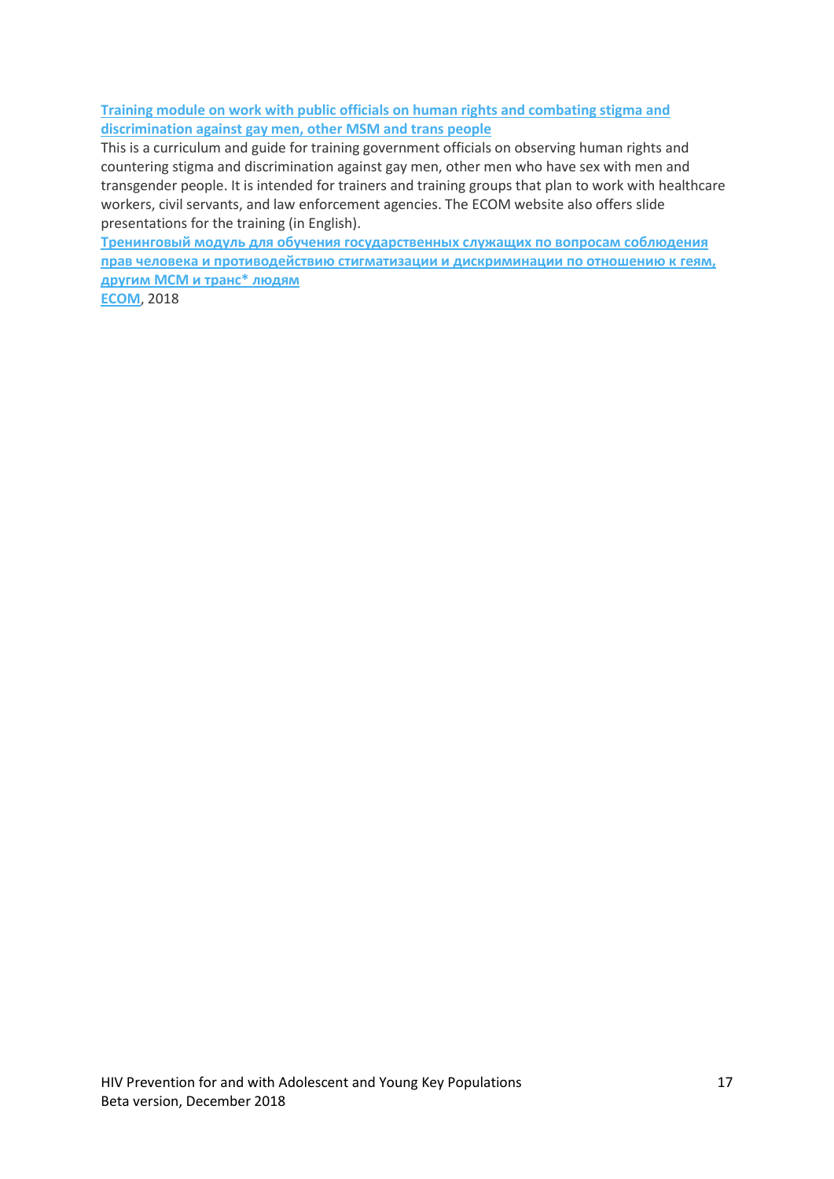**Training module on work with public officials on human rights and combating stigma and discrimination against gay men, other MSM and trans people**

This is a curriculum and guide for training government officials on observing human rights and countering stigma and discrimination against gay men, other men who have sex with men and transgender people. It is intended for trainers and training groups that plan to work with healthcare workers, civil servants, and law enforcement agencies. The ECOM website also offers slide presentations for the training (in English).

**Тренинговый модуль для обучения государственных служащих по вопросам соблюдения прав человека и противодействию стигматизации и дискриминации по отношению к геям, другим МСМ и транс* людям**

ECOM, 2018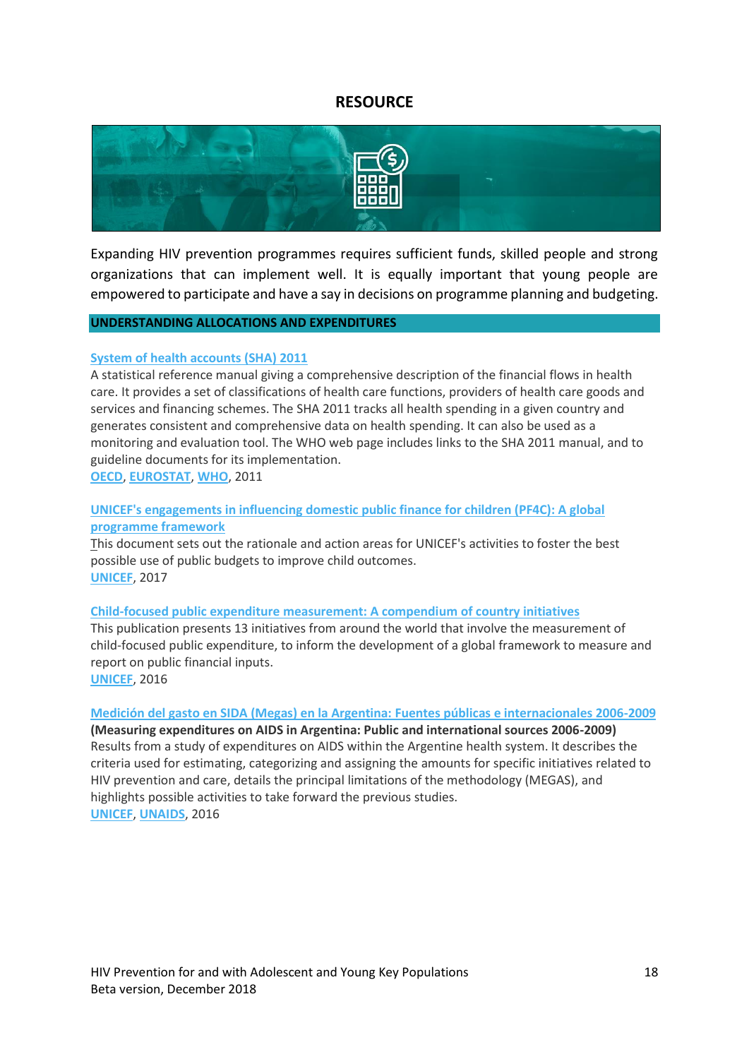# RESOURCE

Expanding HIV prevention programmes requires sufficient funds, skilled people and strong organizations that can implement well. It is equally important that young people are empowered to participate and have a say in decisions on programme planning and budgeting.

## UNDERSTANDING ALLOCATIONS AND EXPENDITURES

**System of health accounts (SHA) 2011**

A statistical reference manual giving a comprehensive description of the financial flows in health care. It provides a set of classifications of health care functions, providers of health care goods and services and financing schemes. The SHA 2011 tracks all health spending in a given country and generates consistent and comprehensive data on health spending. It can also be used as a monitoring and evaluation tool. The WHO web page includes links to the SHA 2011 manual, and to guideline documents for its implementation.

OECD, EUROSTAT, WHO, 2011

**UNICEF's engagements in influencing domestic public finance for children (PF4C): A global programme framework**

This document sets out the rationale and action areas for UNICEF's activities to foster the best possible use of public budgets to improve child outcomes.

UNICEF, 2017

**Child-focused public expenditure measurement: A compendium of country initiatives**

This publication presents 13 initiatives from around the world that involve the measurement of child-focused public expenditure, to inform the development of a global framework to measure and report on public financial inputs.

UNICEF, 2016

**Medición del gasto en SIDA (Megas) en la Argentina: Fuentes públicas e internacionales 2006-2009**

**(Measuring expenditures on AIDS in Argentina: Public and international sources 2006-2009)**

Results from a study of expenditures on AIDS within the Argentine health system. It describes the criteria used for estimating, categorizing and assigning the amounts for specific initiatives related to HIV prevention and care, details the principal limitations of the methodology (MEGAS), and highlights possible activities to take forward the previous studies.

UNICEF, UNAIDS, 2016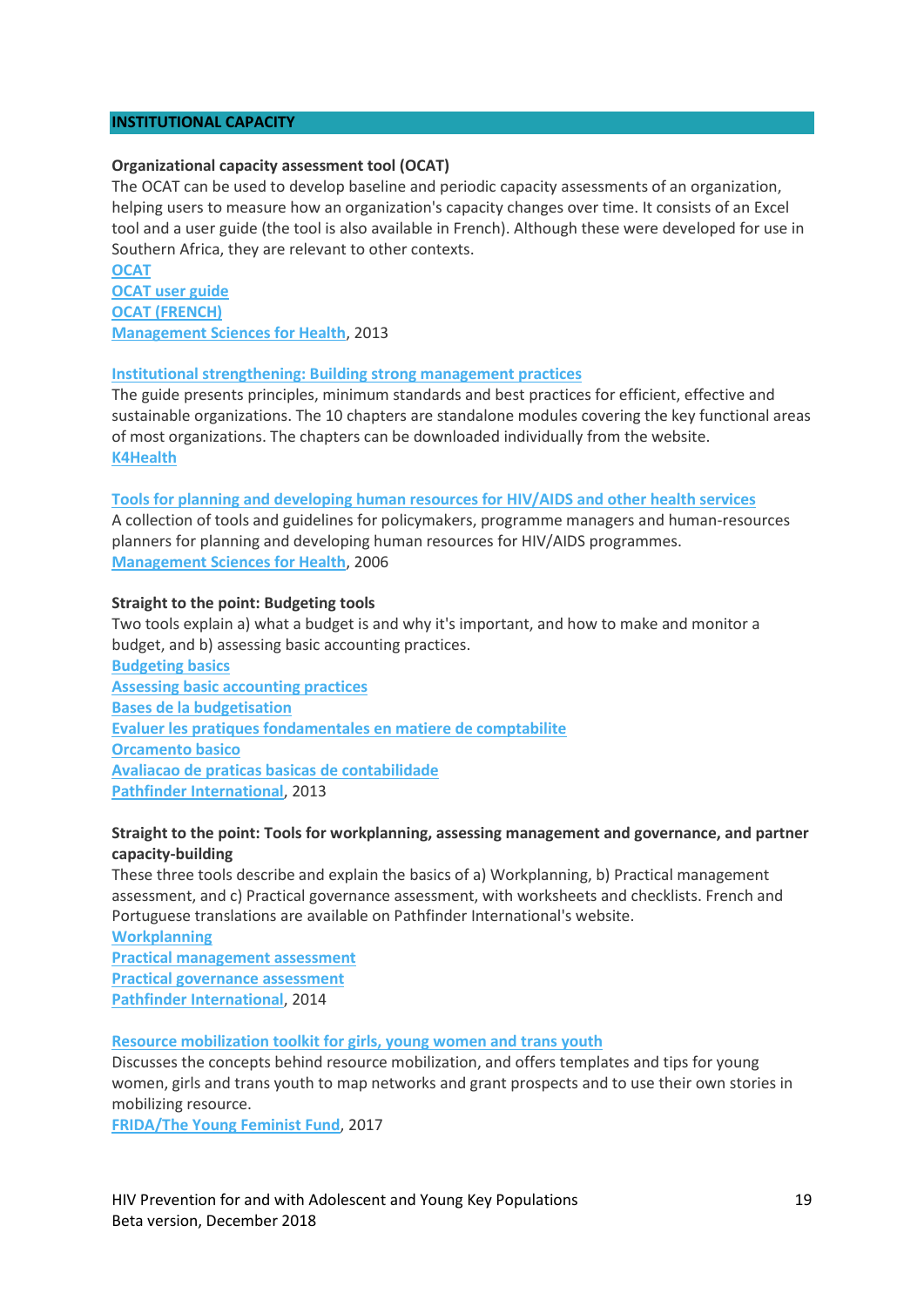## INSTITUTIONAL CAPACITY

**Organizational capacity assessment tool (OCAT)**

The OCAT can be used to develop baseline and periodic capacity assessments of an organization, helping users to measure how an organization's capacity changes over time. It consists of an Excel tool and a user guide (the tool is also available in French). Although these were developed for use in Southern Africa, they are relevant to other contexts.

OCAT
OCAT user guide
OCAT (FRENCH)
Management Sciences for Health, 2013

**Institutional strengthening: Building strong management practices**

The guide presents principles, minimum standards and best practices for efficient, effective and sustainable organizations. The 10 chapters are standalone modules covering the key functional areas of most organizations. The chapters can be downloaded individually from the website.

K4Health

**Tools for planning and developing human resources for HIV/AIDS and other health services**

A collection of tools and guidelines for policymakers, programme managers and human-resources planners for planning and developing human resources for HIV/AIDS programmes.

Management Sciences for Health, 2006

**Straight to the point: Budgeting tools**

Two tools explain a) what a budget is and why it's important, and how to make and monitor a budget, and b) assessing basic accounting practices.

Budgeting basics
Assessing basic accounting practices
Bases de la budgetisation
Evaluer les pratiques fondamentales en matiere de comptabilite
Orcamento basico
Avaliacao de praticas basicas de contabilidade
Pathfinder International, 2013

**Straight to the point: Tools for workplanning, assessing management and governance, and partner capacity-building**

These three tools describe and explain the basics of a) Workplanning, b) Practical management assessment, and c) Practical governance assessment, with worksheets and checklists. French and Portuguese translations are available on Pathfinder International's website.

Workplanning
Practical management assessment
Practical governance assessment
Pathfinder International, 2014

**Resource mobilization toolkit for girls, young women and trans youth**

Discusses the concepts behind resource mobilization, and offers templates and tips for young women, girls and trans youth to map networks and grant prospects and to use their own stories in mobilizing resource.

FRIDA/The Young Feminist Fund, 2017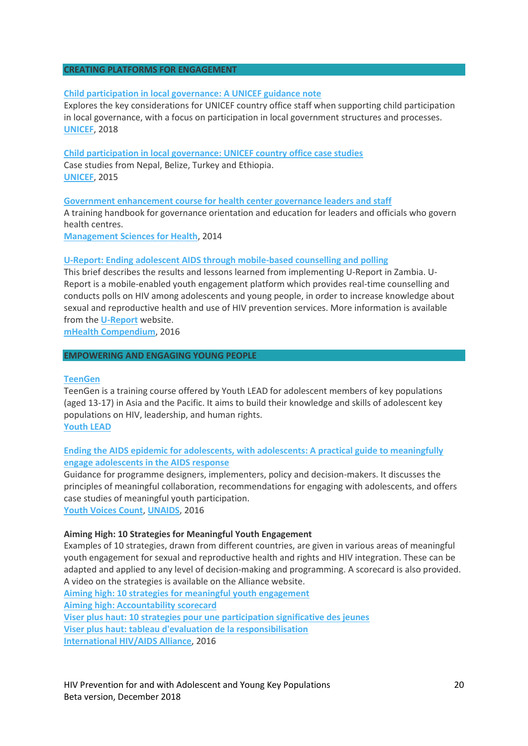## CREATING PLATFORMS FOR ENGAGEMENT

**Child participation in local governance: A UNICEF guidance note**
Explores the key considerations for UNICEF country office staff when supporting child participation in local governance, with a focus on participation in local government structures and processes.
UNICEF, 2018

**Child participation in local governance: UNICEF country office case studies**
Case studies from Nepal, Belize, Turkey and Ethiopia.
UNICEF, 2015

**Government enhancement course for health center governance leaders and staff**
A training handbook for governance orientation and education for leaders and officials who govern health centres.
Management Sciences for Health, 2014

**U-Report: Ending adolescent AIDS through mobile-based counselling and polling**
This brief describes the results and lessons learned from implementing U-Report in Zambia. U-Report is a mobile-enabled youth engagement platform which provides real-time counselling and conducts polls on HIV among adolescents and young people, in order to increase knowledge about sexual and reproductive health and use of HIV prevention services. More information is available from the U-Report website.
mHealth Compendium, 2016

## EMPOWERING AND ENGAGING YOUNG PEOPLE

**TeenGen**
TeenGen is a training course offered by Youth LEAD for adolescent members of key populations (aged 13-17) in Asia and the Pacific. It aims to build their knowledge and skills of adolescent key populations on HIV, leadership, and human rights.
Youth LEAD

**Ending the AIDS epidemic for adolescents, with adolescents: A practical guide to meaningfully engage adolescents in the AIDS response**
Guidance for programme designers, implementers, policy and decision-makers. It discusses the principles of meaningful collaboration, recommendations for engaging with adolescents, and offers case studies of meaningful youth participation.
Youth Voices Count, UNAIDS, 2016

**Aiming High: 10 Strategies for Meaningful Youth Engagement**
Examples of 10 strategies, drawn from different countries, are given in various areas of meaningful youth engagement for sexual and reproductive health and rights and HIV integration. These can be adapted and applied to any level of decision-making and programming. A scorecard is also provided. A video on the strategies is available on the Alliance website.
Aiming high: 10 strategies for meaningful youth engagement
Aiming high: Accountability scorecard
Viser plus haut: 10 strategies pour une participation significative des jeunes
Viser plus haut: tableau d'evaluation de la responsibilisation
International HIV/AIDS Alliance, 2016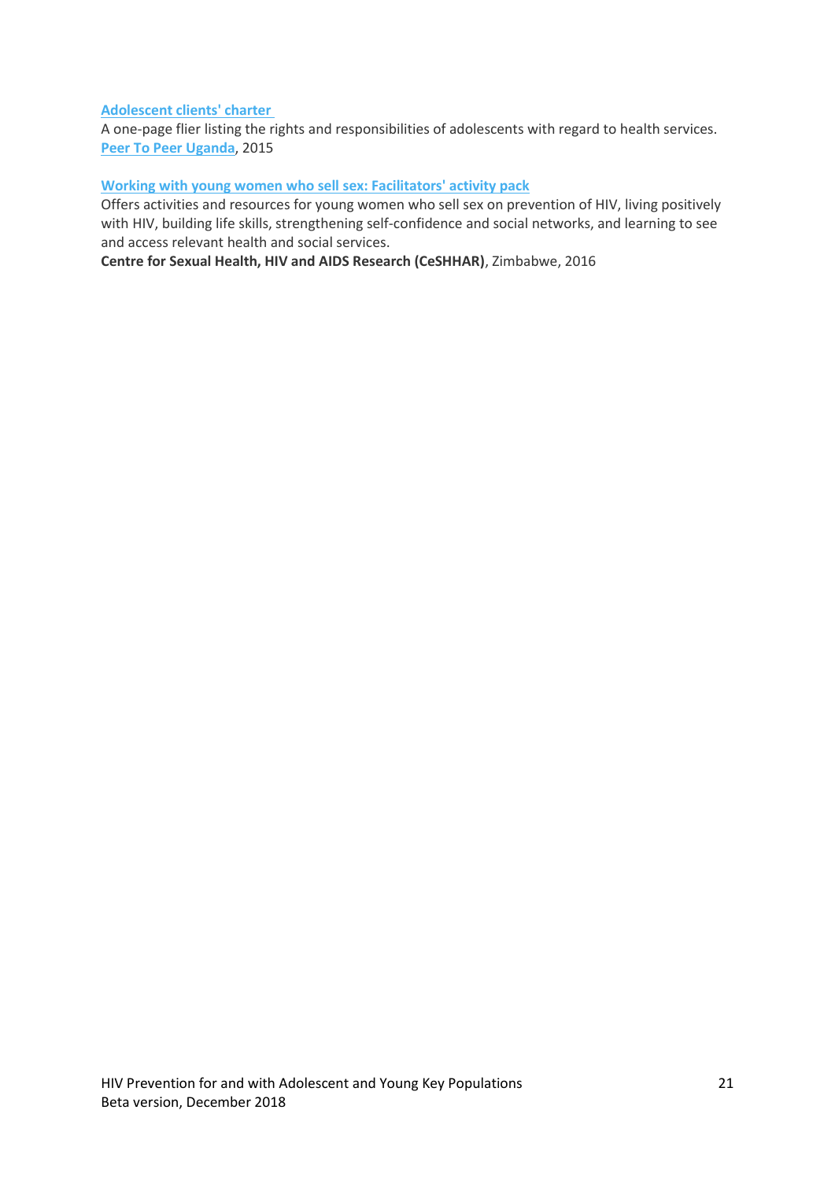**Adolescent clients' charter**
A one-page flier listing the rights and responsibilities of adolescents with regard to health services.
**Peer To Peer Uganda**, 2015

**Working with young women who sell sex: Facilitators' activity pack**
Offers activities and resources for young women who sell sex on prevention of HIV, living positively with HIV, building life skills, strengthening self-confidence and social networks, and learning to see and access relevant health and social services.
**Centre for Sexual Health, HIV and AIDS Research (CeSHHAR)**, Zimbabwe, 2016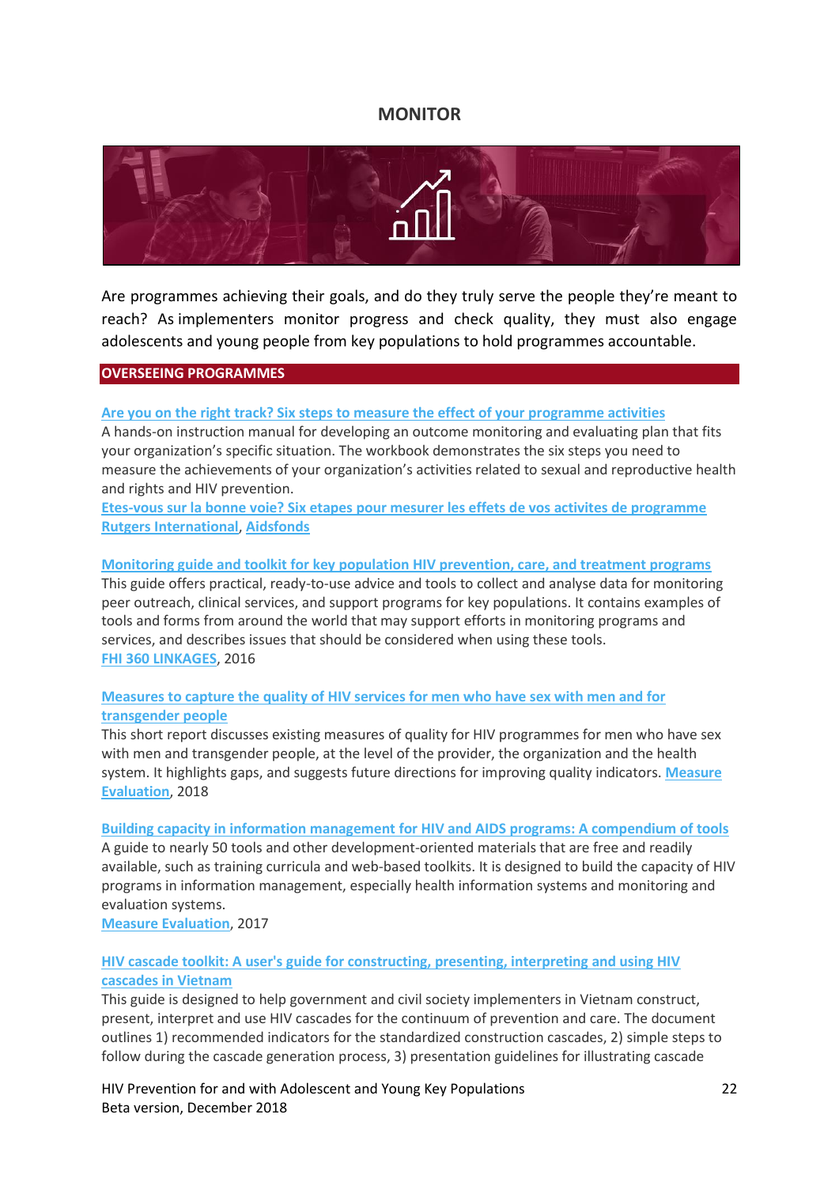# MONITOR

Are programmes achieving their goals, and do they truly serve the people they're meant to reach? As implementers monitor progress and check quality, they must also engage adolescents and young people from key populations to hold programmes accountable.

## OVERSEEING PROGRAMMES

**Are you on the right track? Six steps to measure the effect of your programme activities**
A hands-on instruction manual for developing an outcome monitoring and evaluating plan that fits your organization's specific situation. The workbook demonstrates the six steps you need to measure the achievements of your organization's activities related to sexual and reproductive health and rights and HIV prevention.
**Etes-vous sur la bonne voie? Six etapes pour mesurer les effets de vos activites de programme**
Rutgers International, Aidsfonds

**Monitoring guide and toolkit for key population HIV prevention, care, and treatment programs**
This guide offers practical, ready-to-use advice and tools to collect and analyse data for monitoring peer outreach, clinical services, and support programs for key populations. It contains examples of tools and forms from around the world that may support efforts in monitoring programs and services, and describes issues that should be considered when using these tools.
FHI 360 LINKAGES, 2016

**Measures to capture the quality of HIV services for men who have sex with men and for transgender people**
This short report discusses existing measures of quality for HIV programmes for men who have sex with men and transgender people, at the level of the provider, the organization and the health system. It highlights gaps, and suggests future directions for improving quality indicators. Measure Evaluation, 2018

**Building capacity in information management for HIV and AIDS programs: A compendium of tools**
A guide to nearly 50 tools and other development-oriented materials that are free and readily available, such as training curricula and web-based toolkits. It is designed to build the capacity of HIV programs in information management, especially health information systems and monitoring and evaluation systems.
Measure Evaluation, 2017

**HIV cascade toolkit: A user's guide for constructing, presenting, interpreting and using HIV cascades in Vietnam**
This guide is designed to help government and civil society implementers in Vietnam construct, present, interpret and use HIV cascades for the continuum of prevention and care. The document outlines 1) recommended indicators for the standardized construction cascades, 2) simple steps to follow during the cascade generation process, 3) presentation guidelines for illustrating cascade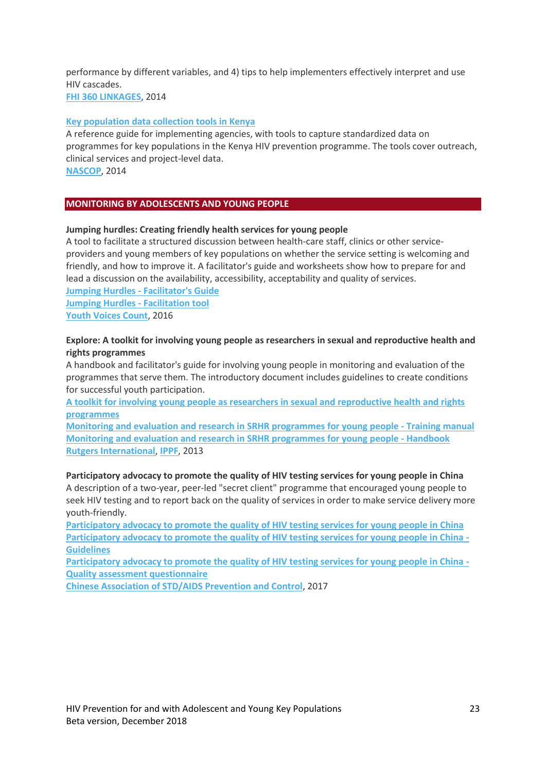performance by different variables, and 4) tips to help implementers effectively interpret and use HIV cascades.
FHI 360 LINKAGES, 2014

Key population data collection tools in Kenya
A reference guide for implementing agencies, with tools to capture standardized data on programmes for key populations in the Kenya HIV prevention programme. The tools cover outreach, clinical services and project-level data.
NASCOP, 2014

## MONITORING BY ADOLESCENTS AND YOUNG PEOPLE

**Jumping hurdles: Creating friendly health services for young people**
A tool to facilitate a structured discussion between health-care staff, clinics or other service-providers and young members of key populations on whether the service setting is welcoming and friendly, and how to improve it. A facilitator's guide and worksheets show how to prepare for and lead a discussion on the availability, accessibility, acceptability and quality of services.
Jumping Hurdles - Facilitator's Guide
Jumping Hurdles - Facilitation tool
Youth Voices Count, 2016

**Explore: A toolkit for involving young people as researchers in sexual and reproductive health and rights programmes**
A handbook and facilitator's guide for involving young people in monitoring and evaluation of the programmes that serve them. The introductory document includes guidelines to create conditions for successful youth participation.
A toolkit for involving young people as researchers in sexual and reproductive health and rights programmes
Monitoring and evaluation and research in SRHR programmes for young people - Training manual
Monitoring and evaluation and research in SRHR programmes for young people - Handbook
Rutgers International, IPPF, 2013

**Participatory advocacy to promote the quality of HIV testing services for young people in China**
A description of a two-year, peer-led "secret client" programme that encouraged young people to seek HIV testing and to report back on the quality of services in order to make service delivery more youth-friendly.
Participatory advocacy to promote the quality of HIV testing services for young people in China
Participatory advocacy to promote the quality of HIV testing services for young people in China - Guidelines
Participatory advocacy to promote the quality of HIV testing services for young people in China - Quality assessment questionnaire
Chinese Association of STD/AIDS Prevention and Control, 2017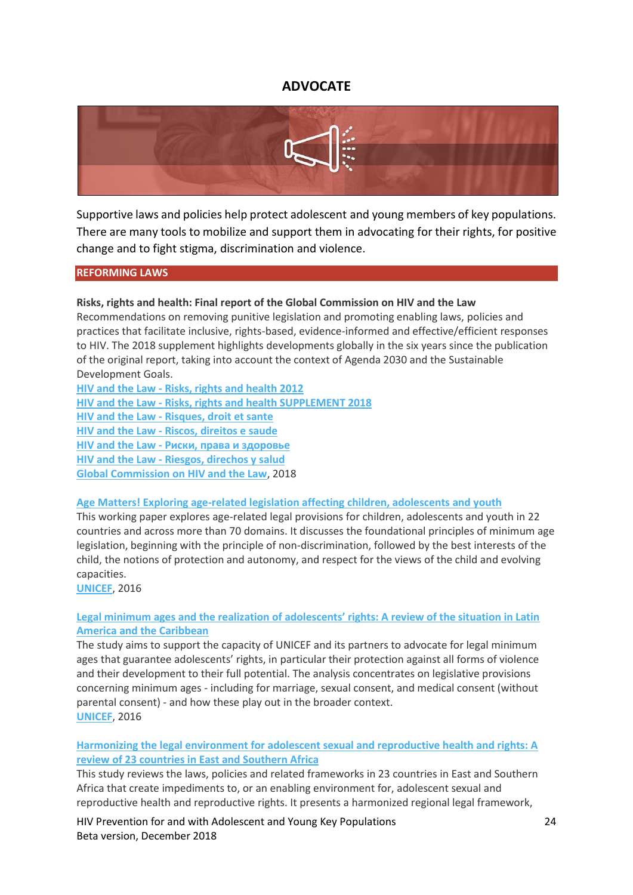# ADVOCATE

Supportive laws and policies help protect adolescent and young members of key populations. There are many tools to mobilize and support them in advocating for their rights, for positive change and to fight stigma, discrimination and violence.

## REFORMING LAWS

**Risks, rights and health: Final report of the Global Commission on HIV and the Law**

Recommendations on removing punitive legislation and promoting enabling laws, policies and practices that facilitate inclusive, rights-based, evidence-informed and effective/efficient responses to HIV. The 2018 supplement highlights developments globally in the six years since the publication of the original report, taking into account the context of Agenda 2030 and the Sustainable Development Goals.

HIV and the Law - Risks, rights and health 2012
HIV and the Law - Risks, rights and health SUPPLEMENT 2018
HIV and the Law - Risques, droit et sante
HIV and the Law - Riscos, direitos e saude
HIV and the Law - Риски, права и здоровье
HIV and the Law - Riesgos, direchos y salud
Global Commission on HIV and the Law, 2018

**Age Matters! Exploring age-related legislation affecting children, adolescents and youth**

This working paper explores age-related legal provisions for children, adolescents and youth in 22 countries and across more than 70 domains. It discusses the foundational principles of minimum age legislation, beginning with the principle of non-discrimination, followed by the best interests of the child, the notions of protection and autonomy, and respect for the views of the child and evolving capacities.

UNICEF, 2016

**Legal minimum ages and the realization of adolescents' rights: A review of the situation in Latin America and the Caribbean**

The study aims to support the capacity of UNICEF and its partners to advocate for legal minimum ages that guarantee adolescents' rights, in particular their protection against all forms of violence and their development to their full potential. The analysis concentrates on legislative provisions concerning minimum ages - including for marriage, sexual consent, and medical consent (without parental consent) - and how these play out in the broader context.

UNICEF, 2016

**Harmonizing the legal environment for adolescent sexual and reproductive health and rights: A review of 23 countries in East and Southern Africa**

This study reviews the laws, policies and related frameworks in 23 countries in East and Southern Africa that create impediments to, or an enabling environment for, adolescent sexual and reproductive health and reproductive rights. It presents a harmonized regional legal framework,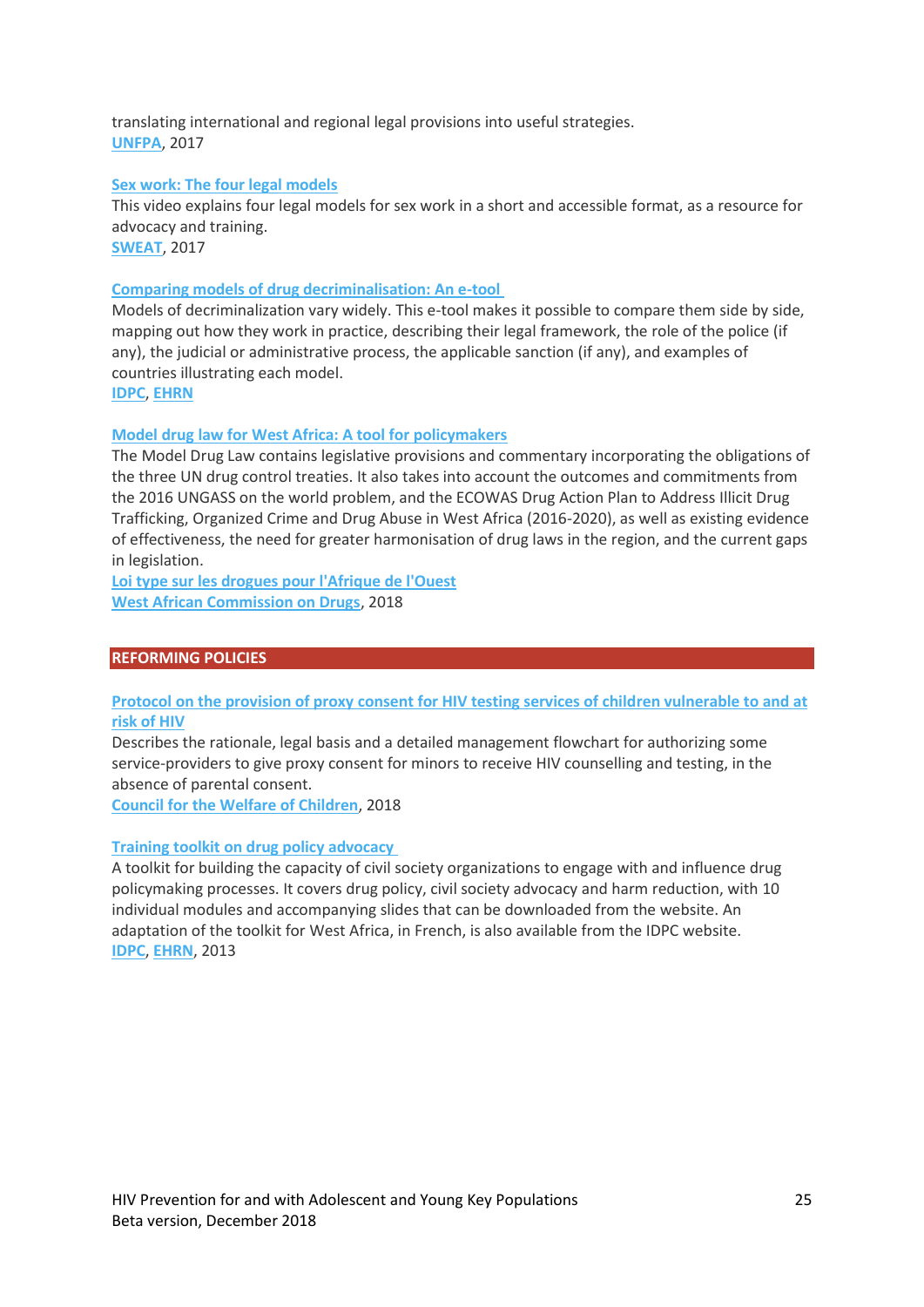translating international and regional legal provisions into useful strategies.
UNFPA, 2017

**Sex work: The four legal models**
This video explains four legal models for sex work in a short and accessible format, as a resource for advocacy and training.
SWEAT, 2017

**Comparing models of drug decriminalisation: An e-tool**
Models of decriminalization vary widely. This e-tool makes it possible to compare them side by side, mapping out how they work in practice, describing their legal framework, the role of the police (if any), the judicial or administrative process, the applicable sanction (if any), and examples of countries illustrating each model.
IDPC, EHRN

**Model drug law for West Africa: A tool for policymakers**
The Model Drug Law contains legislative provisions and commentary incorporating the obligations of the three UN drug control treaties. It also takes into account the outcomes and commitments from the 2016 UNGASS on the world problem, and the ECOWAS Drug Action Plan to Address Illicit Drug Trafficking, Organized Crime and Drug Abuse in West Africa (2016-2020), as well as existing evidence of effectiveness, the need for greater harmonisation of drug laws in the region, and the current gaps in legislation.
Loi type sur les drogues pour l'Afrique de l'Ouest
West African Commission on Drugs, 2018

## REFORMING POLICIES

**Protocol on the provision of proxy consent for HIV testing services of children vulnerable to and at risk of HIV**
Describes the rationale, legal basis and a detailed management flowchart for authorizing some service-providers to give proxy consent for minors to receive HIV counselling and testing, in the absence of parental consent.
Council for the Welfare of Children, 2018

**Training toolkit on drug policy advocacy**
A toolkit for building the capacity of civil society organizations to engage with and influence drug policymaking processes. It covers drug policy, civil society advocacy and harm reduction, with 10 individual modules and accompanying slides that can be downloaded from the website. An adaptation of the toolkit for West Africa, in French, is also available from the IDPC website.
IDPC, EHRN, 2013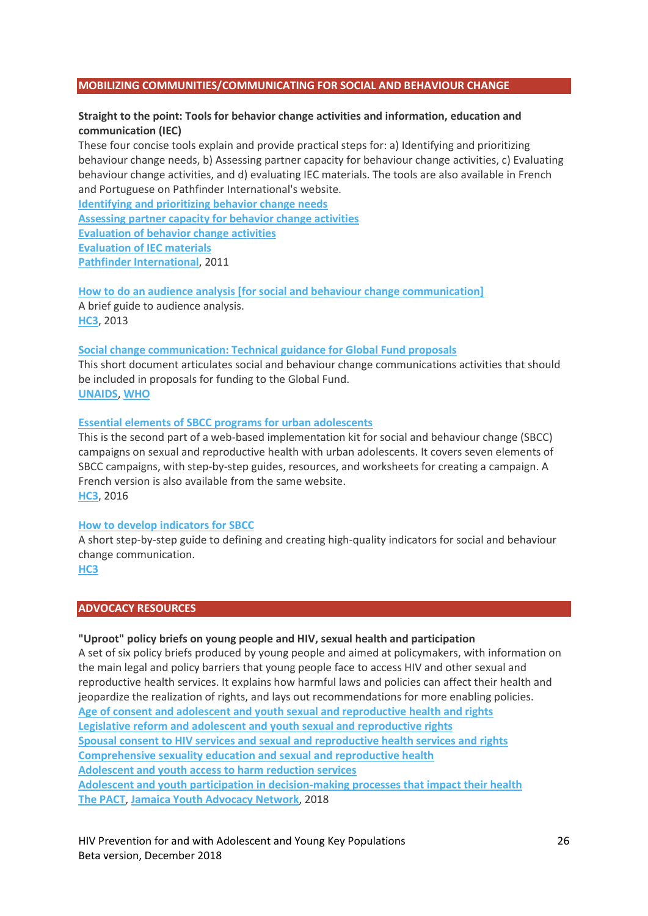## MOBILIZING COMMUNITIES/COMMUNICATING FOR SOCIAL AND BEHAVIOUR CHANGE

**Straight to the point: Tools for behavior change activities and information, education and communication (IEC)**

These four concise tools explain and provide practical steps for: a) Identifying and prioritizing behaviour change needs, b) Assessing partner capacity for behaviour change activities, c) Evaluating behaviour change activities, and d) evaluating IEC materials. The tools are also available in French and Portuguese on Pathfinder International's website.

Identifying and prioritizing behavior change needs
Assessing partner capacity for behavior change activities
Evaluation of behavior change activities
Evaluation of IEC materials
Pathfinder International, 2011

How to do an audience analysis [for social and behaviour change communication]
A brief guide to audience analysis.
HC3, 2013

Social change communication: Technical guidance for Global Fund proposals
This short document articulates social and behaviour change communications activities that should be included in proposals for funding to the Global Fund.
UNAIDS, WHO

Essential elements of SBCC programs for urban adolescents
This is the second part of a web-based implementation kit for social and behaviour change (SBCC) campaigns on sexual and reproductive health with urban adolescents. It covers seven elements of SBCC campaigns, with step-by-step guides, resources, and worksheets for creating a campaign. A French version is also available from the same website.
HC3, 2016

How to develop indicators for SBCC
A short step-by-step guide to defining and creating high-quality indicators for social and behaviour change communication.
HC3

## ADVOCACY RESOURCES

**"Uproot" policy briefs on young people and HIV, sexual health and participation**

A set of six policy briefs produced by young people and aimed at policymakers, with information on the main legal and policy barriers that young people face to access HIV and other sexual and reproductive health services. It explains how harmful laws and policies can affect their health and jeopardize the realization of rights, and lays out recommendations for more enabling policies.

Age of consent and adolescent and youth sexual and reproductive health and rights
Legislative reform and adolescent and youth sexual and reproductive rights
Spousal consent to HIV services and sexual and reproductive health services and rights
Comprehensive sexuality education and sexual and reproductive health
Adolescent and youth access to harm reduction services
Adolescent and youth participation in decision-making processes that impact their health
The PACT, Jamaica Youth Advocacy Network, 2018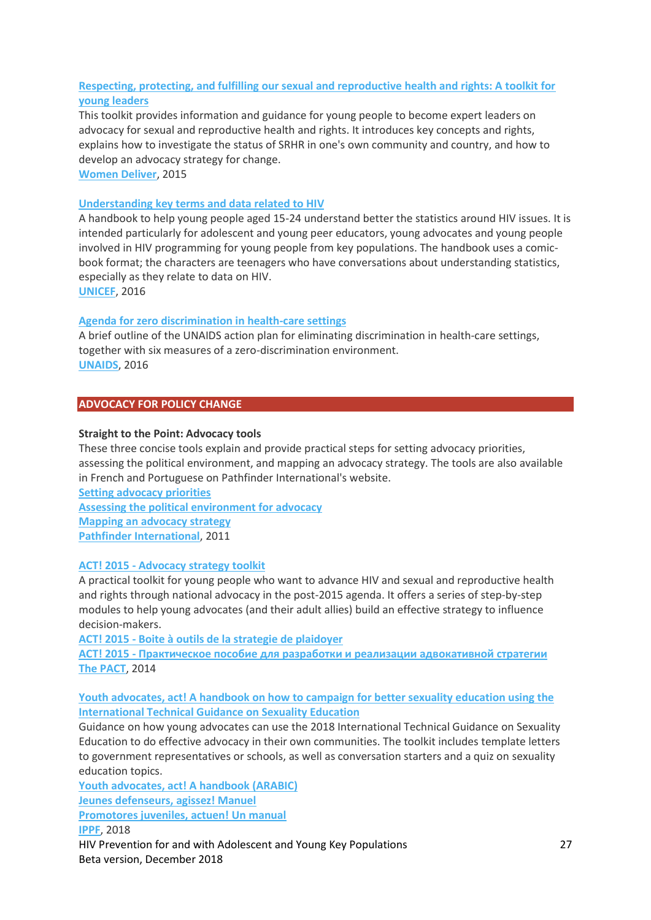**Respecting, protecting, and fulfilling our sexual and reproductive health and rights: A toolkit for young leaders**

This toolkit provides information and guidance for young people to become expert leaders on advocacy for sexual and reproductive health and rights. It introduces key concepts and rights, explains how to investigate the status of SRHR in one's own community and country, and how to develop an advocacy strategy for change.

Women Deliver, 2015

**Understanding key terms and data related to HIV**

A handbook to help young people aged 15-24 understand better the statistics around HIV issues. It is intended particularly for adolescent and young peer educators, young advocates and young people involved in HIV programming for young people from key populations. The handbook uses a comic-book format; the characters are teenagers who have conversations about understanding statistics, especially as they relate to data on HIV.

UNICEF, 2016

**Agenda for zero discrimination in health-care settings**

A brief outline of the UNAIDS action plan for eliminating discrimination in health-care settings, together with six measures of a zero-discrimination environment.

UNAIDS, 2016

## ADVOCACY FOR POLICY CHANGE

**Straight to the Point: Advocacy tools**

These three concise tools explain and provide practical steps for setting advocacy priorities, assessing the political environment, and mapping an advocacy strategy. The tools are also available in French and Portuguese on Pathfinder International's website.

Setting advocacy priorities
Assessing the political environment for advocacy
Mapping an advocacy strategy
Pathfinder International, 2011

**ACT! 2015 - Advocacy strategy toolkit**

A practical toolkit for young people who want to advance HIV and sexual and reproductive health and rights through national advocacy in the post-2015 agenda. It offers a series of step-by-step modules to help young advocates (and their adult allies) build an effective strategy to influence decision-makers.

ACT! 2015 - Boite à outils de la strategie de plaidoyer
ACT! 2015 - Практическое пособие для разработки и реализации адвокативной стратегии
The PACT, 2014

**Youth advocates, act! A handbook on how to campaign for better sexuality education using the International Technical Guidance on Sexuality Education**

Guidance on how young advocates can use the 2018 International Technical Guidance on Sexuality Education to do effective advocacy in their own communities. The toolkit includes template letters to government representatives or schools, as well as conversation starters and a quiz on sexuality education topics.

Youth advocates, act! A handbook (ARABIC)
Jeunes defenseurs, agissez! Manuel
Promotores juveniles, actuen! Un manual
IPPF, 2018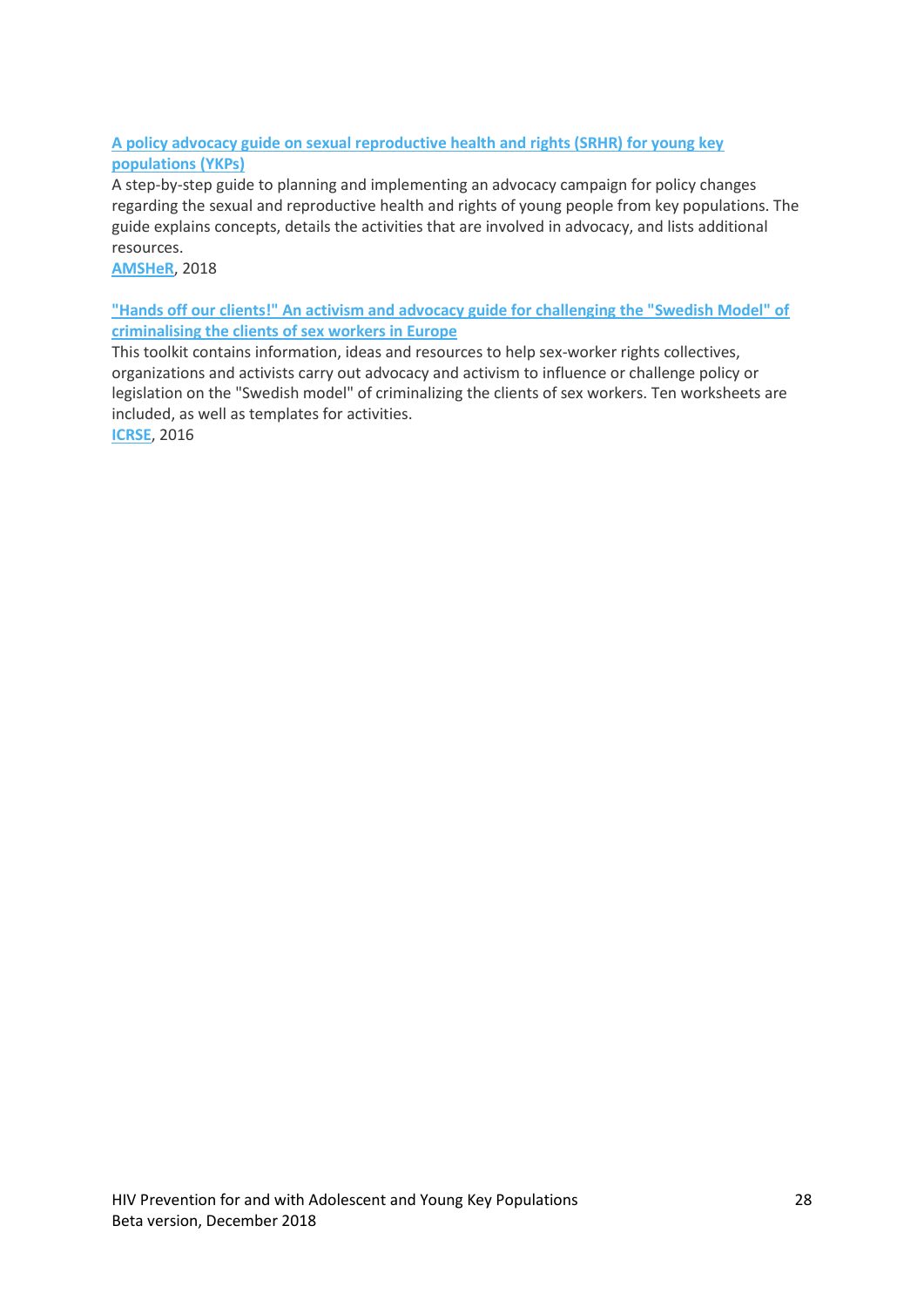**A policy advocacy guide on sexual reproductive health and rights (SRHR) for young key populations (YKPs)**

A step-by-step guide to planning and implementing an advocacy campaign for policy changes regarding the sexual and reproductive health and rights of young people from key populations. The guide explains concepts, details the activities that are involved in advocacy, and lists additional resources.

**AMSHeR**, 2018

**"Hands off our clients!" An activism and advocacy guide for challenging the "Swedish Model" of criminalising the clients of sex workers in Europe**

This toolkit contains information, ideas and resources to help sex-worker rights collectives, organizations and activists carry out advocacy and activism to influence or challenge policy or legislation on the "Swedish model" of criminalizing the clients of sex workers. Ten worksheets are included, as well as templates for activities.

**ICRSE**, 2016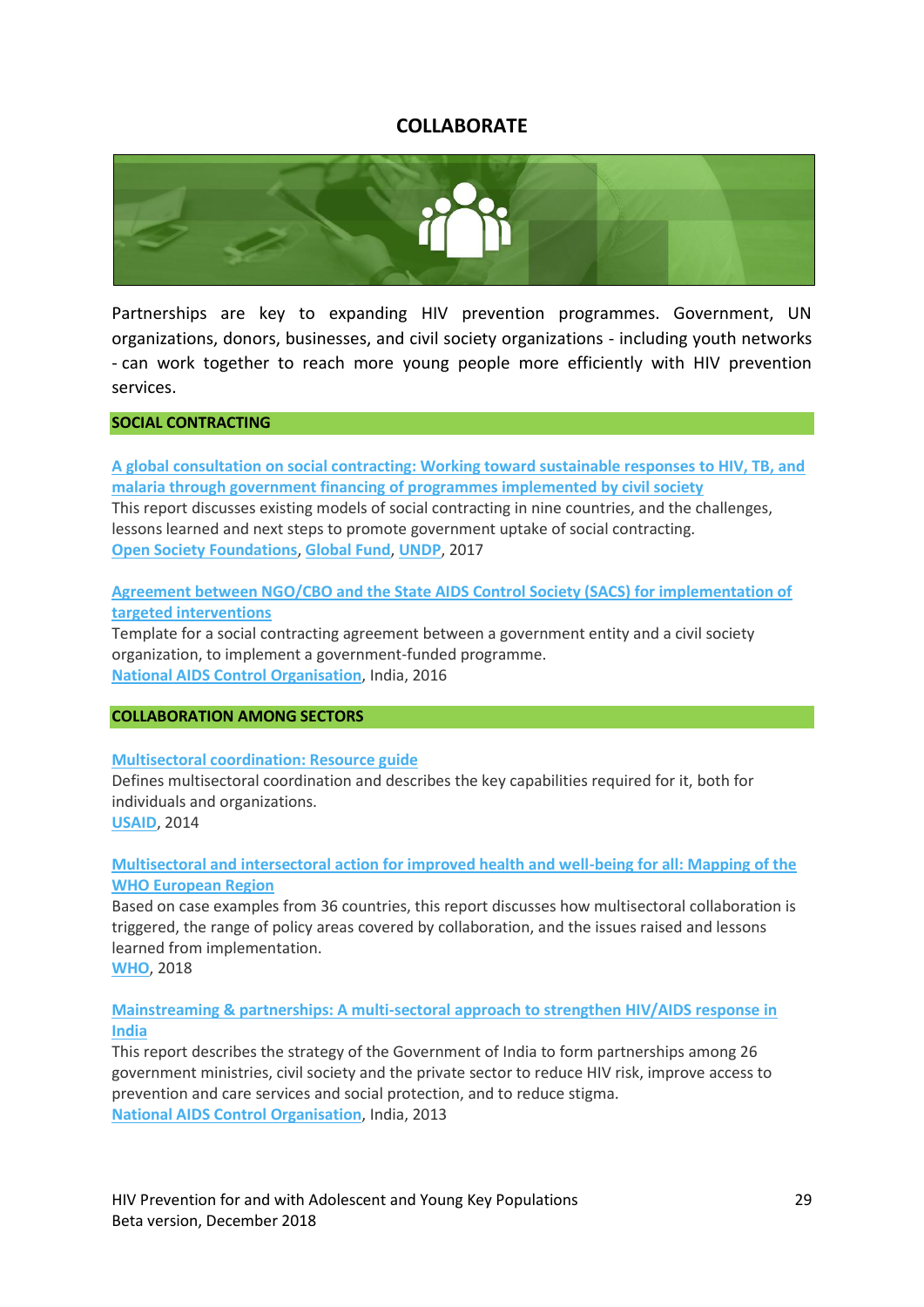# COLLABORATE

Partnerships are key to expanding HIV prevention programmes. Government, UN organizations, donors, businesses, and civil society organizations - including youth networks - can work together to reach more young people more efficiently with HIV prevention services.

## SOCIAL CONTRACTING

**A global consultation on social contracting: Working toward sustainable responses to HIV, TB, and malaria through government financing of programmes implemented by civil society**
This report discusses existing models of social contracting in nine countries, and the challenges, lessons learned and next steps to promote government uptake of social contracting.
Open Society Foundations, Global Fund, UNDP, 2017

**Agreement between NGO/CBO and the State AIDS Control Society (SACS) for implementation of targeted interventions**
Template for a social contracting agreement between a government entity and a civil society organization, to implement a government-funded programme.
National AIDS Control Organisation, India, 2016

## COLLABORATION AMONG SECTORS

**Multisectoral coordination: Resource guide**
Defines multisectoral coordination and describes the key capabilities required for it, both for individuals and organizations.
USAID, 2014

**Multisectoral and intersectoral action for improved health and well-being for all: Mapping of the WHO European Region**
Based on case examples from 36 countries, this report discusses how multisectoral collaboration is triggered, the range of policy areas covered by collaboration, and the issues raised and lessons learned from implementation.
WHO, 2018

**Mainstreaming & partnerships: A multi-sectoral approach to strengthen HIV/AIDS response in India**
This report describes the strategy of the Government of India to form partnerships among 26 government ministries, civil society and the private sector to reduce HIV risk, improve access to prevention and care services and social protection, and to reduce stigma.
National AIDS Control Organisation, India, 2013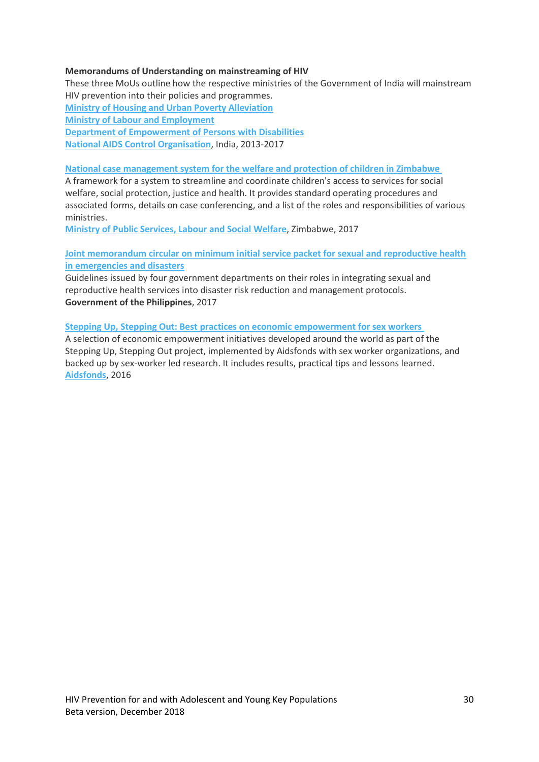**Memorandums of Understanding on mainstreaming of HIV**

These three MoUs outline how the respective ministries of the Government of India will mainstream HIV prevention into their policies and programmes.

Ministry of Housing and Urban Poverty Alleviation
Ministry of Labour and Employment
Department of Empowerment of Persons with Disabilities
National AIDS Control Organisation, India, 2013-2017

**National case management system for the welfare and protection of children in Zimbabwe**

A framework for a system to streamline and coordinate children's access to services for social welfare, social protection, justice and health. It provides standard operating procedures and associated forms, details on case conferencing, and a list of the roles and responsibilities of various ministries.

Ministry of Public Services, Labour and Social Welfare, Zimbabwe, 2017

**Joint memorandum circular on minimum initial service packet for sexual and reproductive health in emergencies and disasters**

Guidelines issued by four government departments on their roles in integrating sexual and reproductive health services into disaster risk reduction and management protocols.

**Government of the Philippines**, 2017

**Stepping Up, Stepping Out: Best practices on economic empowerment for sex workers**

A selection of economic empowerment initiatives developed around the world as part of the Stepping Up, Stepping Out project, implemented by Aidsfonds with sex worker organizations, and backed up by sex-worker led research. It includes results, practical tips and lessons learned.

Aidsfonds, 2016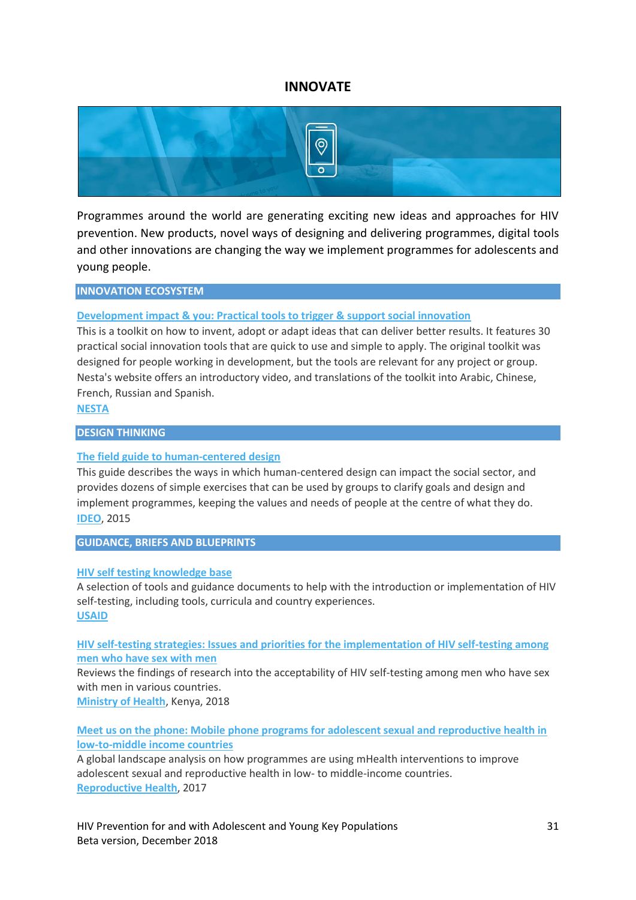# INNOVATE

Programmes around the world are generating exciting new ideas and approaches for HIV prevention. New products, novel ways of designing and delivering programmes, digital tools and other innovations are changing the way we implement programmes for adolescents and young people.

## INNOVATION ECOSYSTEM

**Development impact & you: Practical tools to trigger & support social innovation**

This is a toolkit on how to invent, adopt or adapt ideas that can deliver better results. It features 30 practical social innovation tools that are quick to use and simple to apply. The original toolkit was designed for people working in development, but the tools are relevant for any project or group. Nesta's website offers an introductory video, and translations of the toolkit into Arabic, Chinese, French, Russian and Spanish.

NESTA

## DESIGN THINKING

**The field guide to human-centered design**

This guide describes the ways in which human-centered design can impact the social sector, and provides dozens of simple exercises that can be used by groups to clarify goals and design and implement programmes, keeping the values and needs of people at the centre of what they do.

IDEO, 2015

## GUIDANCE, BRIEFS AND BLUEPRINTS

**HIV self testing knowledge base**

A selection of tools and guidance documents to help with the introduction or implementation of HIV self-testing, including tools, curricula and country experiences.

USAID

**HIV self-testing strategies: Issues and priorities for the implementation of HIV self-testing among men who have sex with men**

Reviews the findings of research into the acceptability of HIV self-testing among men who have sex with men in various countries.

Ministry of Health, Kenya, 2018

**Meet us on the phone: Mobile phone programs for adolescent sexual and reproductive health in low-to-middle income countries**

A global landscape analysis on how programmes are using mHealth interventions to improve adolescent sexual and reproductive health in low- to middle-income countries.

Reproductive Health, 2017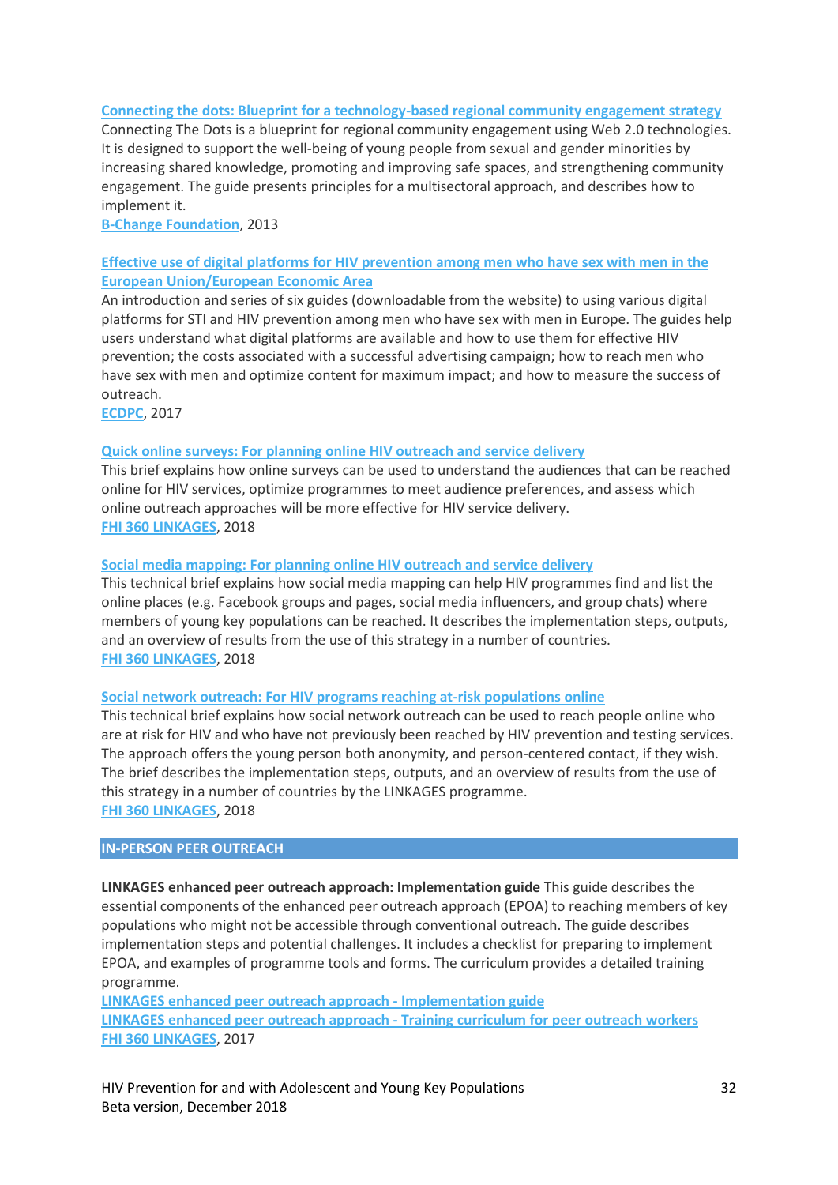**Connecting the dots: Blueprint for a technology-based regional community engagement strategy**
Connecting The Dots is a blueprint for regional community engagement using Web 2.0 technologies. It is designed to support the well-being of young people from sexual and gender minorities by increasing shared knowledge, promoting and improving safe spaces, and strengthening community engagement. The guide presents principles for a multisectoral approach, and describes how to implement it.
B-Change Foundation, 2013

**Effective use of digital platforms for HIV prevention among men who have sex with men in the European Union/European Economic Area**
An introduction and series of six guides (downloadable from the website) to using various digital platforms for STI and HIV prevention among men who have sex with men in Europe. The guides help users understand what digital platforms are available and how to use them for effective HIV prevention; the costs associated with a successful advertising campaign; how to reach men who have sex with men and optimize content for maximum impact; and how to measure the success of outreach.
ECDPC, 2017

**Quick online surveys: For planning online HIV outreach and service delivery**
This brief explains how online surveys can be used to understand the audiences that can be reached online for HIV services, optimize programmes to meet audience preferences, and assess which online outreach approaches will be more effective for HIV service delivery.
FHI 360 LINKAGES, 2018

**Social media mapping: For planning online HIV outreach and service delivery**
This technical brief explains how social media mapping can help HIV programmes find and list the online places (e.g. Facebook groups and pages, social media influencers, and group chats) where members of young key populations can be reached. It describes the implementation steps, outputs, and an overview of results from the use of this strategy in a number of countries.
FHI 360 LINKAGES, 2018

**Social network outreach: For HIV programs reaching at-risk populations online**
This technical brief explains how social network outreach can be used to reach people online who are at risk for HIV and who have not previously been reached by HIV prevention and testing services. The approach offers the young person both anonymity, and person-centered contact, if they wish. The brief describes the implementation steps, outputs, and an overview of results from the use of this strategy in a number of countries by the LINKAGES programme.
FHI 360 LINKAGES, 2018

## IN-PERSON PEER OUTREACH

**LINKAGES enhanced peer outreach approach: Implementation guide** This guide describes the essential components of the enhanced peer outreach approach (EPOA) to reaching members of key populations who might not be accessible through conventional outreach. The guide describes implementation steps and potential challenges. It includes a checklist for preparing to implement EPOA, and examples of programme tools and forms. The curriculum provides a detailed training programme.
LINKAGES enhanced peer outreach approach - Implementation guide
LINKAGES enhanced peer outreach approach - Training curriculum for peer outreach workers
FHI 360 LINKAGES, 2017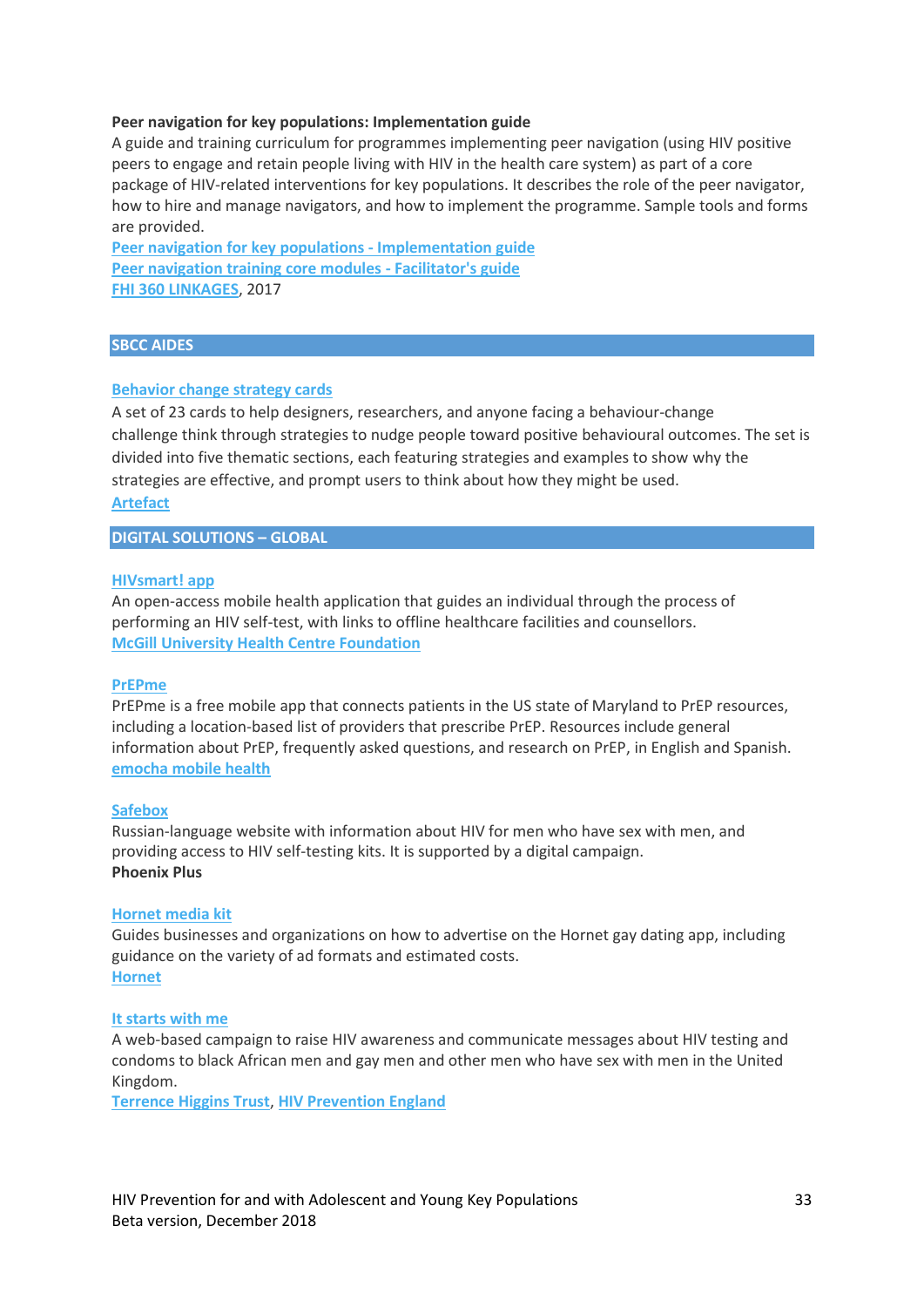**Peer navigation for key populations: Implementation guide**

A guide and training curriculum for programmes implementing peer navigation (using HIV positive peers to engage and retain people living with HIV in the health care system) as part of a core package of HIV-related interventions for key populations. It describes the role of the peer navigator, how to hire and manage navigators, and how to implement the programme. Sample tools and forms are provided.

Peer navigation for key populations - Implementation guide

Peer navigation training core modules - Facilitator's guide

FHI 360 LINKAGES, 2017

## SBCC AIDES

**Behavior change strategy cards**

A set of 23 cards to help designers, researchers, and anyone facing a behaviour-change challenge think through strategies to nudge people toward positive behavioural outcomes. The set is divided into five thematic sections, each featuring strategies and examples to show why the strategies are effective, and prompt users to think about how they might be used.

Artefact

## DIGITAL SOLUTIONS – GLOBAL

**HIVsmart! app**

An open-access mobile health application that guides an individual through the process of performing an HIV self-test, with links to offline healthcare facilities and counsellors.

McGill University Health Centre Foundation

**PrEPme**

PrEPme is a free mobile app that connects patients in the US state of Maryland to PrEP resources, including a location-based list of providers that prescribe PrEP. Resources include general information about PrEP, frequently asked questions, and research on PrEP, in English and Spanish.

emocha mobile health

**Safebox**

Russian-language website with information about HIV for men who have sex with men, and providing access to HIV self-testing kits. It is supported by a digital campaign.

**Phoenix Plus**

**Hornet media kit**

Guides businesses and organizations on how to advertise on the Hornet gay dating app, including guidance on the variety of ad formats and estimated costs.

Hornet

**It starts with me**

A web-based campaign to raise HIV awareness and communicate messages about HIV testing and condoms to black African men and gay men and other men who have sex with men in the United Kingdom.

Terrence Higgins Trust, HIV Prevention England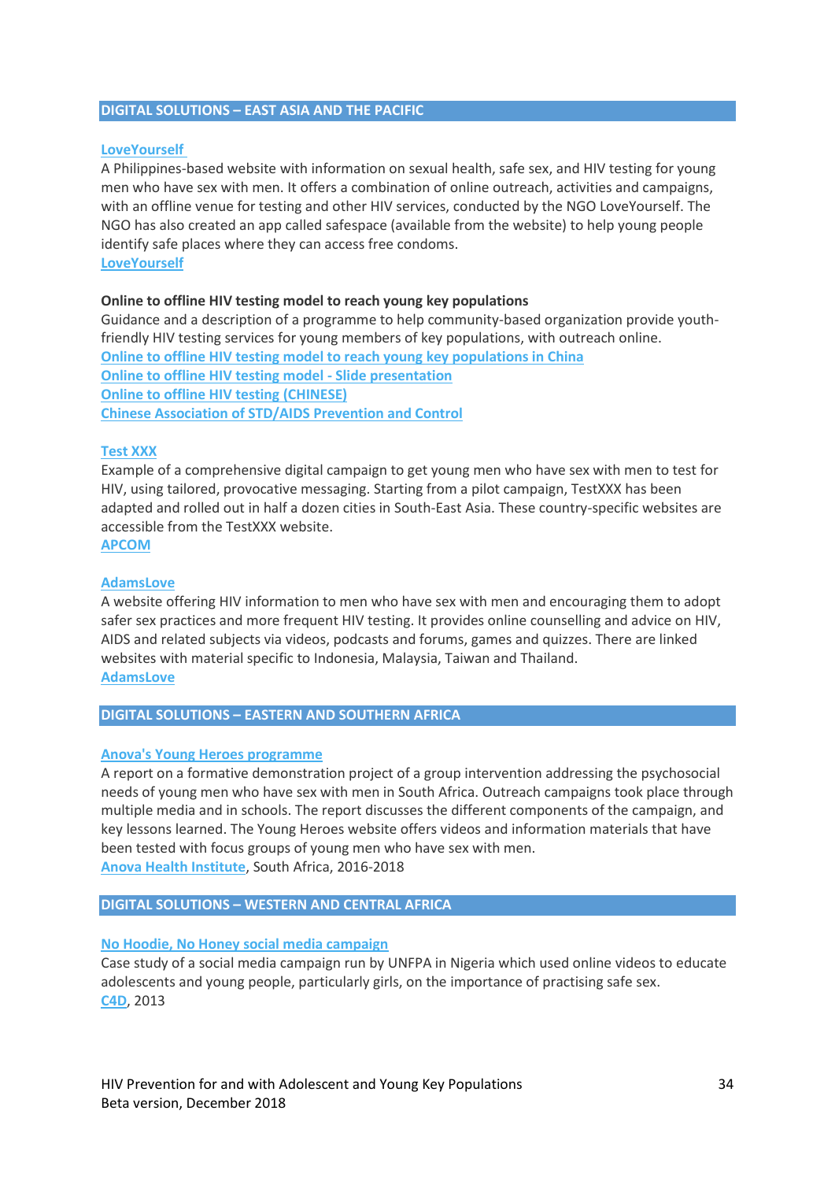## DIGITAL SOLUTIONS – EAST ASIA AND THE PACIFIC

**LoveYourself**

A Philippines-based website with information on sexual health, safe sex, and HIV testing for young men who have sex with men. It offers a combination of online outreach, activities and campaigns, with an offline venue for testing and other HIV services, conducted by the NGO LoveYourself. The NGO has also created an app called safespace (available from the website) to help young people identify safe places where they can access free condoms.

**LoveYourself**

**Online to offline HIV testing model to reach young key populations**

Guidance and a description of a programme to help community-based organization provide youth-friendly HIV testing services for young members of key populations, with outreach online.

**Online to offline HIV testing model to reach young key populations in China**

**Online to offline HIV testing model - Slide presentation**

**Online to offline HIV testing (CHINESE)**

**Chinese Association of STD/AIDS Prevention and Control**

**Test XXX**

Example of a comprehensive digital campaign to get young men who have sex with men to test for HIV, using tailored, provocative messaging. Starting from a pilot campaign, TestXXX has been adapted and rolled out in half a dozen cities in South-East Asia. These country-specific websites are accessible from the TestXXX website.

**APCOM**

**AdamsLove**

A website offering HIV information to men who have sex with men and encouraging them to adopt safer sex practices and more frequent HIV testing. It provides online counselling and advice on HIV, AIDS and related subjects via videos, podcasts and forums, games and quizzes. There are linked websites with material specific to Indonesia, Malaysia, Taiwan and Thailand.

**AdamsLove**

## DIGITAL SOLUTIONS – EASTERN AND SOUTHERN AFRICA

**Anova's Young Heroes programme**

A report on a formative demonstration project of a group intervention addressing the psychosocial needs of young men who have sex with men in South Africa. Outreach campaigns took place through multiple media and in schools. The report discusses the different components of the campaign, and key lessons learned. The Young Heroes website offers videos and information materials that have been tested with focus groups of young men who have sex with men.

**Anova Health Institute**, South Africa, 2016-2018

## DIGITAL SOLUTIONS – WESTERN AND CENTRAL AFRICA

**No Hoodie, No Honey social media campaign**

Case study of a social media campaign run by UNFPA in Nigeria which used online videos to educate adolescents and young people, particularly girls, on the importance of practising safe sex.

**C4D**, 2013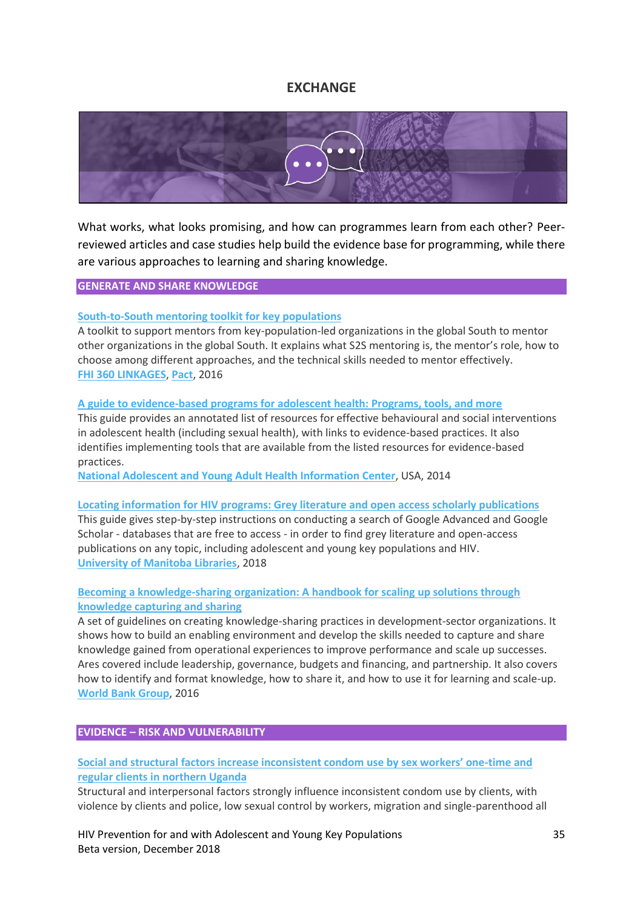# EXCHANGE

What works, what looks promising, and how can programmes learn from each other? Peer-reviewed articles and case studies help build the evidence base for programming, while there are various approaches to learning and sharing knowledge.

## GENERATE AND SHARE KNOWLEDGE

**South-to-South mentoring toolkit for key populations**

A toolkit to support mentors from key-population-led organizations in the global South to mentor other organizations in the global South. It explains what S2S mentoring is, the mentor's role, how to choose among different approaches, and the technical skills needed to mentor effectively.
FHI 360 LINKAGES, Pact, 2016

**A guide to evidence-based programs for adolescent health: Programs, tools, and more**

This guide provides an annotated list of resources for effective behavioural and social interventions in adolescent health (including sexual health), with links to evidence-based practices. It also identifies implementing tools that are available from the listed resources for evidence-based practices.
National Adolescent and Young Adult Health Information Center, USA, 2014

**Locating information for HIV programs: Grey literature and open access scholarly publications**

This guide gives step-by-step instructions on conducting a search of Google Advanced and Google Scholar - databases that are free to access - in order to find grey literature and open-access publications on any topic, including adolescent and young key populations and HIV.
University of Manitoba Libraries, 2018

**Becoming a knowledge-sharing organization: A handbook for scaling up solutions through knowledge capturing and sharing**

A set of guidelines on creating knowledge-sharing practices in development-sector organizations. It shows how to build an enabling environment and develop the skills needed to capture and share knowledge gained from operational experiences to improve performance and scale up successes. Ares covered include leadership, governance, budgets and financing, and partnership. It also covers how to identify and format knowledge, how to share it, and how to use it for learning and scale-up.
World Bank Group, 2016

## EVIDENCE – RISK AND VULNERABILITY

**Social and structural factors increase inconsistent condom use by sex workers' one-time and regular clients in northern Uganda**

Structural and interpersonal factors strongly influence inconsistent condom use by clients, with violence by clients and police, low sexual control by workers, migration and single-parenthood all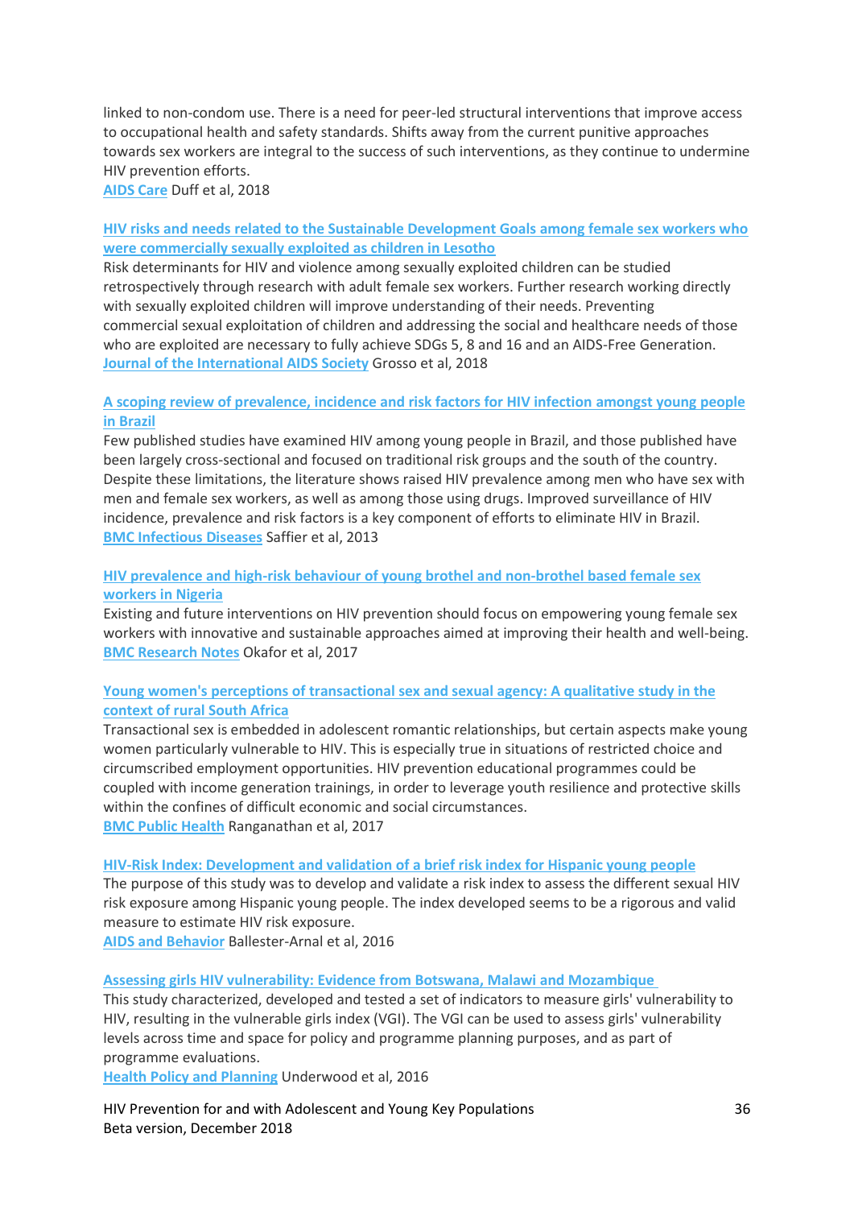linked to non-condom use. There is a need for peer-led structural interventions that improve access to occupational health and safety standards. Shifts away from the current punitive approaches towards sex workers are integral to the success of such interventions, as they continue to undermine HIV prevention efforts.
AIDS Care Duff et al, 2018

**HIV risks and needs related to the Sustainable Development Goals among female sex workers who were commercially sexually exploited as children in Lesotho**
Risk determinants for HIV and violence among sexually exploited children can be studied retrospectively through research with adult female sex workers. Further research working directly with sexually exploited children will improve understanding of their needs. Preventing commercial sexual exploitation of children and addressing the social and healthcare needs of those who are exploited are necessary to fully achieve SDGs 5, 8 and 16 and an AIDS-Free Generation.
Journal of the International AIDS Society Grosso et al, 2018

**A scoping review of prevalence, incidence and risk factors for HIV infection amongst young people in Brazil**
Few published studies have examined HIV among young people in Brazil, and those published have been largely cross-sectional and focused on traditional risk groups and the south of the country. Despite these limitations, the literature shows raised HIV prevalence among men who have sex with men and female sex workers, as well as among those using drugs. Improved surveillance of HIV incidence, prevalence and risk factors is a key component of efforts to eliminate HIV in Brazil.
BMC Infectious Diseases Saffier et al, 2013

**HIV prevalence and high-risk behaviour of young brothel and non-brothel based female sex workers in Nigeria**
Existing and future interventions on HIV prevention should focus on empowering young female sex workers with innovative and sustainable approaches aimed at improving their health and well-being.
BMC Research Notes Okafor et al, 2017

**Young women's perceptions of transactional sex and sexual agency: A qualitative study in the context of rural South Africa**
Transactional sex is embedded in adolescent romantic relationships, but certain aspects make young women particularly vulnerable to HIV. This is especially true in situations of restricted choice and circumscribed employment opportunities. HIV prevention educational programmes could be coupled with income generation trainings, in order to leverage youth resilience and protective skills within the confines of difficult economic and social circumstances.
BMC Public Health Ranganathan et al, 2017

**HIV-Risk Index: Development and validation of a brief risk index for Hispanic young people**
The purpose of this study was to develop and validate a risk index to assess the different sexual HIV risk exposure among Hispanic young people. The index developed seems to be a rigorous and valid measure to estimate HIV risk exposure.
AIDS and Behavior Ballester-Arnal et al, 2016

**Assessing girls HIV vulnerability: Evidence from Botswana, Malawi and Mozambique**
This study characterized, developed and tested a set of indicators to measure girls' vulnerability to HIV, resulting in the vulnerable girls index (VGI). The VGI can be used to assess girls' vulnerability levels across time and space for policy and programme planning purposes, and as part of programme evaluations.
Health Policy and Planning Underwood et al, 2016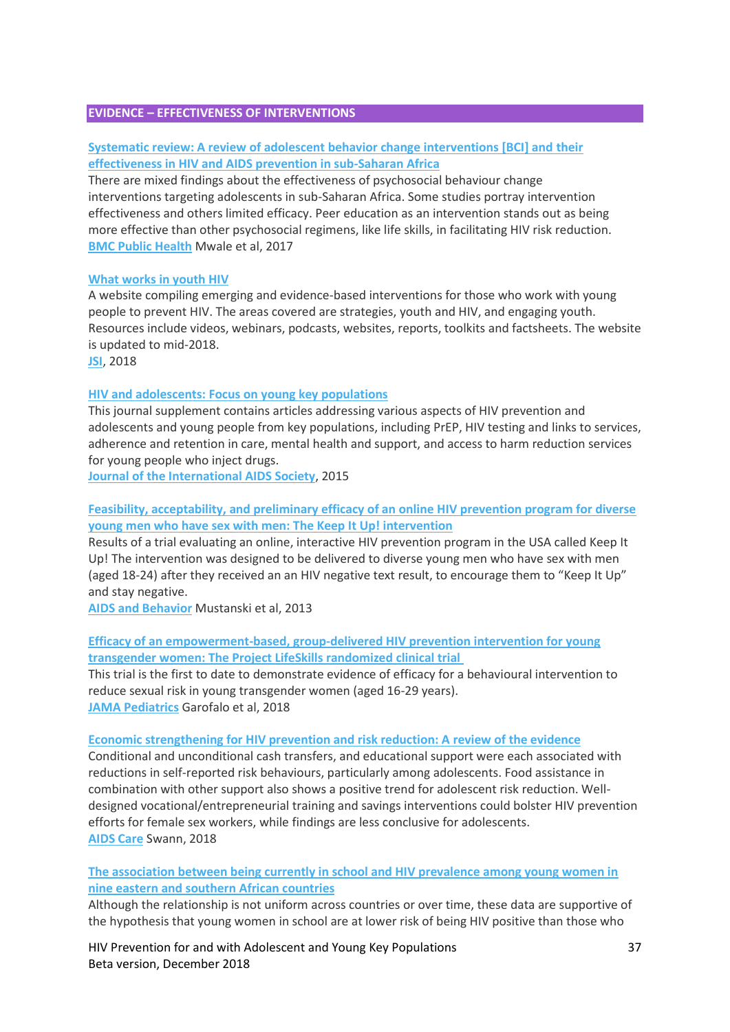## EVIDENCE – EFFECTIVENESS OF INTERVENTIONS

**Systematic review: A review of adolescent behavior change interventions [BCI] and their effectiveness in HIV and AIDS prevention in sub-Saharan Africa**

There are mixed findings about the effectiveness of psychosocial behaviour change interventions targeting adolescents in sub-Saharan Africa. Some studies portray intervention effectiveness and others limited efficacy. Peer education as an intervention stands out as being more effective than other psychosocial regimens, like life skills, in facilitating HIV risk reduction.
BMC Public Health Mwale et al, 2017

**What works in youth HIV**

A website compiling emerging and evidence-based interventions for those who work with young people to prevent HIV. The areas covered are strategies, youth and HIV, and engaging youth. Resources include videos, webinars, podcasts, websites, reports, toolkits and factsheets. The website is updated to mid-2018.
JSI, 2018

**HIV and adolescents: Focus on young key populations**

This journal supplement contains articles addressing various aspects of HIV prevention and adolescents and young people from key populations, including PrEP, HIV testing and links to services, adherence and retention in care, mental health and support, and access to harm reduction services for young people who inject drugs.
Journal of the International AIDS Society, 2015

**Feasibility, acceptability, and preliminary efficacy of an online HIV prevention program for diverse young men who have sex with men: The Keep It Up! intervention**

Results of a trial evaluating an online, interactive HIV prevention program in the USA called Keep It Up! The intervention was designed to be delivered to diverse young men who have sex with men (aged 18-24) after they received an an HIV negative text result, to encourage them to "Keep It Up" and stay negative.
AIDS and Behavior Mustanski et al, 2013

**Efficacy of an empowerment-based, group-delivered HIV prevention intervention for young transgender women: The Project LifeSkills randomized clinical trial**

This trial is the first to date to demonstrate evidence of efficacy for a behavioural intervention to reduce sexual risk in young transgender women (aged 16-29 years).
JAMA Pediatrics Garofalo et al, 2018

**Economic strengthening for HIV prevention and risk reduction: A review of the evidence**

Conditional and unconditional cash transfers, and educational support were each associated with reductions in self-reported risk behaviours, particularly among adolescents. Food assistance in combination with other support also shows a positive trend for adolescent risk reduction. Well-designed vocational/entrepreneurial training and savings interventions could bolster HIV prevention efforts for female sex workers, while findings are less conclusive for adolescents.
AIDS Care Swann, 2018

**The association between being currently in school and HIV prevalence among young women in nine eastern and southern African countries**

Although the relationship is not uniform across countries or over time, these data are supportive of the hypothesis that young women in school are at lower risk of being HIV positive than those who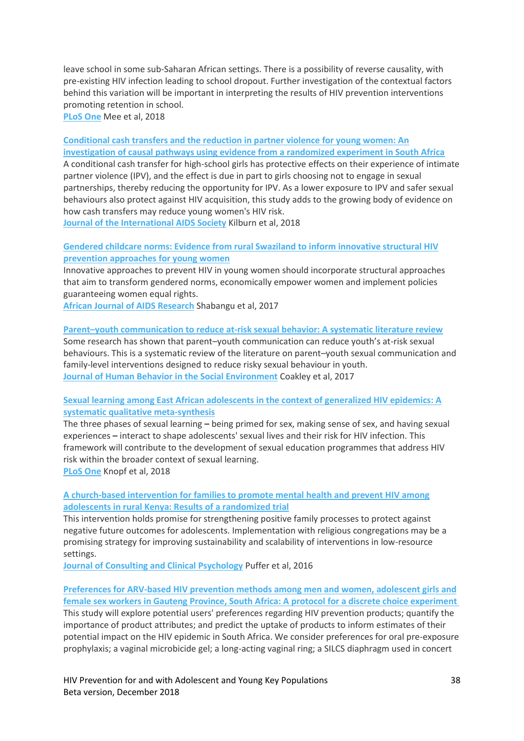leave school in some sub-Saharan African settings. There is a possibility of reverse causality, with pre-existing HIV infection leading to school dropout. Further investigation of the contextual factors behind this variation will be important in interpreting the results of HIV prevention interventions promoting retention in school.
PLoS One Mee et al, 2018

**Conditional cash transfers and the reduction in partner violence for young women: An investigation of causal pathways using evidence from a randomized experiment in South Africa**
A conditional cash transfer for high-school girls has protective effects on their experience of intimate partner violence (IPV), and the effect is due in part to girls choosing not to engage in sexual partnerships, thereby reducing the opportunity for IPV. As a lower exposure to IPV and safer sexual behaviours also protect against HIV acquisition, this study adds to the growing body of evidence on how cash transfers may reduce young women's HIV risk.
Journal of the International AIDS Society Kilburn et al, 2018

**Gendered childcare norms: Evidence from rural Swaziland to inform innovative structural HIV prevention approaches for young women**
Innovative approaches to prevent HIV in young women should incorporate structural approaches that aim to transform gendered norms, economically empower women and implement policies guaranteeing women equal rights.
African Journal of AIDS Research Shabangu et al, 2017

**Parent–youth communication to reduce at-risk sexual behavior: A systematic literature review**
Some research has shown that parent–youth communication can reduce youth's at-risk sexual behaviours. This is a systematic review of the literature on parent–youth sexual communication and family-level interventions designed to reduce risky sexual behaviour in youth.
Journal of Human Behavior in the Social Environment Coakley et al, 2017

**Sexual learning among East African adolescents in the context of generalized HIV epidemics: A systematic qualitative meta-synthesis**
The three phases of sexual learning **–** being primed for sex, making sense of sex, and having sexual experiences **–** interact to shape adolescents' sexual lives and their risk for HIV infection. This framework will contribute to the development of sexual education programmes that address HIV risk within the broader context of sexual learning.
PLoS One Knopf et al, 2018

**A church-based intervention for families to promote mental health and prevent HIV among adolescents in rural Kenya: Results of a randomized trial**
This intervention holds promise for strengthening positive family processes to protect against negative future outcomes for adolescents. Implementation with religious congregations may be a promising strategy for improving sustainability and scalability of interventions in low-resource settings.
Journal of Consulting and Clinical Psychology Puffer et al, 2016

**Preferences for ARV-based HIV prevention methods among men and women, adolescent girls and female sex workers in Gauteng Province, South Africa: A protocol for a discrete choice experiment**
This study will explore potential users' preferences regarding HIV prevention products; quantify the importance of product attributes; and predict the uptake of products to inform estimates of their potential impact on the HIV epidemic in South Africa. We consider preferences for oral pre-exposure prophylaxis; a vaginal microbicide gel; a long-acting vaginal ring; a SILCS diaphragm used in concert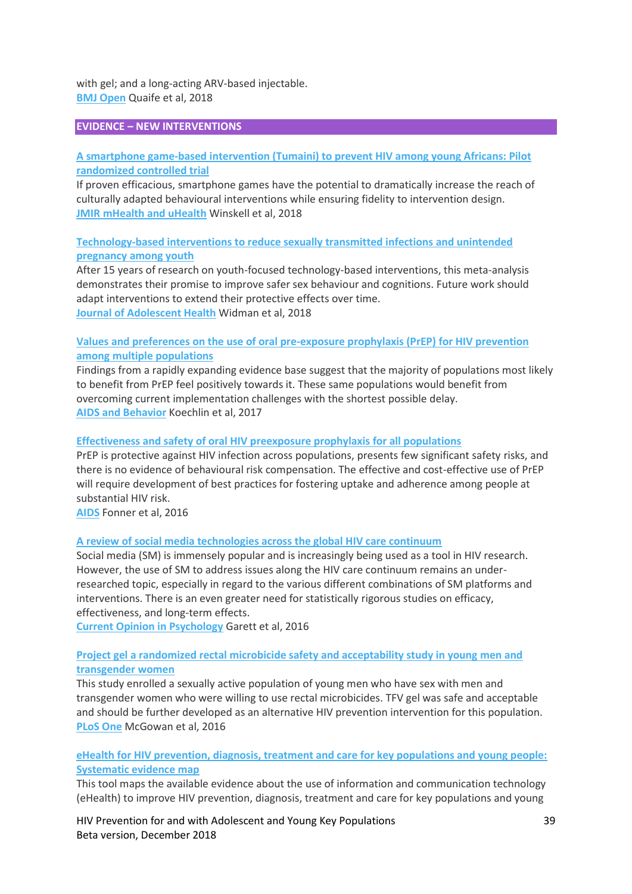with gel; and a long-acting ARV-based injectable.
BMJ Open Quaife et al, 2018

## EVIDENCE – NEW INTERVENTIONS

**A smartphone game-based intervention (Tumaini) to prevent HIV among young Africans: Pilot randomized controlled trial**
If proven efficacious, smartphone games have the potential to dramatically increase the reach of culturally adapted behavioural interventions while ensuring fidelity to intervention design.
JMIR mHealth and uHealth Winskell et al, 2018

**Technology-based interventions to reduce sexually transmitted infections and unintended pregnancy among youth**
After 15 years of research on youth-focused technology-based interventions, this meta-analysis demonstrates their promise to improve safer sex behaviour and cognitions. Future work should adapt interventions to extend their protective effects over time.
Journal of Adolescent Health Widman et al, 2018

**Values and preferences on the use of oral pre-exposure prophylaxis (PrEP) for HIV prevention among multiple populations**
Findings from a rapidly expanding evidence base suggest that the majority of populations most likely to benefit from PrEP feel positively towards it. These same populations would benefit from overcoming current implementation challenges with the shortest possible delay.
AIDS and Behavior Koechlin et al, 2017

**Effectiveness and safety of oral HIV preexposure prophylaxis for all populations**
PrEP is protective against HIV infection across populations, presents few significant safety risks, and there is no evidence of behavioural risk compensation. The effective and cost-effective use of PrEP will require development of best practices for fostering uptake and adherence among people at substantial HIV risk.
AIDS Fonner et al, 2016

**A review of social media technologies across the global HIV care continuum**
Social media (SM) is immensely popular and is increasingly being used as a tool in HIV research. However, the use of SM to address issues along the HIV care continuum remains an under-researched topic, especially in regard to the various different combinations of SM platforms and interventions. There is an even greater need for statistically rigorous studies on efficacy, effectiveness, and long-term effects.
Current Opinion in Psychology Garett et al, 2016

**Project gel a randomized rectal microbicide safety and acceptability study in young men and transgender women**
This study enrolled a sexually active population of young men who have sex with men and transgender women who were willing to use rectal microbicides. TFV gel was safe and acceptable and should be further developed as an alternative HIV prevention intervention for this population.
PLoS One McGowan et al, 2016

**eHealth for HIV prevention, diagnosis, treatment and care for key populations and young people: Systematic evidence map**
This tool maps the available evidence about the use of information and communication technology (eHealth) to improve HIV prevention, diagnosis, treatment and care for key populations and young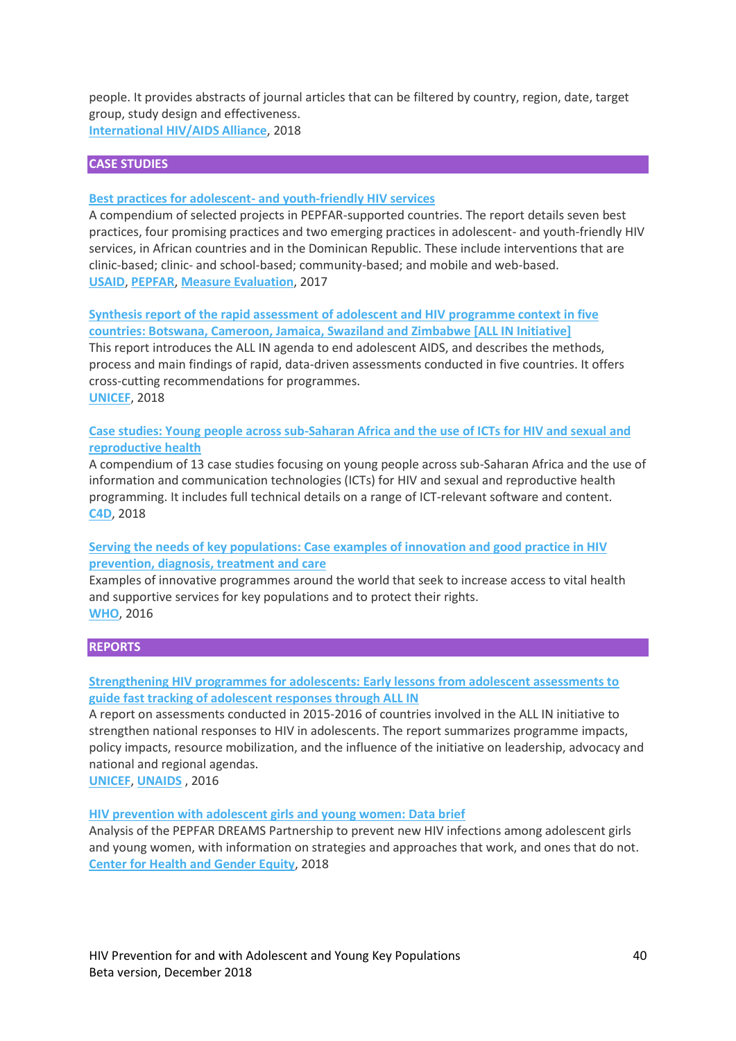people. It provides abstracts of journal articles that can be filtered by country, region, date, target group, study design and effectiveness.
International HIV/AIDS Alliance, 2018

## CASE STUDIES

**Best practices for adolescent- and youth-friendly HIV services**
A compendium of selected projects in PEPFAR-supported countries. The report details seven best practices, four promising practices and two emerging practices in adolescent- and youth-friendly HIV services, in African countries and in the Dominican Republic. These include interventions that are clinic-based; clinic- and school-based; community-based; and mobile and web-based.
USAID, PEPFAR, Measure Evaluation, 2017

**Synthesis report of the rapid assessment of adolescent and HIV programme context in five countries: Botswana, Cameroon, Jamaica, Swaziland and Zimbabwe [ALL IN Initiative]**
This report introduces the ALL IN agenda to end adolescent AIDS, and describes the methods, process and main findings of rapid, data-driven assessments conducted in five countries. It offers cross-cutting recommendations for programmes.
UNICEF, 2018

**Case studies: Young people across sub-Saharan Africa and the use of ICTs for HIV and sexual and reproductive health**
A compendium of 13 case studies focusing on young people across sub-Saharan Africa and the use of information and communication technologies (ICTs) for HIV and sexual and reproductive health programming. It includes full technical details on a range of ICT-relevant software and content.
C4D, 2018

**Serving the needs of key populations: Case examples of innovation and good practice in HIV prevention, diagnosis, treatment and care**
Examples of innovative programmes around the world that seek to increase access to vital health and supportive services for key populations and to protect their rights.
WHO, 2016

## REPORTS

**Strengthening HIV programmes for adolescents: Early lessons from adolescent assessments to guide fast tracking of adolescent responses through ALL IN**
A report on assessments conducted in 2015-2016 of countries involved in the ALL IN initiative to strengthen national responses to HIV in adolescents. The report summarizes programme impacts, policy impacts, resource mobilization, and the influence of the initiative on leadership, advocacy and national and regional agendas.
UNICEF, UNAIDS , 2016

**HIV prevention with adolescent girls and young women: Data brief**
Analysis of the PEPFAR DREAMS Partnership to prevent new HIV infections among adolescent girls and young women, with information on strategies and approaches that work, and ones that do not.
Center for Health and Gender Equity, 2018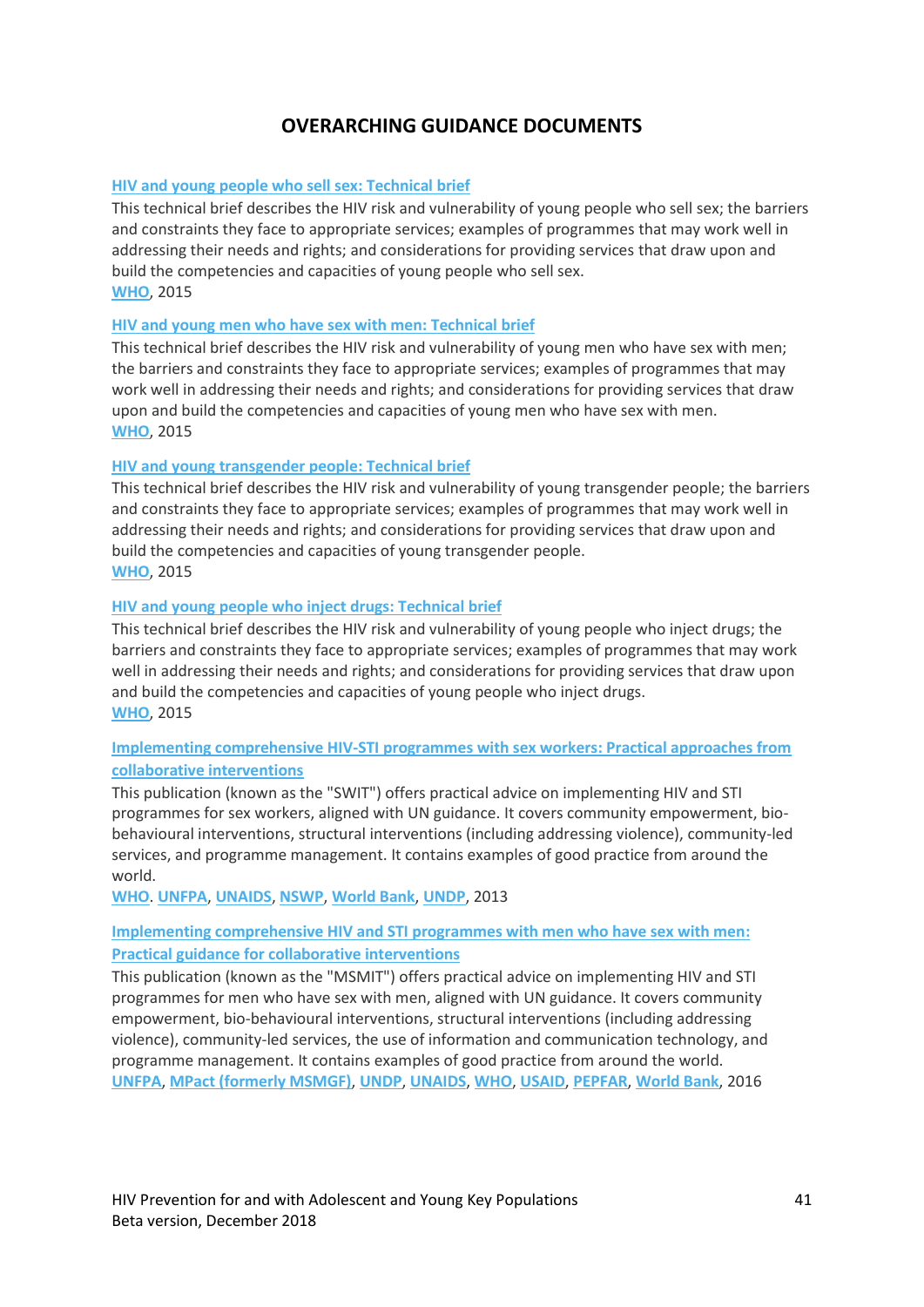# OVERARCHING GUIDANCE DOCUMENTS

**HIV and young people who sell sex: Technical brief**

This technical brief describes the HIV risk and vulnerability of young people who sell sex; the barriers and constraints they face to appropriate services; examples of programmes that may work well in addressing their needs and rights; and considerations for providing services that draw upon and build the competencies and capacities of young people who sell sex.
**WHO**, 2015

**HIV and young men who have sex with men: Technical brief**

This technical brief describes the HIV risk and vulnerability of young men who have sex with men; the barriers and constraints they face to appropriate services; examples of programmes that may work well in addressing their needs and rights; and considerations for providing services that draw upon and build the competencies and capacities of young men who have sex with men.
**WHO**, 2015

**HIV and young transgender people: Technical brief**

This technical brief describes the HIV risk and vulnerability of young transgender people; the barriers and constraints they face to appropriate services; examples of programmes that may work well in addressing their needs and rights; and considerations for providing services that draw upon and build the competencies and capacities of young transgender people.
**WHO**, 2015

**HIV and young people who inject drugs: Technical brief**

This technical brief describes the HIV risk and vulnerability of young people who inject drugs; the barriers and constraints they face to appropriate services; examples of programmes that may work well in addressing their needs and rights; and considerations for providing services that draw upon and build the competencies and capacities of young people who inject drugs.
**WHO**, 2015

**Implementing comprehensive HIV-STI programmes with sex workers: Practical approaches from collaborative interventions**

This publication (known as the "SWIT") offers practical advice on implementing HIV and STI programmes for sex workers, aligned with UN guidance. It covers community empowerment, bio-behavioural interventions, structural interventions (including addressing violence), community-led services, and programme management. It contains examples of good practice from around the world.
**WHO**. **UNFPA**, **UNAIDS**, **NSWP**, **World Bank**, **UNDP**, 2013

**Implementing comprehensive HIV and STI programmes with men who have sex with men: Practical guidance for collaborative interventions**

This publication (known as the "MSMIT") offers practical advice on implementing HIV and STI programmes for men who have sex with men, aligned with UN guidance. It covers community empowerment, bio-behavioural interventions, structural interventions (including addressing violence), community-led services, the use of information and communication technology, and programme management. It contains examples of good practice from around the world.
**UNFPA**, **MPact (formerly MSMGF)**, **UNDP**, **UNAIDS**, **WHO**, **USAID**, **PEPFAR**, **World Bank**, 2016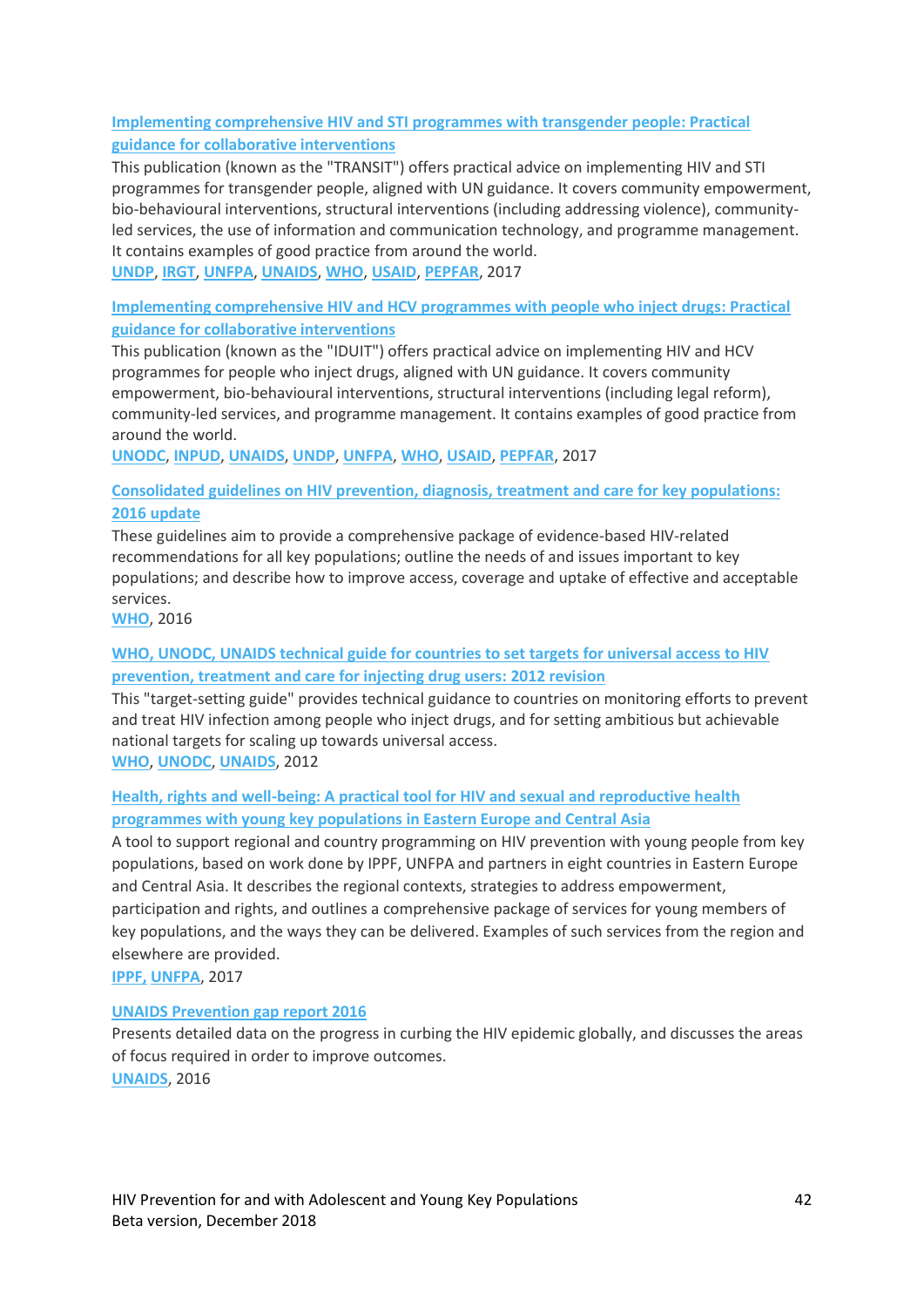**Implementing comprehensive HIV and STI programmes with transgender people: Practical guidance for collaborative interventions**

This publication (known as the "TRANSIT") offers practical advice on implementing HIV and STI programmes for transgender people, aligned with UN guidance. It covers community empowerment, bio-behavioural interventions, structural interventions (including addressing violence), community-led services, the use of information and communication technology, and programme management. It contains examples of good practice from around the world.

UNDP, IRGT, UNFPA, UNAIDS, WHO, USAID, PEPFAR, 2017

**Implementing comprehensive HIV and HCV programmes with people who inject drugs: Practical guidance for collaborative interventions**

This publication (known as the "IDUIT") offers practical advice on implementing HIV and HCV programmes for people who inject drugs, aligned with UN guidance. It covers community empowerment, bio-behavioural interventions, structural interventions (including legal reform), community-led services, and programme management. It contains examples of good practice from around the world.

UNODC, INPUD, UNAIDS, UNDP, UNFPA, WHO, USAID, PEPFAR, 2017

**Consolidated guidelines on HIV prevention, diagnosis, treatment and care for key populations: 2016 update**

These guidelines aim to provide a comprehensive package of evidence-based HIV-related recommendations for all key populations; outline the needs of and issues important to key populations; and describe how to improve access, coverage and uptake of effective and acceptable services.

WHO, 2016

**WHO, UNODC, UNAIDS technical guide for countries to set targets for universal access to HIV prevention, treatment and care for injecting drug users: 2012 revision**

This "target-setting guide" provides technical guidance to countries on monitoring efforts to prevent and treat HIV infection among people who inject drugs, and for setting ambitious but achievable national targets for scaling up towards universal access.

WHO, UNODC, UNAIDS, 2012

**Health, rights and well-being: A practical tool for HIV and sexual and reproductive health programmes with young key populations in Eastern Europe and Central Asia**

A tool to support regional and country programming on HIV prevention with young people from key populations, based on work done by IPPF, UNFPA and partners in eight countries in Eastern Europe and Central Asia. It describes the regional contexts, strategies to address empowerment, participation and rights, and outlines a comprehensive package of services for young members of key populations, and the ways they can be delivered. Examples of such services from the region and elsewhere are provided.

IPPF, UNFPA, 2017

**UNAIDS Prevention gap report 2016**

Presents detailed data on the progress in curbing the HIV epidemic globally, and discusses the areas of focus required in order to improve outcomes.

UNAIDS, 2016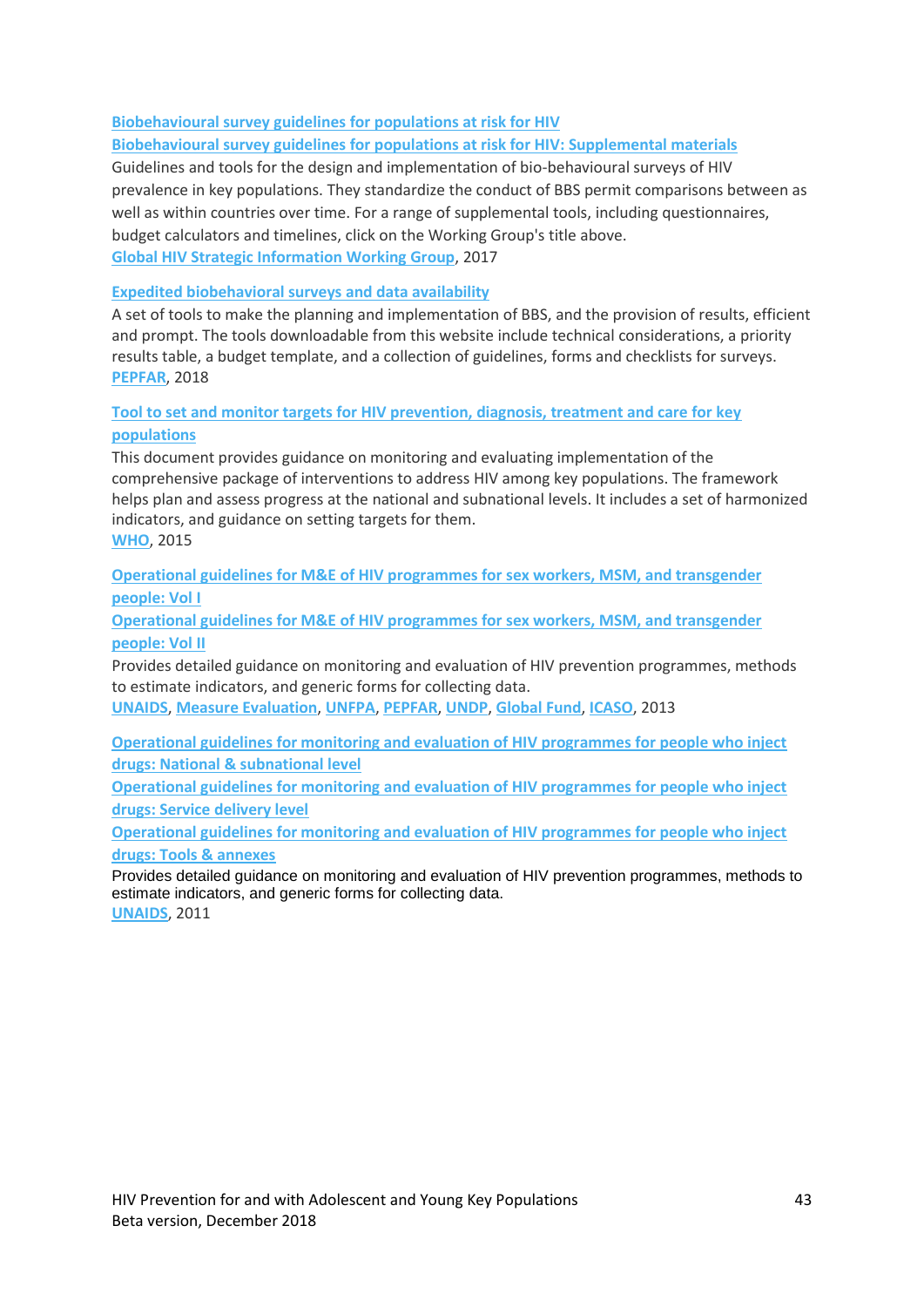[Biobehavioural survey guidelines for populations at risk for HIV]

[Biobehavioural survey guidelines for populations at risk for HIV: Supplemental materials]

Guidelines and tools for the design and implementation of bio-behavioural surveys of HIV prevalence in key populations. They standardize the conduct of BBS permit comparisons between as well as within countries over time. For a range of supplemental tools, including questionnaires, budget calculators and timelines, click on the Working Group's title above.

[Global HIV Strategic Information Working Group], 2017

[Expedited biobehavioral surveys and data availability]

A set of tools to make the planning and implementation of BBS, and the provision of results, efficient and prompt. The tools downloadable from this website include technical considerations, a priority results table, a budget template, and a collection of guidelines, forms and checklists for surveys.

[PEPFAR], 2018

[Tool to set and monitor targets for HIV prevention, diagnosis, treatment and care for key populations]

This document provides guidance on monitoring and evaluating implementation of the comprehensive package of interventions to address HIV among key populations. The framework helps plan and assess progress at the national and subnational levels. It includes a set of harmonized indicators, and guidance on setting targets for them.

[WHO], 2015

[Operational guidelines for M&E of HIV programmes for sex workers, MSM, and transgender people: Vol I]

[Operational guidelines for M&E of HIV programmes for sex workers, MSM, and transgender people: Vol II]

Provides detailed guidance on monitoring and evaluation of HIV prevention programmes, methods to estimate indicators, and generic forms for collecting data.

[UNAIDS], [Measure Evaluation], [UNFPA], [PEPFAR], [UNDP], [Global Fund], [ICASO], 2013

[Operational guidelines for monitoring and evaluation of HIV programmes for people who inject drugs: National & subnational level]

[Operational guidelines for monitoring and evaluation of HIV programmes for people who inject drugs: Service delivery level]

[Operational guidelines for monitoring and evaluation of HIV programmes for people who inject drugs: Tools & annexes]

Provides detailed guidance on monitoring and evaluation of HIV prevention programmes, methods to estimate indicators, and generic forms for collecting data.

[UNAIDS], 2011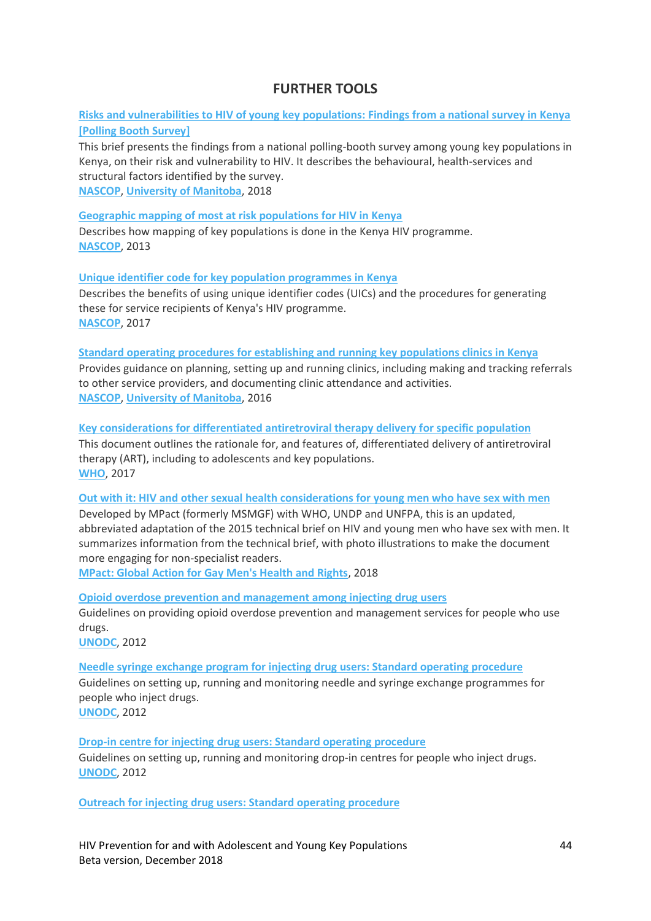## FURTHER TOOLS

**Risks and vulnerabilities to HIV of young key populations: Findings from a national survey in Kenya [Polling Booth Survey]**

This brief presents the findings from a national polling-booth survey among young key populations in Kenya, on their risk and vulnerability to HIV. It describes the behavioural, health-services and structural factors identified by the survey.

NASCOP, University of Manitoba, 2018

**Geographic mapping of most at risk populations for HIV in Kenya**

Describes how mapping of key populations is done in the Kenya HIV programme.

NASCOP, 2013

**Unique identifier code for key population programmes in Kenya**

Describes the benefits of using unique identifier codes (UICs) and the procedures for generating these for service recipients of Kenya's HIV programme.

NASCOP, 2017

**Standard operating procedures for establishing and running key populations clinics in Kenya**

Provides guidance on planning, setting up and running clinics, including making and tracking referrals to other service providers, and documenting clinic attendance and activities.

NASCOP, University of Manitoba, 2016

**Key considerations for differentiated antiretroviral therapy delivery for specific population**

This document outlines the rationale for, and features of, differentiated delivery of antiretroviral therapy (ART), including to adolescents and key populations.

WHO, 2017

**Out with it: HIV and other sexual health considerations for young men who have sex with men**

Developed by MPact (formerly MSMGF) with WHO, UNDP and UNFPA, this is an updated, abbreviated adaptation of the 2015 technical brief on HIV and young men who have sex with men. It summarizes information from the technical brief, with photo illustrations to make the document more engaging for non-specialist readers.

MPact: Global Action for Gay Men's Health and Rights, 2018

**Opioid overdose prevention and management among injecting drug users**

Guidelines on providing opioid overdose prevention and management services for people who use drugs.

UNODC, 2012

**Needle syringe exchange program for injecting drug users: Standard operating procedure**

Guidelines on setting up, running and monitoring needle and syringe exchange programmes for people who inject drugs.

UNODC, 2012

**Drop-in centre for injecting drug users: Standard operating procedure**

Guidelines on setting up, running and monitoring drop-in centres for people who inject drugs.

UNODC, 2012

**Outreach for injecting drug users: Standard operating procedure**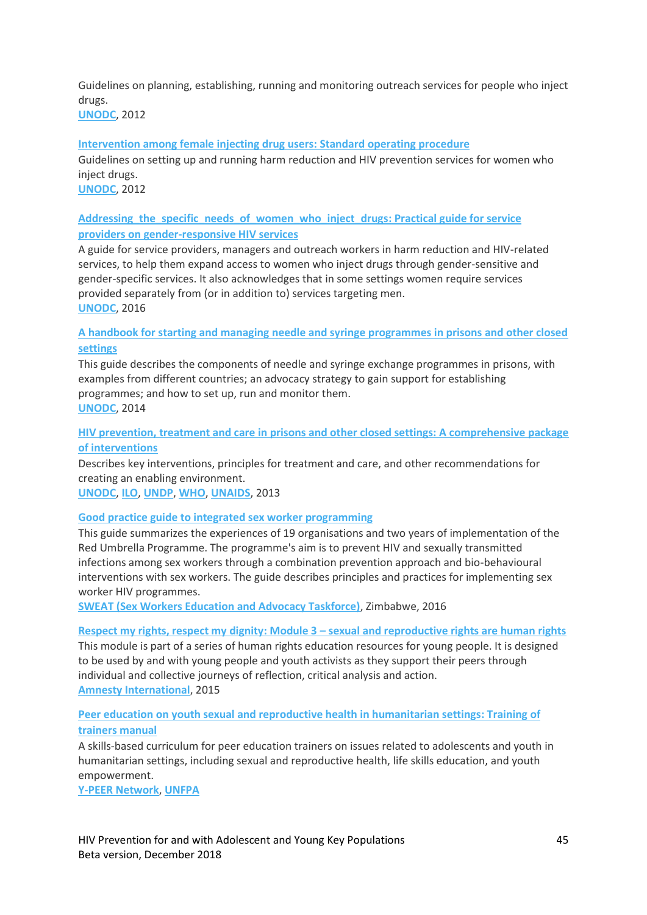Guidelines on planning, establishing, running and monitoring outreach services for people who inject drugs.
UNODC, 2012

**Intervention among female injecting drug users: Standard operating procedure**
Guidelines on setting up and running harm reduction and HIV prevention services for women who inject drugs.
UNODC, 2012

**Addressing the specific needs of women who inject drugs: Practical guide for service providers on gender-responsive HIV services**
A guide for service providers, managers and outreach workers in harm reduction and HIV-related services, to help them expand access to women who inject drugs through gender-sensitive and gender-specific services. It also acknowledges that in some settings women require services provided separately from (or in addition to) services targeting men.
UNODC, 2016

**A handbook for starting and managing needle and syringe programmes in prisons and other closed settings**
This guide describes the components of needle and syringe exchange programmes in prisons, with examples from different countries; an advocacy strategy to gain support for establishing programmes; and how to set up, run and monitor them.
UNODC, 2014

**HIV prevention, treatment and care in prisons and other closed settings: A comprehensive package of interventions**
Describes key interventions, principles for treatment and care, and other recommendations for creating an enabling environment.
UNODC, ILO, UNDP, WHO, UNAIDS, 2013

**Good practice guide to integrated sex worker programming**
This guide summarizes the experiences of 19 organisations and two years of implementation of the Red Umbrella Programme. The programme's aim is to prevent HIV and sexually transmitted infections among sex workers through a combination prevention approach and bio-behavioural interventions with sex workers. The guide describes principles and practices for implementing sex worker HIV programmes.
SWEAT (Sex Workers Education and Advocacy Taskforce), Zimbabwe, 2016

**Respect my rights, respect my dignity: Module 3 – sexual and reproductive rights are human rights**
This module is part of a series of human rights education resources for young people. It is designed to be used by and with young people and youth activists as they support their peers through individual and collective journeys of reflection, critical analysis and action.
Amnesty International, 2015

**Peer education on youth sexual and reproductive health in humanitarian settings: Training of trainers manual**
A skills-based curriculum for peer education trainers on issues related to adolescents and youth in humanitarian settings, including sexual and reproductive health, life skills education, and youth empowerment.
Y-PEER Network, UNFPA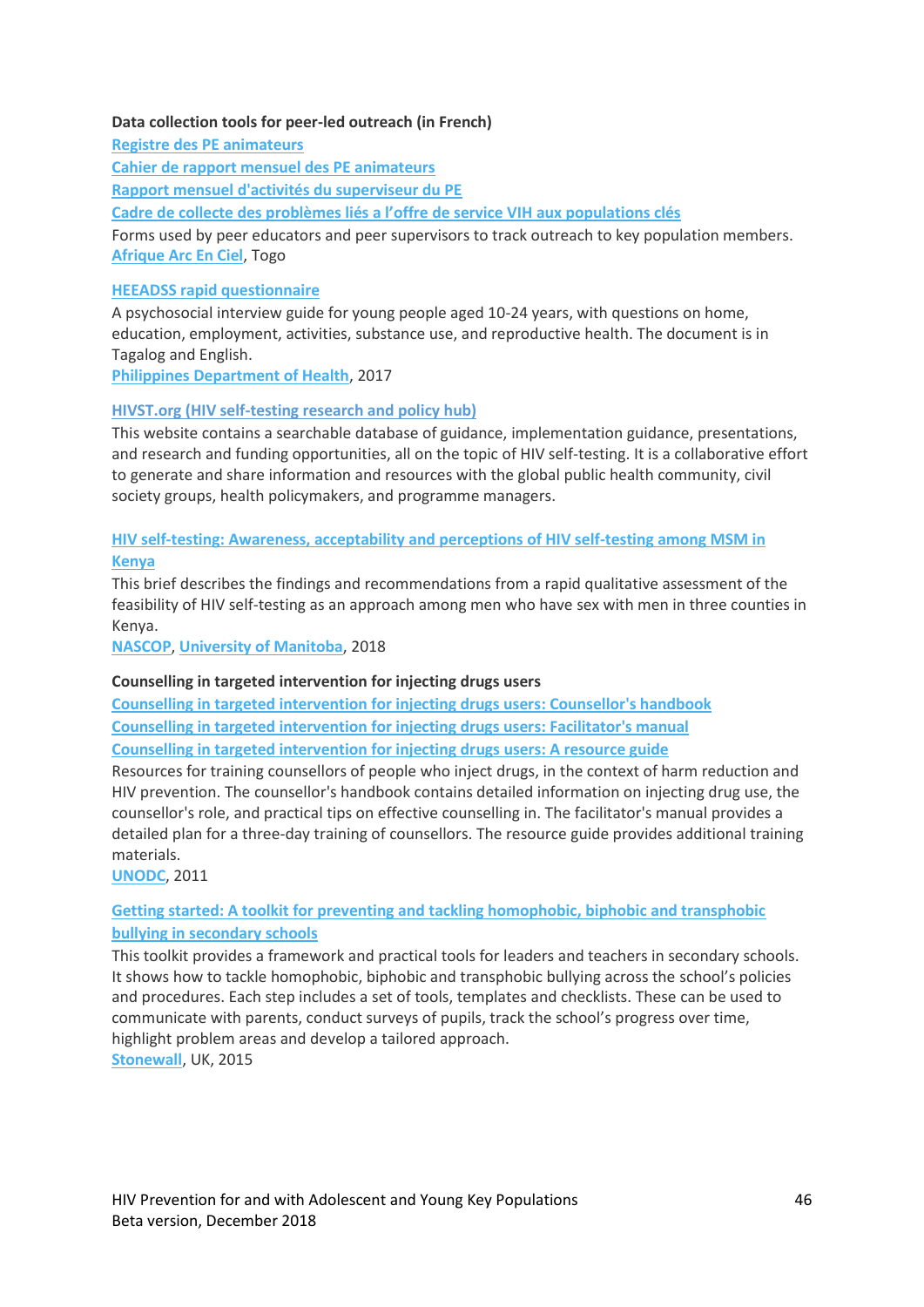**Data collection tools for peer-led outreach (in French)**

Registre des PE animateurs

Cahier de rapport mensuel des PE animateurs

Rapport mensuel d'activités du superviseur du PE

Cadre de collecte des problèmes liés a l'offre de service VIH aux populations clés

Forms used by peer educators and peer supervisors to track outreach to key population members.

Afrique Arc En Ciel, Togo

**HEEADSS rapid questionnaire**

A psychosocial interview guide for young people aged 10-24 years, with questions on home, education, employment, activities, substance use, and reproductive health. The document is in Tagalog and English.

Philippines Department of Health, 2017

**HIVST.org (HIV self-testing research and policy hub)**

This website contains a searchable database of guidance, implementation guidance, presentations, and research and funding opportunities, all on the topic of HIV self-testing. It is a collaborative effort to generate and share information and resources with the global public health community, civil society groups, health policymakers, and programme managers.

**HIV self-testing: Awareness, acceptability and perceptions of HIV self-testing among MSM in Kenya**

This brief describes the findings and recommendations from a rapid qualitative assessment of the feasibility of HIV self-testing as an approach among men who have sex with men in three counties in Kenya.

NASCOP, University of Manitoba, 2018

**Counselling in targeted intervention for injecting drugs users**

Counselling in targeted intervention for injecting drugs users: Counsellor's handbook

Counselling in targeted intervention for injecting drugs users: Facilitator's manual

Counselling in targeted intervention for injecting drugs users: A resource guide

Resources for training counsellors of people who inject drugs, in the context of harm reduction and HIV prevention. The counsellor's handbook contains detailed information on injecting drug use, the counsellor's role, and practical tips on effective counselling in. The facilitator's manual provides a detailed plan for a three-day training of counsellors. The resource guide provides additional training materials.

UNODC, 2011

**Getting started: A toolkit for preventing and tackling homophobic, biphobic and transphobic bullying in secondary schools**

This toolkit provides a framework and practical tools for leaders and teachers in secondary schools. It shows how to tackle homophobic, biphobic and transphobic bullying across the school's policies and procedures. Each step includes a set of tools, templates and checklists. These can be used to communicate with parents, conduct surveys of pupils, track the school's progress over time, highlight problem areas and develop a tailored approach.

Stonewall, UK, 2015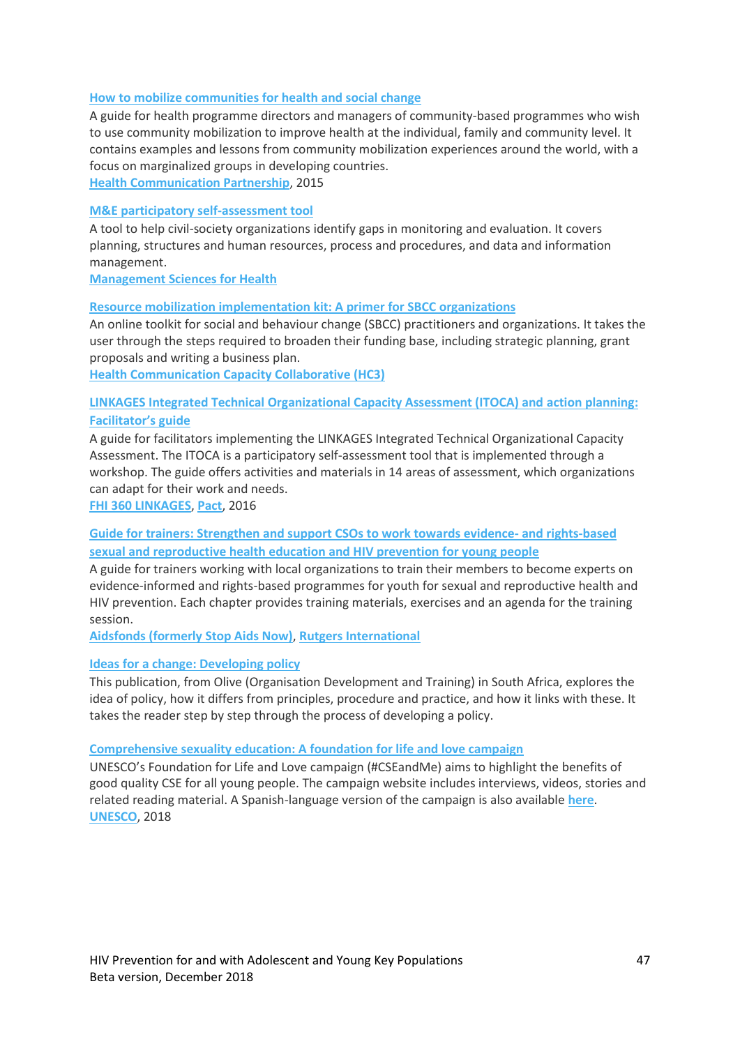**How to mobilize communities for health and social change**

A guide for health programme directors and managers of community-based programmes who wish to use community mobilization to improve health at the individual, family and community level. It contains examples and lessons from community mobilization experiences around the world, with a focus on marginalized groups in developing countries.
Health Communication Partnership, 2015

**M&E participatory self-assessment tool**

A tool to help civil-society organizations identify gaps in monitoring and evaluation. It covers planning, structures and human resources, process and procedures, and data and information management.
Management Sciences for Health

**Resource mobilization implementation kit: A primer for SBCC organizations**

An online toolkit for social and behaviour change (SBCC) practitioners and organizations. It takes the user through the steps required to broaden their funding base, including strategic planning, grant proposals and writing a business plan.
Health Communication Capacity Collaborative (HC3)

**LINKAGES Integrated Technical Organizational Capacity Assessment (ITOCA) and action planning: Facilitator's guide**

A guide for facilitators implementing the LINKAGES Integrated Technical Organizational Capacity Assessment. The ITOCA is a participatory self-assessment tool that is implemented through a workshop. The guide offers activities and materials in 14 areas of assessment, which organizations can adapt for their work and needs.
FHI 360 LINKAGES, Pact, 2016

**Guide for trainers: Strengthen and support CSOs to work towards evidence- and rights-based sexual and reproductive health education and HIV prevention for young people**

A guide for trainers working with local organizations to train their members to become experts on evidence-informed and rights-based programmes for youth for sexual and reproductive health and HIV prevention. Each chapter provides training materials, exercises and an agenda for the training session.
Aidsfonds (formerly Stop Aids Now), Rutgers International

**Ideas for a change: Developing policy**

This publication, from Olive (Organisation Development and Training) in South Africa, explores the idea of policy, how it differs from principles, procedure and practice, and how it links with these. It takes the reader step by step through the process of developing a policy.

**Comprehensive sexuality education: A foundation for life and love campaign**

UNESCO's Foundation for Life and Love campaign (#CSEandMe) aims to highlight the benefits of good quality CSE for all young people. The campaign website includes interviews, videos, stories and related reading material. A Spanish-language version of the campaign is also available here.
UNESCO, 2018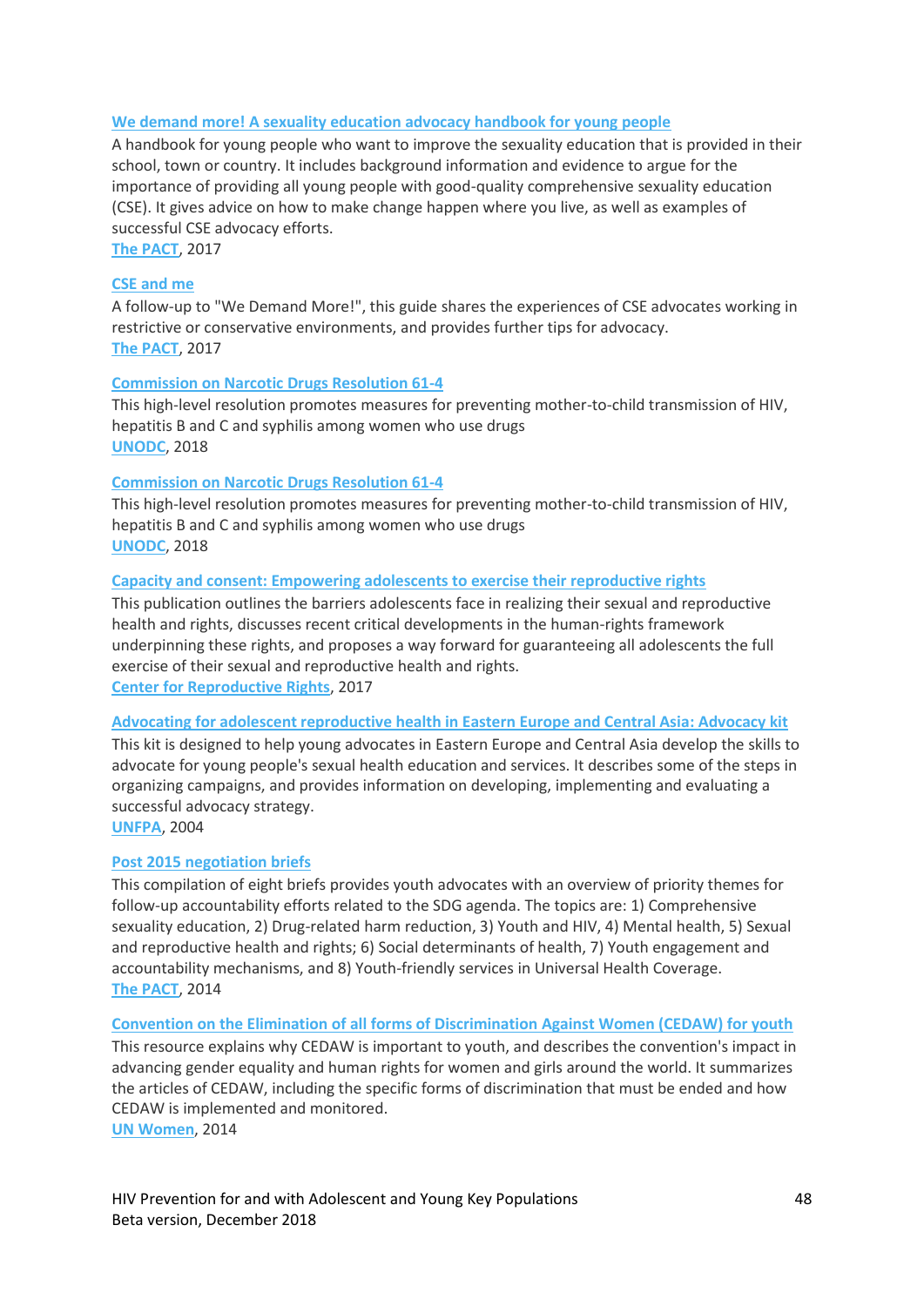We demand more! A sexuality education advocacy handbook for young people

A handbook for young people who want to improve the sexuality education that is provided in their school, town or country. It includes background information and evidence to argue for the importance of providing all young people with good-quality comprehensive sexuality education (CSE). It gives advice on how to make change happen where you live, as well as examples of successful CSE advocacy efforts.
The PACT, 2017

CSE and me

A follow-up to "We Demand More!", this guide shares the experiences of CSE advocates working in restrictive or conservative environments, and provides further tips for advocacy.
The PACT, 2017

Commission on Narcotic Drugs Resolution 61-4

This high-level resolution promotes measures for preventing mother-to-child transmission of HIV, hepatitis B and C and syphilis among women who use drugs
UNODC, 2018

Commission on Narcotic Drugs Resolution 61-4

This high-level resolution promotes measures for preventing mother-to-child transmission of HIV, hepatitis B and C and syphilis among women who use drugs
UNODC, 2018

Capacity and consent: Empowering adolescents to exercise their reproductive rights

This publication outlines the barriers adolescents face in realizing their sexual and reproductive health and rights, discusses recent critical developments in the human-rights framework underpinning these rights, and proposes a way forward for guaranteeing all adolescents the full exercise of their sexual and reproductive health and rights.
Center for Reproductive Rights, 2017

Advocating for adolescent reproductive health in Eastern Europe and Central Asia: Advocacy kit

This kit is designed to help young advocates in Eastern Europe and Central Asia develop the skills to advocate for young people's sexual health education and services. It describes some of the steps in organizing campaigns, and provides information on developing, implementing and evaluating a successful advocacy strategy.
UNFPA, 2004

Post 2015 negotiation briefs

This compilation of eight briefs provides youth advocates with an overview of priority themes for follow-up accountability efforts related to the SDG agenda. The topics are: 1) Comprehensive sexuality education, 2) Drug-related harm reduction, 3) Youth and HIV, 4) Mental health, 5) Sexual and reproductive health and rights; 6) Social determinants of health, 7) Youth engagement and accountability mechanisms, and 8) Youth-friendly services in Universal Health Coverage.
The PACT, 2014

Convention on the Elimination of all forms of Discrimination Against Women (CEDAW) for youth

This resource explains why CEDAW is important to youth, and describes the convention's impact in advancing gender equality and human rights for women and girls around the world. It summarizes the articles of CEDAW, including the specific forms of discrimination that must be ended and how CEDAW is implemented and monitored.
UN Women, 2014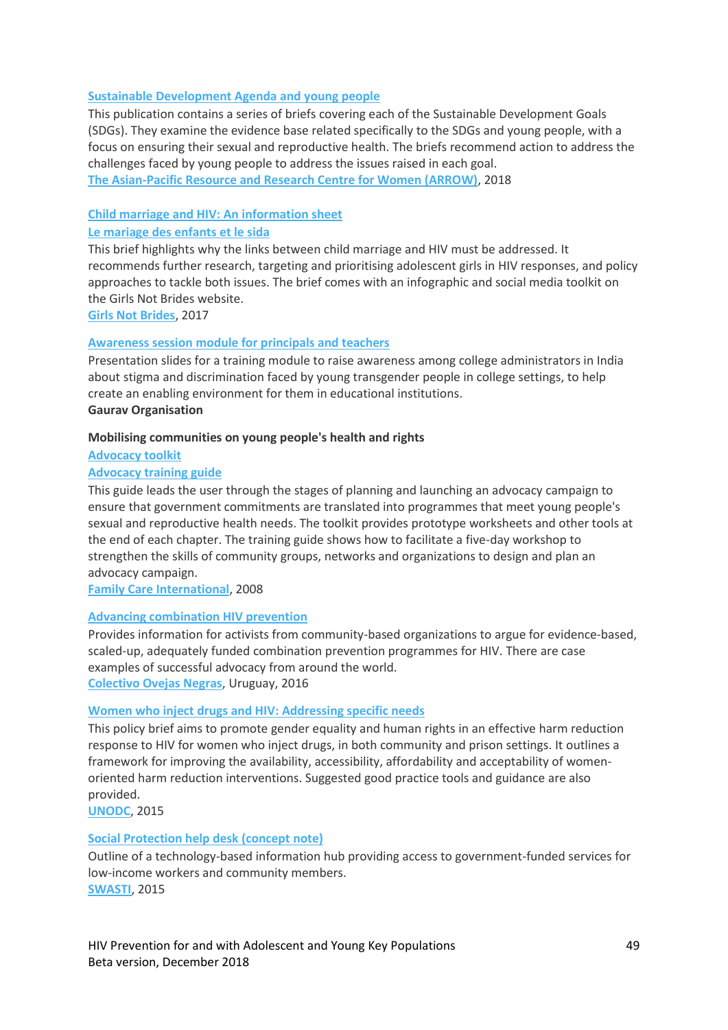**Sustainable Development Agenda and young people**

This publication contains a series of briefs covering each of the Sustainable Development Goals (SDGs). They examine the evidence base related specifically to the SDGs and young people, with a focus on ensuring their sexual and reproductive health. The briefs recommend action to address the challenges faced by young people to address the issues raised in each goal.

The Asian-Pacific Resource and Research Centre for Women (ARROW), 2018

**Child marriage and HIV: An information sheet**

**Le mariage des enfants et le sida**

This brief highlights why the links between child marriage and HIV must be addressed. It recommends further research, targeting and prioritising adolescent girls in HIV responses, and policy approaches to tackle both issues. The brief comes with an infographic and social media toolkit on the Girls Not Brides website.

Girls Not Brides, 2017

**Awareness session module for principals and teachers**

Presentation slides for a training module to raise awareness among college administrators in India about stigma and discrimination faced by young transgender people in college settings, to help create an enabling environment for them in educational institutions.

**Gaurav Organisation**

**Mobilising communities on young people's health and rights**

**Advocacy toolkit**

**Advocacy training guide**

This guide leads the user through the stages of planning and launching an advocacy campaign to ensure that government commitments are translated into programmes that meet young people's sexual and reproductive health needs. The toolkit provides prototype worksheets and other tools at the end of each chapter. The training guide shows how to facilitate a five-day workshop to strengthen the skills of community groups, networks and organizations to design and plan an advocacy campaign.

Family Care International, 2008

**Advancing combination HIV prevention**

Provides information for activists from community-based organizations to argue for evidence-based, scaled-up, adequately funded combination prevention programmes for HIV. There are case examples of successful advocacy from around the world.

Colectivo Ovejas Negras, Uruguay, 2016

**Women who inject drugs and HIV: Addressing specific needs**

This policy brief aims to promote gender equality and human rights in an effective harm reduction response to HIV for women who inject drugs, in both community and prison settings. It outlines a framework for improving the availability, accessibility, affordability and acceptability of women-oriented harm reduction interventions. Suggested good practice tools and guidance are also provided.

UNODC, 2015

**Social Protection help desk (concept note)**

Outline of a technology-based information hub providing access to government-funded services for low-income workers and community members.

SWASTI, 2015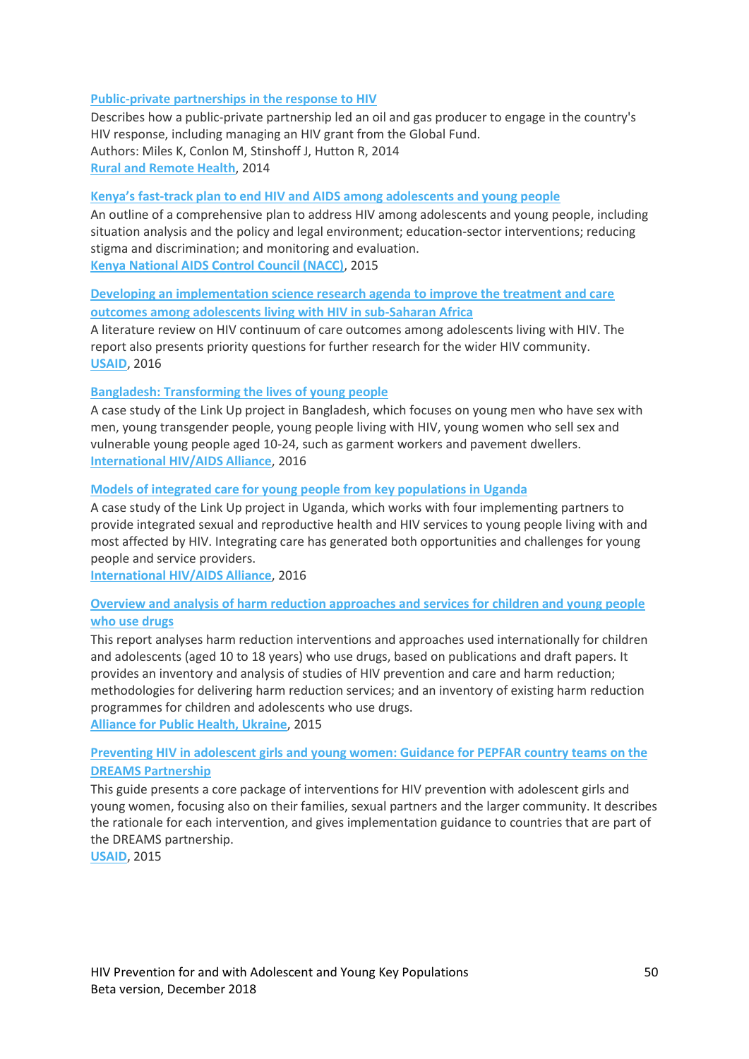**Public-private partnerships in the response to HIV**

Describes how a public-private partnership led an oil and gas producer to engage in the country's HIV response, including managing an HIV grant from the Global Fund.
Authors: Miles K, Conlon M, Stinshoff J, Hutton R, 2014
Rural and Remote Health, 2014

**Kenya's fast-track plan to end HIV and AIDS among adolescents and young people**

An outline of a comprehensive plan to address HIV among adolescents and young people, including situation analysis and the policy and legal environment; education-sector interventions; reducing stigma and discrimination; and monitoring and evaluation.
Kenya National AIDS Control Council (NACC), 2015

**Developing an implementation science research agenda to improve the treatment and care outcomes among adolescents living with HIV in sub-Saharan Africa**

A literature review on HIV continuum of care outcomes among adolescents living with HIV. The report also presents priority questions for further research for the wider HIV community.
USAID, 2016

**Bangladesh: Transforming the lives of young people**

A case study of the Link Up project in Bangladesh, which focuses on young men who have sex with men, young transgender people, young people living with HIV, young women who sell sex and vulnerable young people aged 10-24, such as garment workers and pavement dwellers.
International HIV/AIDS Alliance, 2016

**Models of integrated care for young people from key populations in Uganda**

A case study of the Link Up project in Uganda, which works with four implementing partners to provide integrated sexual and reproductive health and HIV services to young people living with and most affected by HIV. Integrating care has generated both opportunities and challenges for young people and service providers.
International HIV/AIDS Alliance, 2016

**Overview and analysis of harm reduction approaches and services for children and young people who use drugs**

This report analyses harm reduction interventions and approaches used internationally for children and adolescents (aged 10 to 18 years) who use drugs, based on publications and draft papers. It provides an inventory and analysis of studies of HIV prevention and care and harm reduction; methodologies for delivering harm reduction services; and an inventory of existing harm reduction programmes for children and adolescents who use drugs.
Alliance for Public Health, Ukraine, 2015

**Preventing HIV in adolescent girls and young women: Guidance for PEPFAR country teams on the DREAMS Partnership**

This guide presents a core package of interventions for HIV prevention with adolescent girls and young women, focusing also on their families, sexual partners and the larger community. It describes the rationale for each intervention, and gives implementation guidance to countries that are part of the DREAMS partnership.
USAID, 2015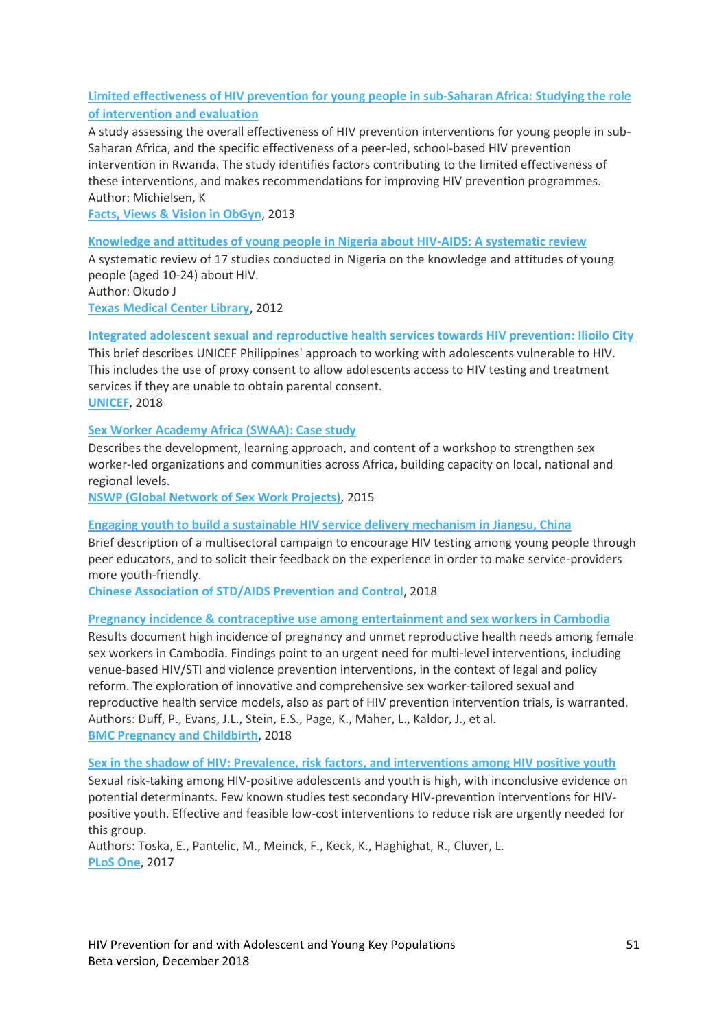[Limited effectiveness of HIV prevention for young people in sub-Saharan Africa: Studying the role of intervention and evaluation]

A study assessing the overall effectiveness of HIV prevention interventions for young people in sub-Saharan Africa, and the specific effectiveness of a peer-led, school-based HIV prevention intervention in Rwanda. The study identifies factors contributing to the limited effectiveness of these interventions, and makes recommendations for improving HIV prevention programmes.
Author: Michielsen, K
[Facts, Views & Vision in ObGyn], 2013

[Knowledge and attitudes of young people in Nigeria about HIV-AIDS: A systematic review]

A systematic review of 17 studies conducted in Nigeria on the knowledge and attitudes of young people (aged 10-24) about HIV.
Author: Okudo J
[Texas Medical Center Library], 2012

[Integrated adolescent sexual and reproductive health services towards HIV prevention: Iloilo City]

This brief describes UNICEF Philippines' approach to working with adolescents vulnerable to HIV. This includes the use of proxy consent to allow adolescents access to HIV testing and treatment services if they are unable to obtain parental consent.
[UNICEF], 2018

[Sex Worker Academy Africa (SWAA): Case study]

Describes the development, learning approach, and content of a workshop to strengthen sex worker-led organizations and communities across Africa, building capacity on local, national and regional levels.
[NSWP (Global Network of Sex Work Projects)], 2015

[Engaging youth to build a sustainable HIV service delivery mechanism in Jiangsu, China]

Brief description of a multisectoral campaign to encourage HIV testing among young people through peer educators, and to solicit their feedback on the experience in order to make service-providers more youth-friendly.
[Chinese Association of STD/AIDS Prevention and Control], 2018

[Pregnancy incidence & contraceptive use among entertainment and sex workers in Cambodia]

Results document high incidence of pregnancy and unmet reproductive health needs among female sex workers in Cambodia. Findings point to an urgent need for multi-level interventions, including venue-based HIV/STI and violence prevention interventions, in the context of legal and policy reform. The exploration of innovative and comprehensive sex worker-tailored sexual and reproductive health service models, also as part of HIV prevention intervention trials, is warranted.
Authors: Duff, P., Evans, J.L., Stein, E.S., Page, K., Maher, L., Kaldor, J., et al.
[BMC Pregnancy and Childbirth], 2018

[Sex in the shadow of HIV: Prevalence, risk factors, and interventions among HIV positive youth]

Sexual risk-taking among HIV-positive adolescents and youth is high, with inconclusive evidence on potential determinants. Few known studies test secondary HIV-prevention interventions for HIV-positive youth. Effective and feasible low-cost interventions to reduce risk are urgently needed for this group.
Authors: Toska, E., Pantelic, M., Meinck, F., Keck, K., Haghighat, R., Cluver, L.
[PLoS One], 2017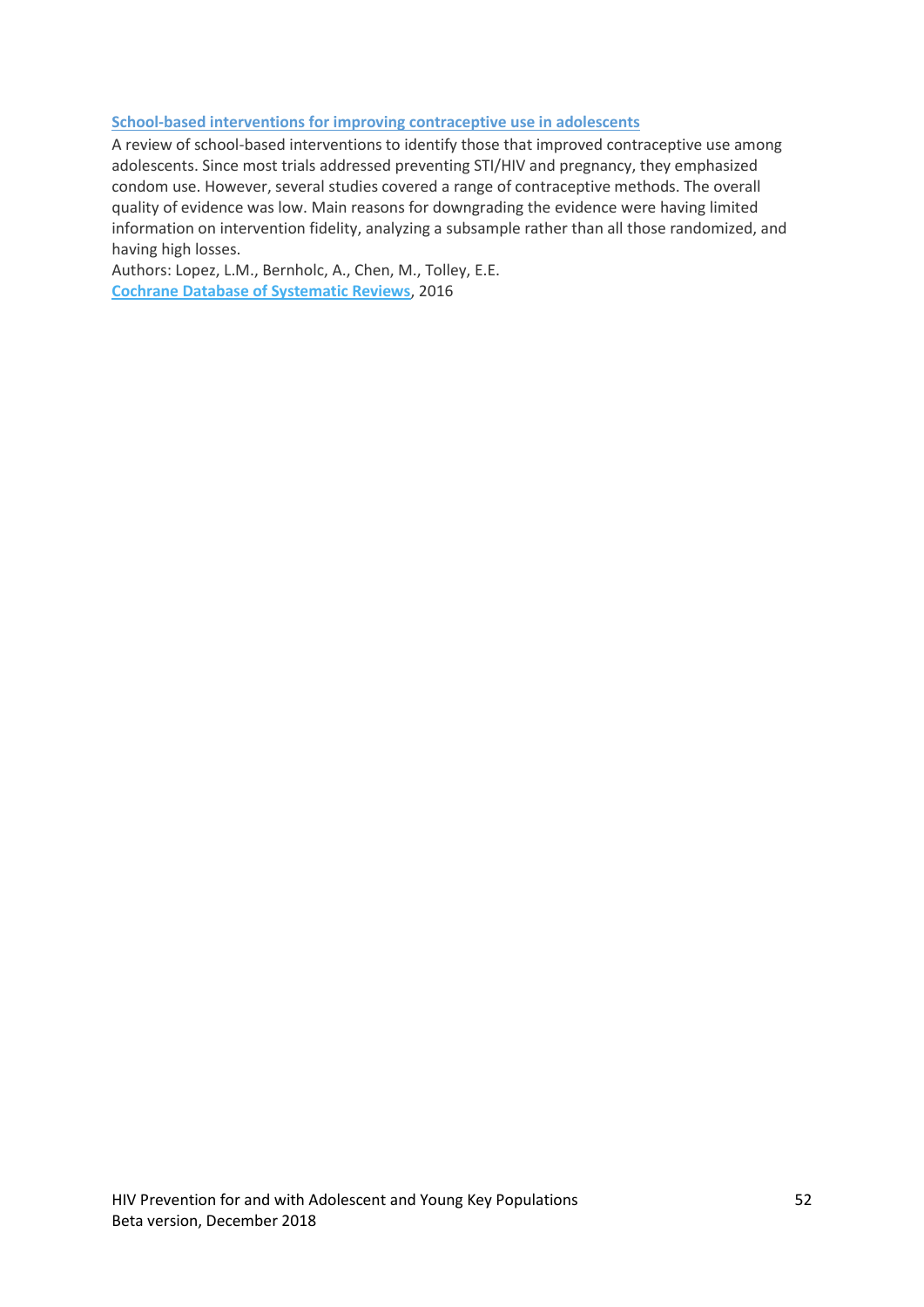**School-based interventions for improving contraceptive use in adolescents**

A review of school-based interventions to identify those that improved contraceptive use among adolescents. Since most trials addressed preventing STI/HIV and pregnancy, they emphasized condom use. However, several studies covered a range of contraceptive methods. The overall quality of evidence was low. Main reasons for downgrading the evidence were having limited information on intervention fidelity, analyzing a subsample rather than all those randomized, and having high losses.

Authors: Lopez, L.M., Bernholc, A., Chen, M., Tolley, E.E.

Cochrane Database of Systematic Reviews, 2016